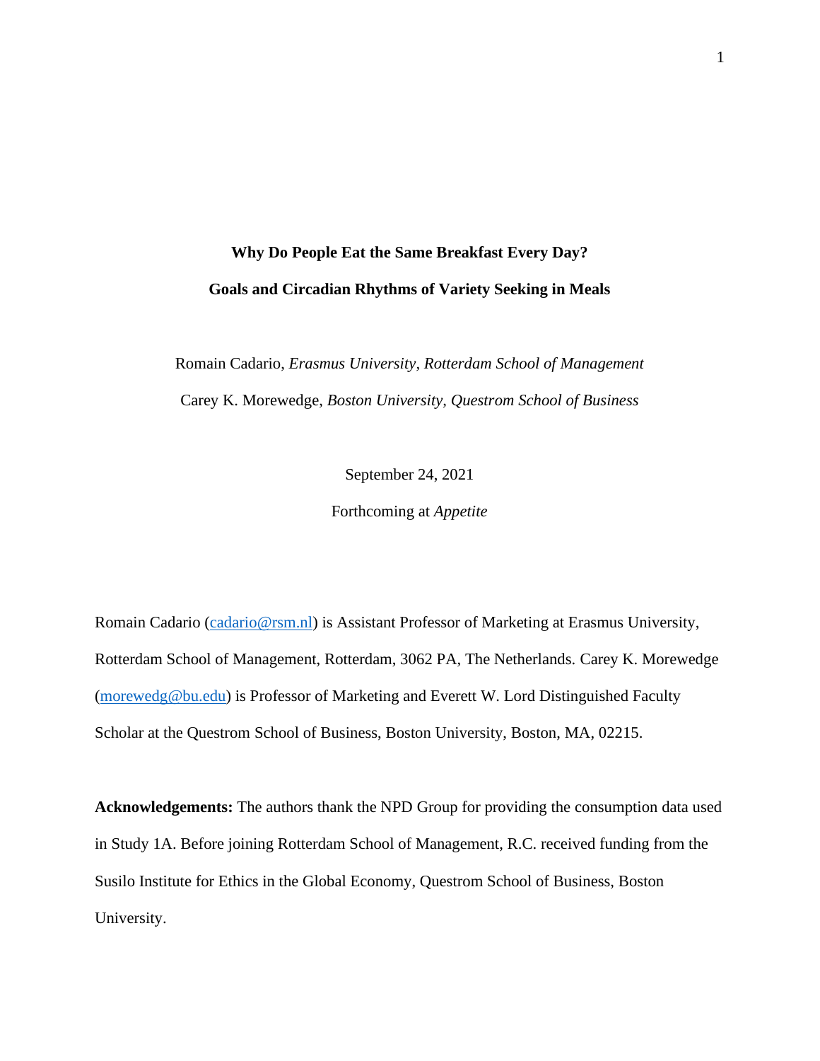# Why Do People Eat the Same Breakfast Every Day?

## Goals and Circadian Rhythms of Variety Seeking in Meals

Romain Cadario, *Erasmus University, Rotterdam School of Management*

Carey K. Morewedge, *Boston University, Questrom School of Business*

September 24, 2021

Forthcoming at *Appetite*

Romain Cadario (cadario@rsm.nl) is Assistant Professor of Marketing at Erasmus University, Rotterdam School of Management, Rotterdam, 3062 PA, The Netherlands. Carey K. Morewedge (morewedg@bu.edu) is Professor of Marketing and Everett W. Lord Distinguished Faculty Scholar at the Questrom School of Business, Boston University, Boston, MA, 02215.

**Acknowledgements:** The authors thank the NPD Group for providing the consumption data used in Study 1A. Before joining Rotterdam School of Management, R.C. received funding from the Susilo Institute for Ethics in the Global Economy, Questrom School of Business, Boston University.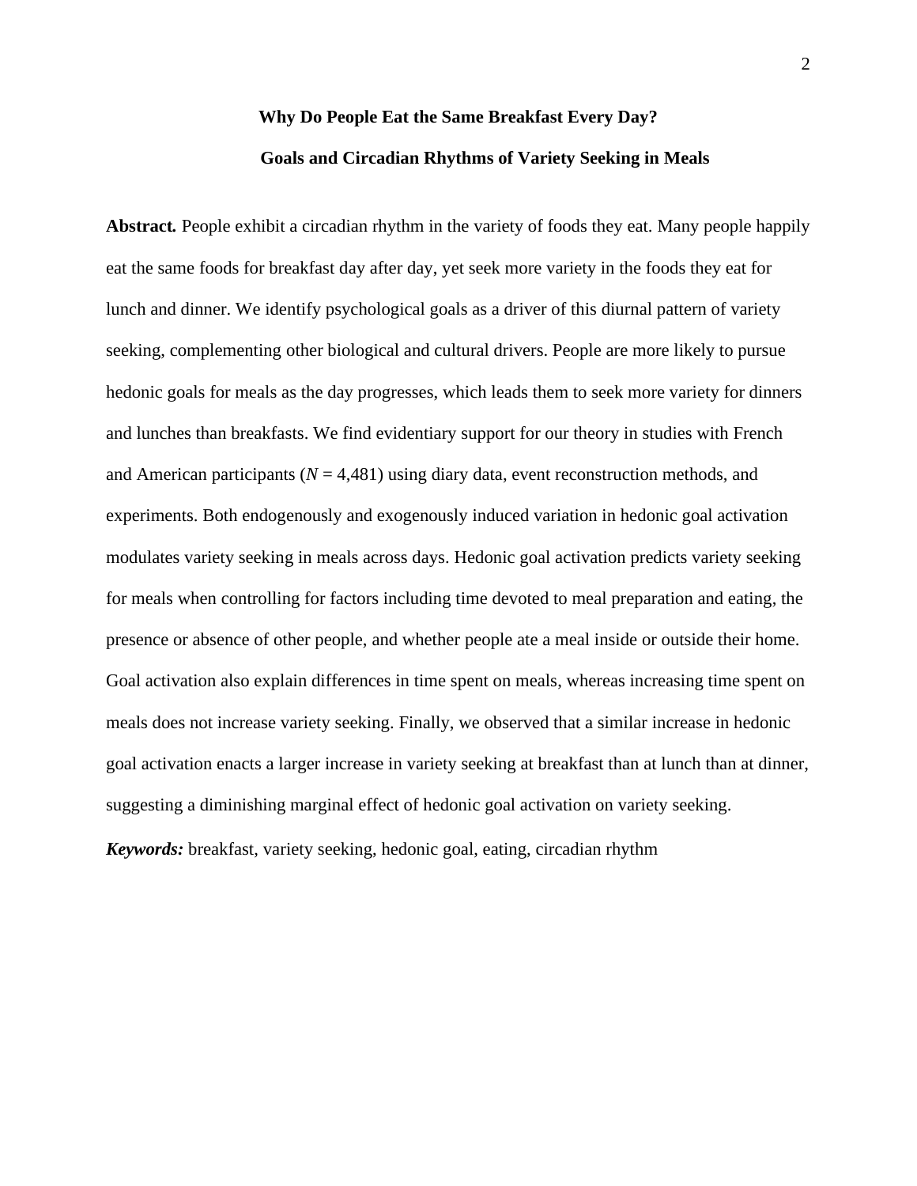# Why Do People Eat the Same Breakfast Every Day?

## Goals and Circadian Rhythms of Variety Seeking in Meals

**Abstract.** People exhibit a circadian rhythm in the variety of foods they eat. Many people happily eat the same foods for breakfast day after day, yet seek more variety in the foods they eat for lunch and dinner. We identify psychological goals as a driver of this diurnal pattern of variety seeking, complementing other biological and cultural drivers. People are more likely to pursue hedonic goals for meals as the day progresses, which leads them to seek more variety for dinners and lunches than breakfasts. We find evidentiary support for our theory in studies with French and American participants ($N$ = 4,481) using diary data, event reconstruction methods, and experiments. Both endogenously and exogenously induced variation in hedonic goal activation modulates variety seeking in meals across days. Hedonic goal activation predicts variety seeking for meals when controlling for factors including time devoted to meal preparation and eating, the presence or absence of other people, and whether people ate a meal inside or outside their home. Goal activation also explain differences in time spent on meals, whereas increasing time spent on meals does not increase variety seeking. Finally, we observed that a similar increase in hedonic goal activation enacts a larger increase in variety seeking at breakfast than at lunch than at dinner, suggesting a diminishing marginal effect of hedonic goal activation on variety seeking.

***Keywords:*** breakfast, variety seeking, hedonic goal, eating, circadian rhythm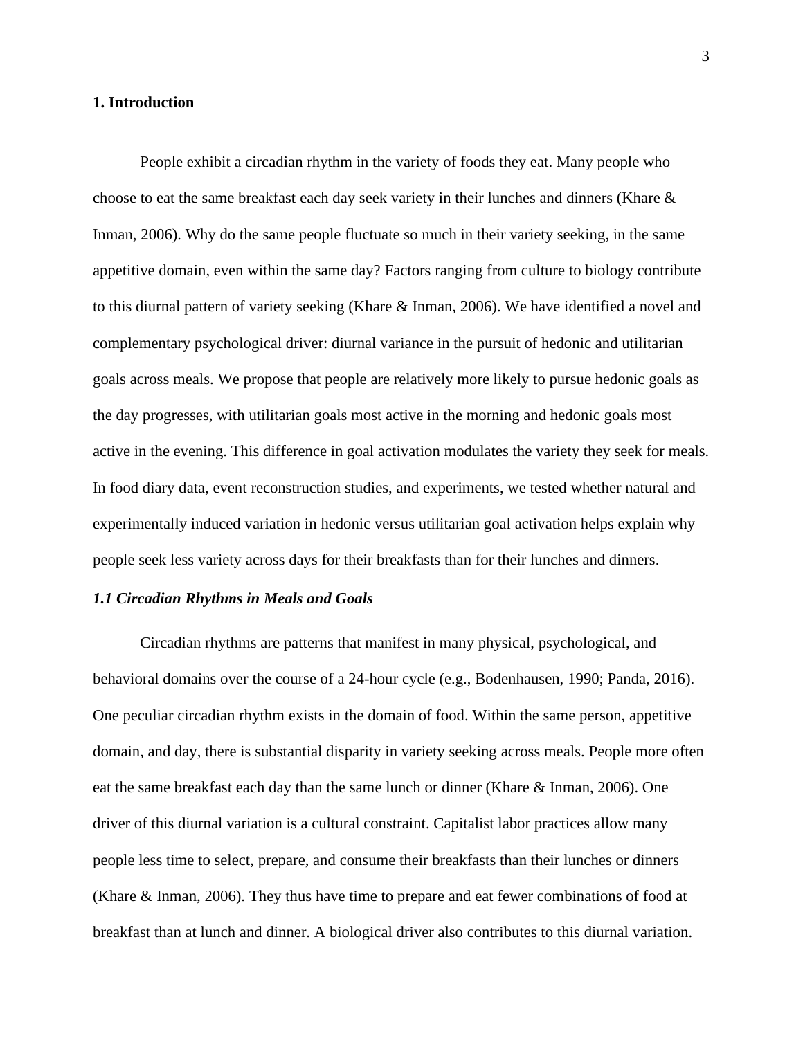## 1. Introduction

People exhibit a circadian rhythm in the variety of foods they eat. Many people who choose to eat the same breakfast each day seek variety in their lunches and dinners (Khare & Inman, 2006). Why do the same people fluctuate so much in their variety seeking, in the same appetitive domain, even within the same day? Factors ranging from culture to biology contribute to this diurnal pattern of variety seeking (Khare & Inman, 2006). We have identified a novel and complementary psychological driver: diurnal variance in the pursuit of hedonic and utilitarian goals across meals. We propose that people are relatively more likely to pursue hedonic goals as the day progresses, with utilitarian goals most active in the morning and hedonic goals most active in the evening. This difference in goal activation modulates the variety they seek for meals. In food diary data, event reconstruction studies, and experiments, we tested whether natural and experimentally induced variation in hedonic versus utilitarian goal activation helps explain why people seek less variety across days for their breakfasts than for their lunches and dinners.

### *1.1 Circadian Rhythms in Meals and Goals*

Circadian rhythms are patterns that manifest in many physical, psychological, and behavioral domains over the course of a 24-hour cycle (e.g., Bodenhausen, 1990; Panda, 2016). One peculiar circadian rhythm exists in the domain of food. Within the same person, appetitive domain, and day, there is substantial disparity in variety seeking across meals. People more often eat the same breakfast each day than the same lunch or dinner (Khare & Inman, 2006). One driver of this diurnal variation is a cultural constraint. Capitalist labor practices allow many people less time to select, prepare, and consume their breakfasts than their lunches or dinners (Khare & Inman, 2006). They thus have time to prepare and eat fewer combinations of food at breakfast than at lunch and dinner. A biological driver also contributes to this diurnal variation.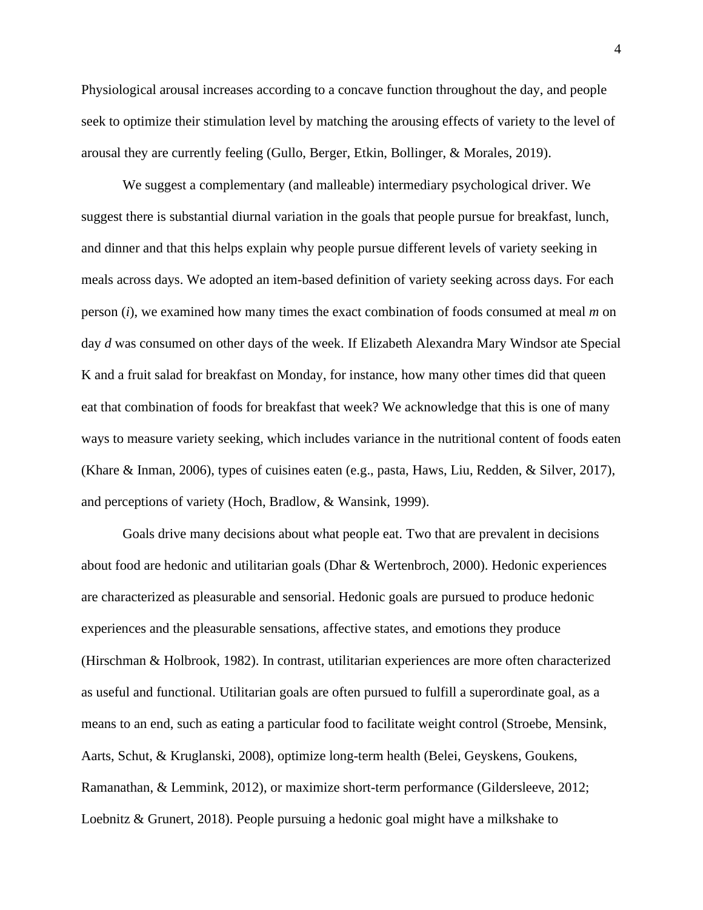Physiological arousal increases according to a concave function throughout the day, and people seek to optimize their stimulation level by matching the arousing effects of variety to the level of arousal they are currently feeling (Gullo, Berger, Etkin, Bollinger, & Morales, 2019).

We suggest a complementary (and malleable) intermediary psychological driver. We suggest there is substantial diurnal variation in the goals that people pursue for breakfast, lunch, and dinner and that this helps explain why people pursue different levels of variety seeking in meals across days. We adopted an item-based definition of variety seeking across days. For each person ($i$), we examined how many times the exact combination of foods consumed at meal $m$ on day $d$ was consumed on other days of the week. If Elizabeth Alexandra Mary Windsor ate Special K and a fruit salad for breakfast on Monday, for instance, how many other times did that queen eat that combination of foods for breakfast that week? We acknowledge that this is one of many ways to measure variety seeking, which includes variance in the nutritional content of foods eaten (Khare & Inman, 2006), types of cuisines eaten (e.g., pasta, Haws, Liu, Redden, & Silver, 2017), and perceptions of variety (Hoch, Bradlow, & Wansink, 1999).

Goals drive many decisions about what people eat. Two that are prevalent in decisions about food are hedonic and utilitarian goals (Dhar & Wertenbroch, 2000). Hedonic experiences are characterized as pleasurable and sensorial. Hedonic goals are pursued to produce hedonic experiences and the pleasurable sensations, affective states, and emotions they produce (Hirschman & Holbrook, 1982). In contrast, utilitarian experiences are more often characterized as useful and functional. Utilitarian goals are often pursued to fulfill a superordinate goal, as a means to an end, such as eating a particular food to facilitate weight control (Stroebe, Mensink, Aarts, Schut, & Kruglanski, 2008), optimize long-term health (Belei, Geyskens, Goukens, Ramanathan, & Lemmink, 2012), or maximize short-term performance (Gildersleeve, 2012; Loebnitz & Grunert, 2018). People pursuing a hedonic goal might have a milkshake to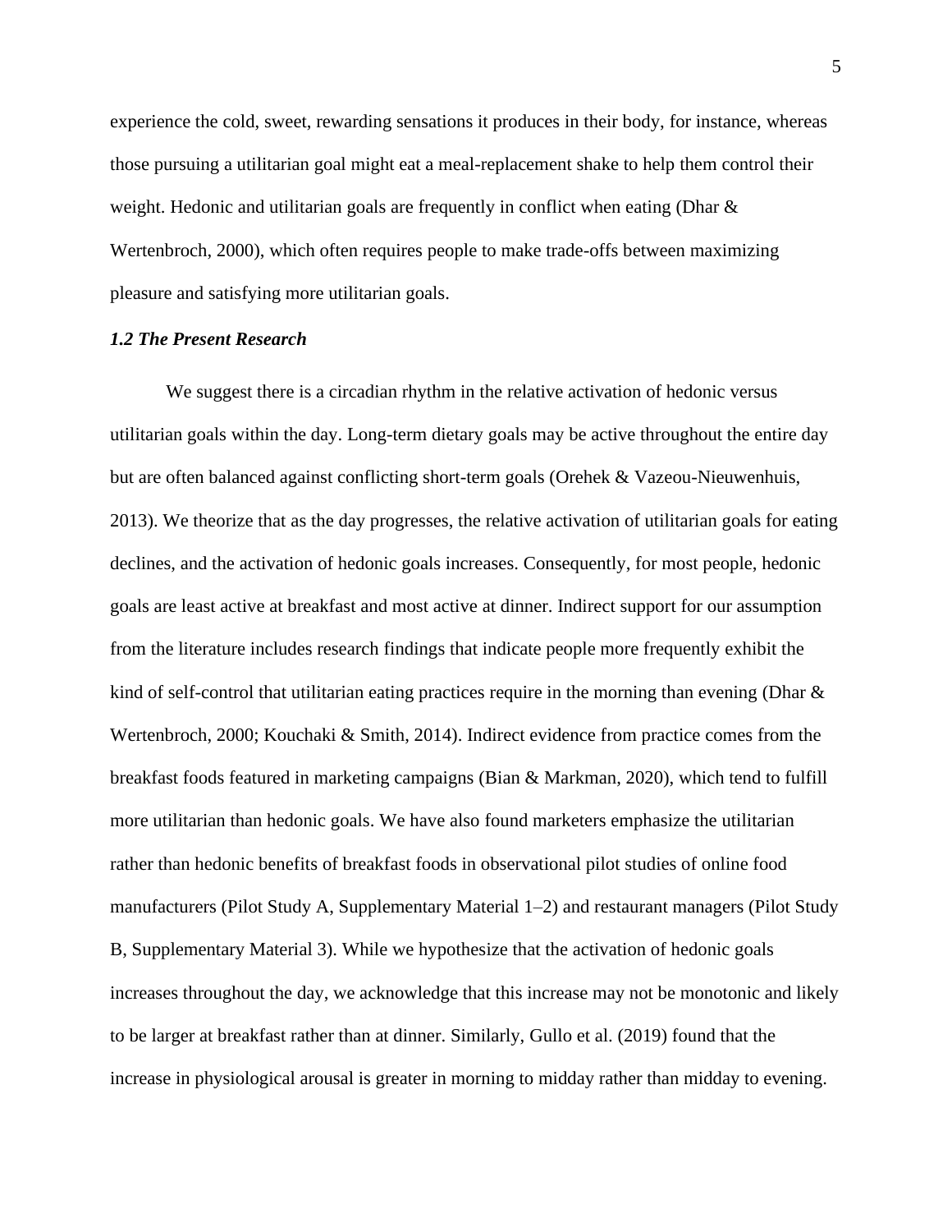experience the cold, sweet, rewarding sensations it produces in their body, for instance, whereas those pursuing a utilitarian goal might eat a meal-replacement shake to help them control their weight. Hedonic and utilitarian goals are frequently in conflict when eating (Dhar & Wertenbroch, 2000), which often requires people to make trade-offs between maximizing pleasure and satisfying more utilitarian goals.

### *1.2 The Present Research*

We suggest there is a circadian rhythm in the relative activation of hedonic versus utilitarian goals within the day. Long-term dietary goals may be active throughout the entire day but are often balanced against conflicting short-term goals (Orehek & Vazeou-Nieuwenhuis, 2013). We theorize that as the day progresses, the relative activation of utilitarian goals for eating declines, and the activation of hedonic goals increases. Consequently, for most people, hedonic goals are least active at breakfast and most active at dinner. Indirect support for our assumption from the literature includes research findings that indicate people more frequently exhibit the kind of self-control that utilitarian eating practices require in the morning than evening (Dhar & Wertenbroch, 2000; Kouchaki & Smith, 2014). Indirect evidence from practice comes from the breakfast foods featured in marketing campaigns (Bian & Markman, 2020), which tend to fulfill more utilitarian than hedonic goals. We have also found marketers emphasize the utilitarian rather than hedonic benefits of breakfast foods in observational pilot studies of online food manufacturers (Pilot Study A, Supplementary Material 1–2) and restaurant managers (Pilot Study B, Supplementary Material 3). While we hypothesize that the activation of hedonic goals increases throughout the day, we acknowledge that this increase may not be monotonic and likely to be larger at breakfast rather than at dinner. Similarly, Gullo et al. (2019) found that the increase in physiological arousal is greater in morning to midday rather than midday to evening.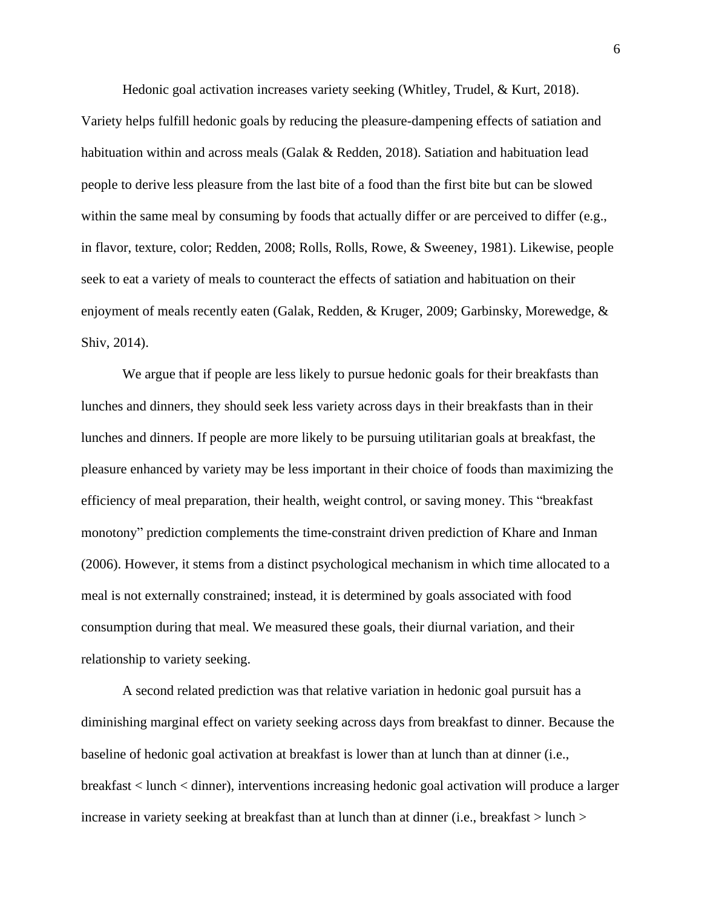Hedonic goal activation increases variety seeking (Whitley, Trudel, & Kurt, 2018). Variety helps fulfill hedonic goals by reducing the pleasure-dampening effects of satiation and habituation within and across meals (Galak & Redden, 2018). Satiation and habituation lead people to derive less pleasure from the last bite of a food than the first bite but can be slowed within the same meal by consuming by foods that actually differ or are perceived to differ (e.g., in flavor, texture, color; Redden, 2008; Rolls, Rolls, Rowe, & Sweeney, 1981). Likewise, people seek to eat a variety of meals to counteract the effects of satiation and habituation on their enjoyment of meals recently eaten (Galak, Redden, & Kruger, 2009; Garbinsky, Morewedge, & Shiv, 2014).

We argue that if people are less likely to pursue hedonic goals for their breakfasts than lunches and dinners, they should seek less variety across days in their breakfasts than in their lunches and dinners. If people are more likely to be pursuing utilitarian goals at breakfast, the pleasure enhanced by variety may be less important in their choice of foods than maximizing the efficiency of meal preparation, their health, weight control, or saving money. This "breakfast monotony" prediction complements the time-constraint driven prediction of Khare and Inman (2006). However, it stems from a distinct psychological mechanism in which time allocated to a meal is not externally constrained; instead, it is determined by goals associated with food consumption during that meal. We measured these goals, their diurnal variation, and their relationship to variety seeking.

A second related prediction was that relative variation in hedonic goal pursuit has a diminishing marginal effect on variety seeking across days from breakfast to dinner. Because the baseline of hedonic goal activation at breakfast is lower than at lunch than at dinner (i.e., breakfast < lunch < dinner), interventions increasing hedonic goal activation will produce a larger increase in variety seeking at breakfast than at lunch than at dinner (i.e., breakfast > lunch >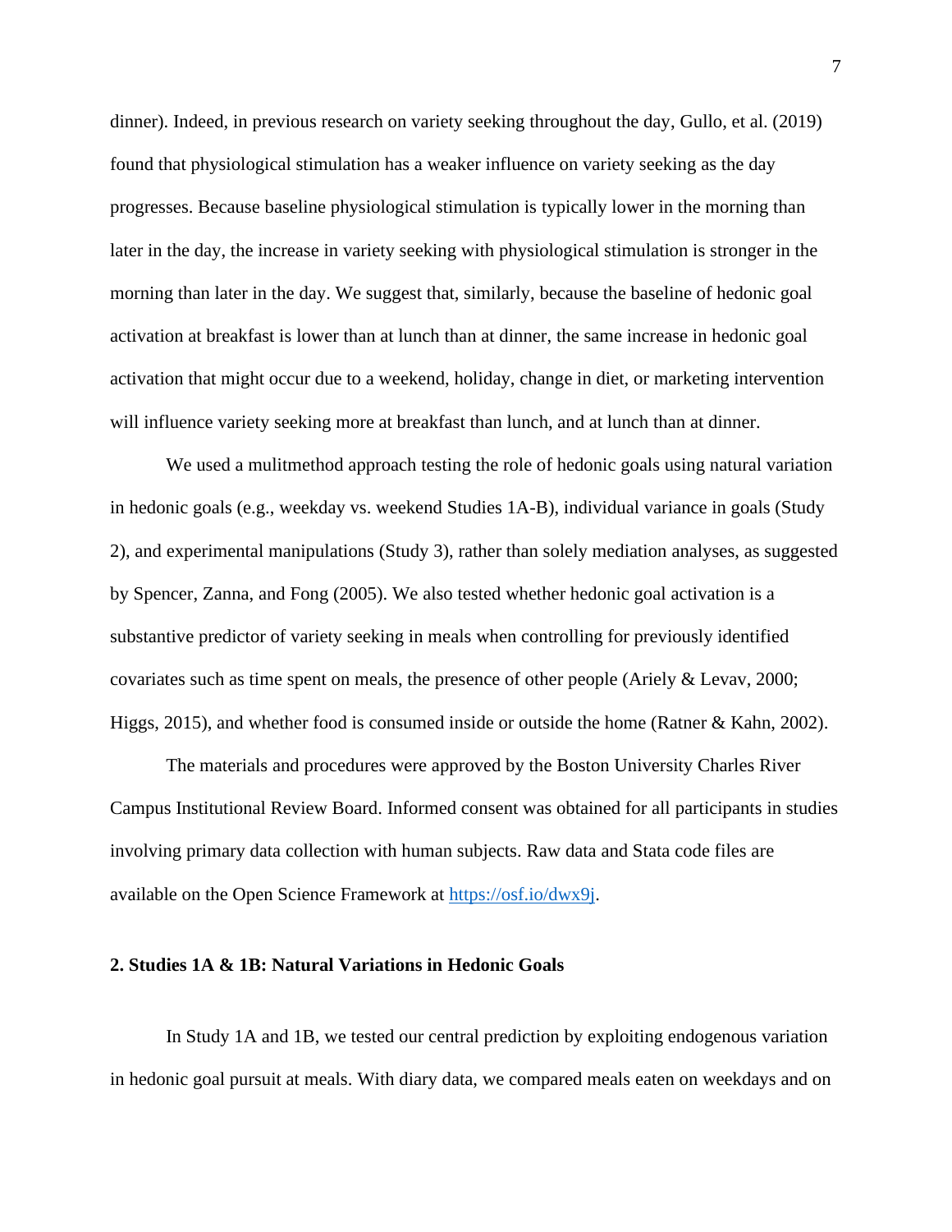dinner). Indeed, in previous research on variety seeking throughout the day, Gullo, et al. (2019) found that physiological stimulation has a weaker influence on variety seeking as the day progresses. Because baseline physiological stimulation is typically lower in the morning than later in the day, the increase in variety seeking with physiological stimulation is stronger in the morning than later in the day. We suggest that, similarly, because the baseline of hedonic goal activation at breakfast is lower than at lunch than at dinner, the same increase in hedonic goal activation that might occur due to a weekend, holiday, change in diet, or marketing intervention will influence variety seeking more at breakfast than lunch, and at lunch than at dinner.

We used a mulitmethod approach testing the role of hedonic goals using natural variation in hedonic goals (e.g., weekday vs. weekend Studies 1A-B), individual variance in goals (Study 2), and experimental manipulations (Study 3), rather than solely mediation analyses, as suggested by Spencer, Zanna, and Fong (2005). We also tested whether hedonic goal activation is a substantive predictor of variety seeking in meals when controlling for previously identified covariates such as time spent on meals, the presence of other people (Ariely & Levav, 2000; Higgs, 2015), and whether food is consumed inside or outside the home (Ratner & Kahn, 2002).

The materials and procedures were approved by the Boston University Charles River Campus Institutional Review Board. Informed consent was obtained for all participants in studies involving primary data collection with human subjects. Raw data and Stata code files are available on the Open Science Framework at https://osf.io/dwx9j.

## 2. Studies 1A & 1B: Natural Variations in Hedonic Goals

In Study 1A and 1B, we tested our central prediction by exploiting endogenous variation in hedonic goal pursuit at meals. With diary data, we compared meals eaten on weekdays and on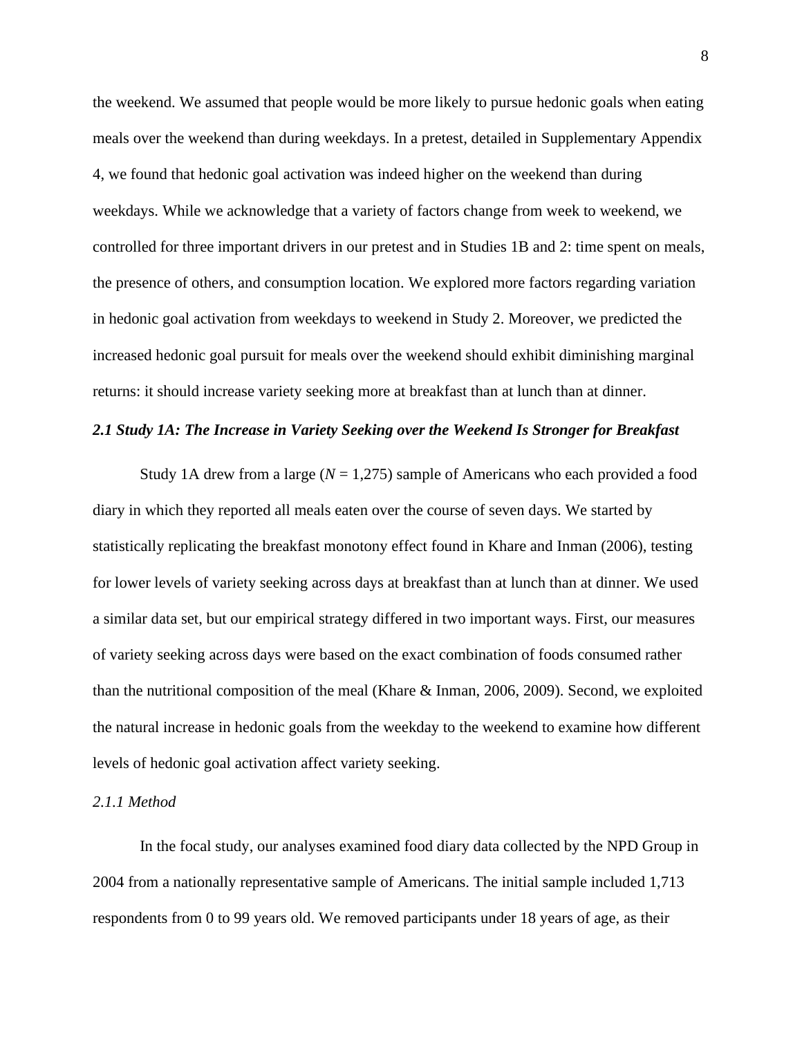the weekend. We assumed that people would be more likely to pursue hedonic goals when eating meals over the weekend than during weekdays. In a pretest, detailed in Supplementary Appendix 4, we found that hedonic goal activation was indeed higher on the weekend than during weekdays. While we acknowledge that a variety of factors change from week to weekend, we controlled for three important drivers in our pretest and in Studies 1B and 2: time spent on meals, the presence of others, and consumption location. We explored more factors regarding variation in hedonic goal activation from weekdays to weekend in Study 2. Moreover, we predicted the increased hedonic goal pursuit for meals over the weekend should exhibit diminishing marginal returns: it should increase variety seeking more at breakfast than at lunch than at dinner.

### *2.1 Study 1A: The Increase in Variety Seeking over the Weekend Is Stronger for Breakfast*

Study 1A drew from a large (*N* = 1,275) sample of Americans who each provided a food diary in which they reported all meals eaten over the course of seven days. We started by statistically replicating the breakfast monotony effect found in Khare and Inman (2006), testing for lower levels of variety seeking across days at breakfast than at lunch than at dinner. We used a similar data set, but our empirical strategy differed in two important ways. First, our measures of variety seeking across days were based on the exact combination of foods consumed rather than the nutritional composition of the meal (Khare & Inman, 2006, 2009). Second, we exploited the natural increase in hedonic goals from the weekday to the weekend to examine how different levels of hedonic goal activation affect variety seeking.

#### *2.1.1 Method*

In the focal study, our analyses examined food diary data collected by the NPD Group in 2004 from a nationally representative sample of Americans. The initial sample included 1,713 respondents from 0 to 99 years old. We removed participants under 18 years of age, as their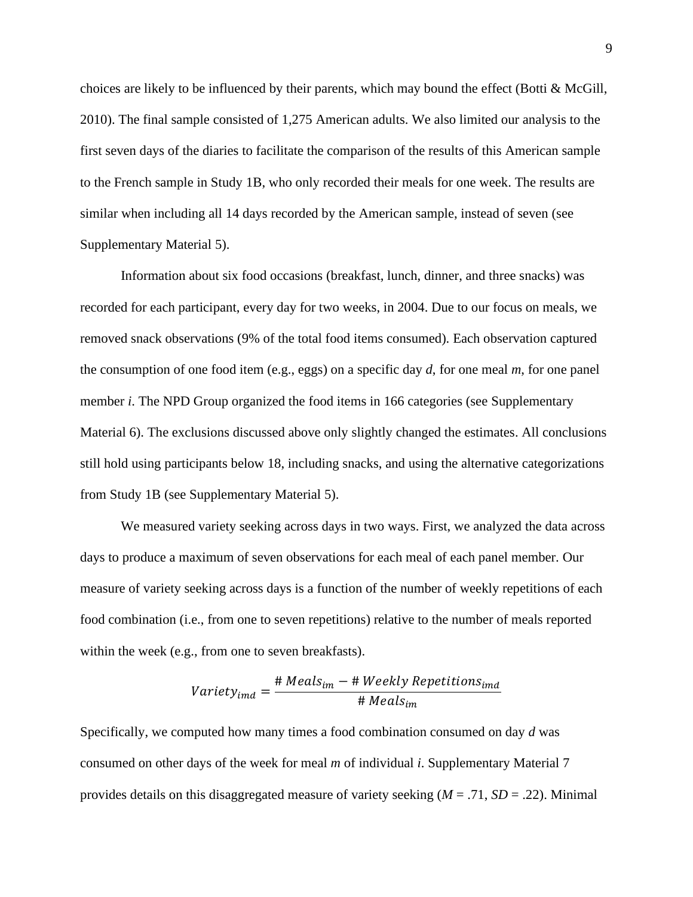choices are likely to be influenced by their parents, which may bound the effect (Botti & McGill, 2010). The final sample consisted of 1,275 American adults. We also limited our analysis to the first seven days of the diaries to facilitate the comparison of the results of this American sample to the French sample in Study 1B, who only recorded their meals for one week. The results are similar when including all 14 days recorded by the American sample, instead of seven (see Supplementary Material 5).

Information about six food occasions (breakfast, lunch, dinner, and three snacks) was recorded for each participant, every day for two weeks, in 2004. Due to our focus on meals, we removed snack observations (9% of the total food items consumed). Each observation captured the consumption of one food item (e.g., eggs) on a specific day $d$, for one meal $m$, for one panel member $i$. The NPD Group organized the food items in 166 categories (see Supplementary Material 6). The exclusions discussed above only slightly changed the estimates. All conclusions still hold using participants below 18, including snacks, and using the alternative categorizations from Study 1B (see Supplementary Material 5).

We measured variety seeking across days in two ways. First, we analyzed the data across days to produce a maximum of seven observations for each meal of each panel member. Our measure of variety seeking across days is a function of the number of weekly repetitions of each food combination (i.e., from one to seven repetitions) relative to the number of meals reported within the week (e.g., from one to seven breakfasts).

$$Variety_{imd} = \frac{\#\,Meals_{im} - \#\,Weekly\ Repetitions_{imd}}{\#\,Meals_{im}}$$

Specifically, we computed how many times a food combination consumed on day $d$ was consumed on other days of the week for meal $m$ of individual $i$. Supplementary Material 7 provides details on this disaggregated measure of variety seeking ($M = .71$, $SD = .22$). Minimal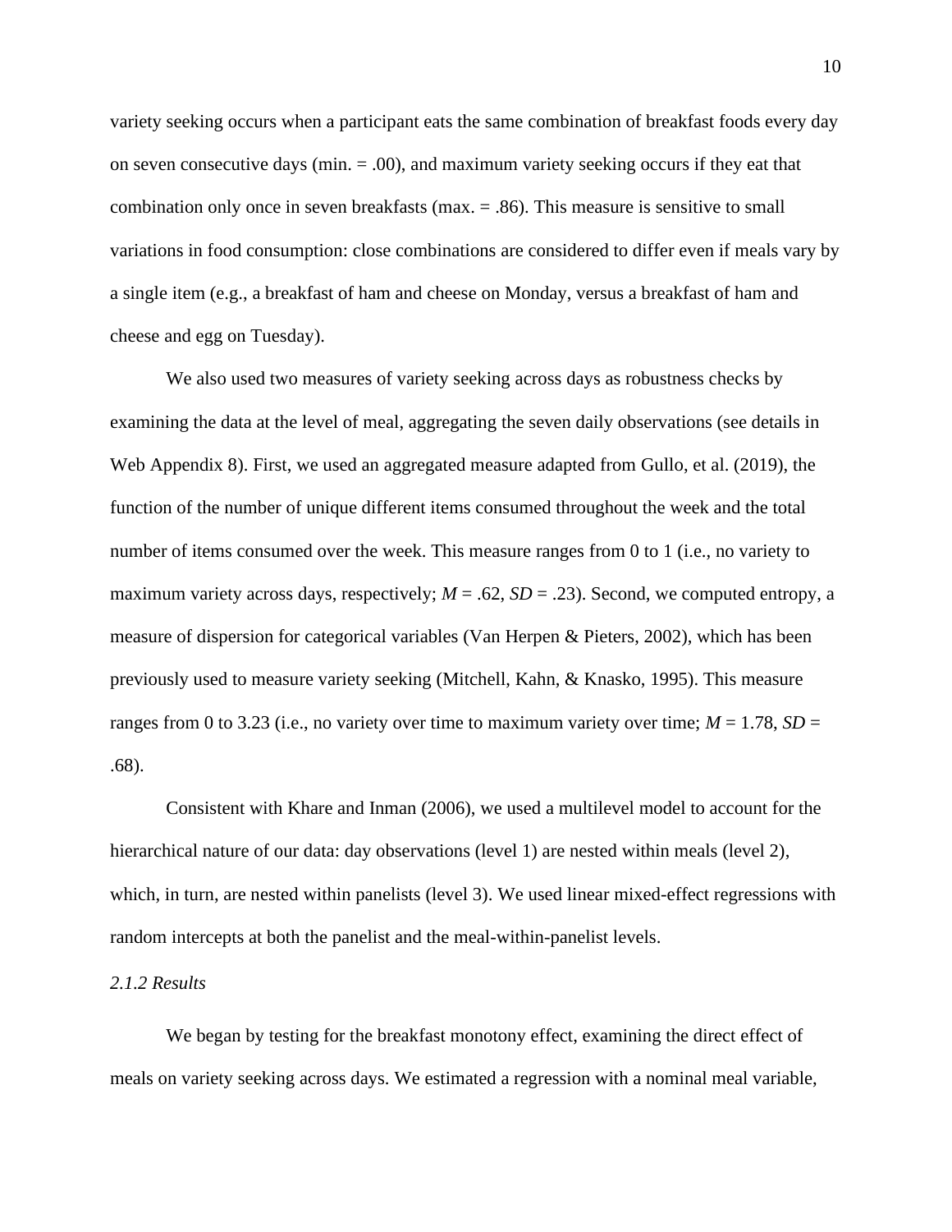variety seeking occurs when a participant eats the same combination of breakfast foods every day on seven consecutive days (min. = .00), and maximum variety seeking occurs if they eat that combination only once in seven breakfasts (max. = .86). This measure is sensitive to small variations in food consumption: close combinations are considered to differ even if meals vary by a single item (e.g., a breakfast of ham and cheese on Monday, versus a breakfast of ham and cheese and egg on Tuesday).

We also used two measures of variety seeking across days as robustness checks by examining the data at the level of meal, aggregating the seven daily observations (see details in Web Appendix 8). First, we used an aggregated measure adapted from Gullo, et al. (2019), the function of the number of unique different items consumed throughout the week and the total number of items consumed over the week. This measure ranges from 0 to 1 (i.e., no variety to maximum variety across days, respectively; *M* = .62, *SD* = .23). Second, we computed entropy, a measure of dispersion for categorical variables (Van Herpen & Pieters, 2002), which has been previously used to measure variety seeking (Mitchell, Kahn, & Knasko, 1995). This measure ranges from 0 to 3.23 (i.e., no variety over time to maximum variety over time; *M* = 1.78, *SD* = .68).

Consistent with Khare and Inman (2006), we used a multilevel model to account for the hierarchical nature of our data: day observations (level 1) are nested within meals (level 2), which, in turn, are nested within panelists (level 3). We used linear mixed-effect regressions with random intercepts at both the panelist and the meal-within-panelist levels.

### *2.1.2 Results*

We began by testing for the breakfast monotony effect, examining the direct effect of meals on variety seeking across days. We estimated a regression with a nominal meal variable,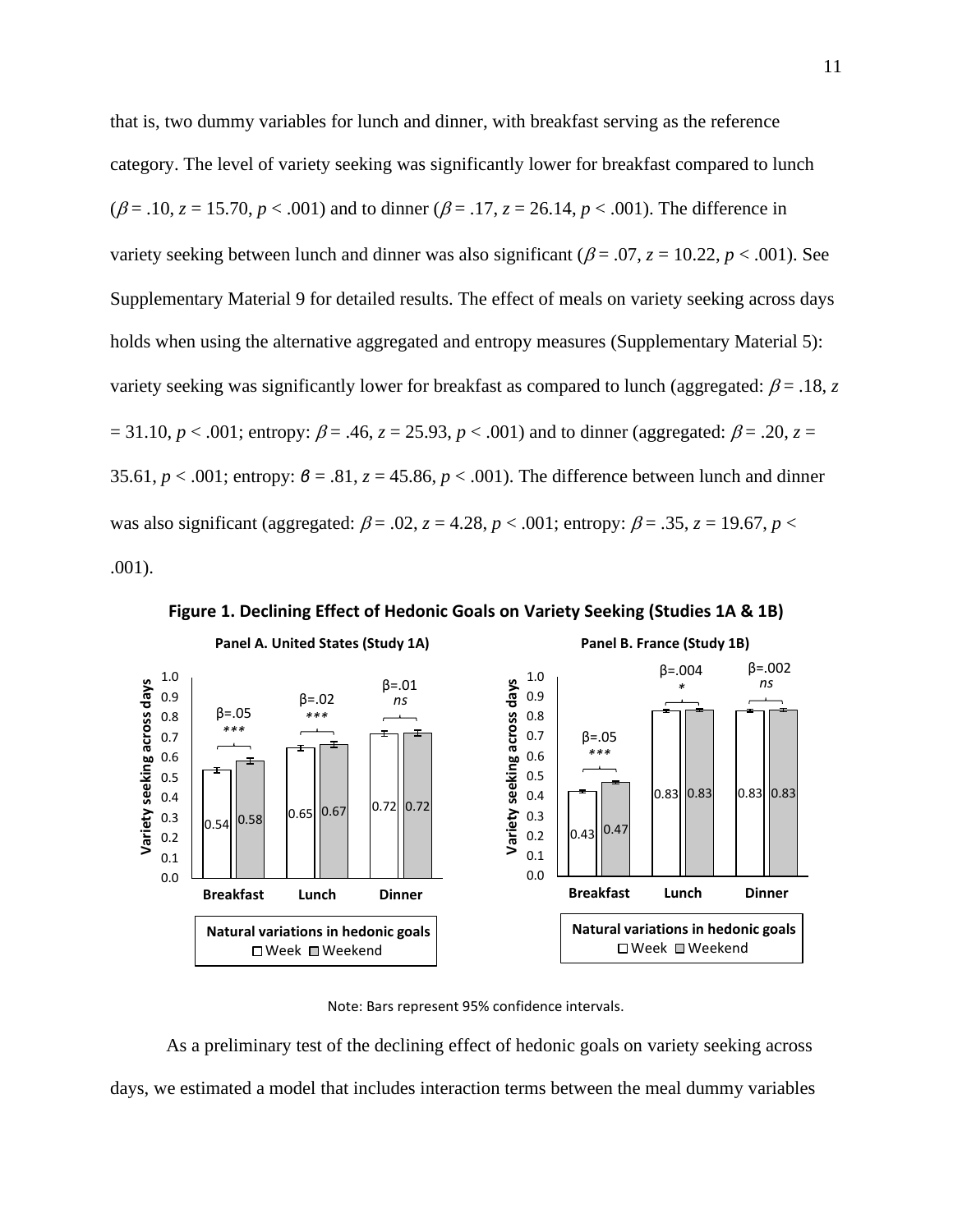that is, two dummy variables for lunch and dinner, with breakfast serving as the reference category. The level of variety seeking was significantly lower for breakfast compared to lunch ($\beta = .10$, $z = 15.70$, $p < .001$) and to dinner ($\beta = .17$, $z = 26.14$, $p < .001$). The difference in variety seeking between lunch and dinner was also significant ($\beta = .07$, $z = 10.22$, $p < .001$). See Supplementary Material 9 for detailed results. The effect of meals on variety seeking across days holds when using the alternative aggregated and entropy measures (Supplementary Material 5): variety seeking was significantly lower for breakfast as compared to lunch (aggregated: $\beta = .18$, $z = 31.10$, $p < .001$; entropy: $\beta = .46$, $z = 25.93$, $p < .001$) and to dinner (aggregated: $\beta = .20$, $z = 35.61$, $p < .001$; entropy: $\beta = .81$, $z = 45.86$, $p < .001$). The difference between lunch and dinner was also significant (aggregated: $\beta = .02$, $z = 4.28$, $p < .001$; entropy: $\beta = .35$, $z = 19.67$, $p < .001$).

**Figure 1. Declining Effect of Hedonic Goals on Variety Seeking (Studies 1A & 1B)**

**Panel A. United States (Study 1A)**

| Meal | Week | Weekend | β | Significance |
|---|---|---|---|---|
| Breakfast | 0.54 | 0.58 | β=.05 | *** |
| Lunch | 0.65 | 0.67 | β=.02 | *** |
| Dinner | 0.72 | 0.72 | β=.01 | *ns* |

**Panel B. France (Study 1B)**

| Meal | Week | Weekend | β | Significance |
|---|---|---|---|---|
| Breakfast | 0.43 | 0.47 | β=.05 | *** |
| Lunch | 0.83 | 0.83 | β=.004 | * |
| Dinner | 0.83 | 0.83 | β=.002 | *ns* |

Y-axis: Variety seeking across days. Legend: Natural variations in hedonic goals — Week, Weekend.

Note: Bars represent 95% confidence intervals.

As a preliminary test of the declining effect of hedonic goals on variety seeking across days, we estimated a model that includes interaction terms between the meal dummy variables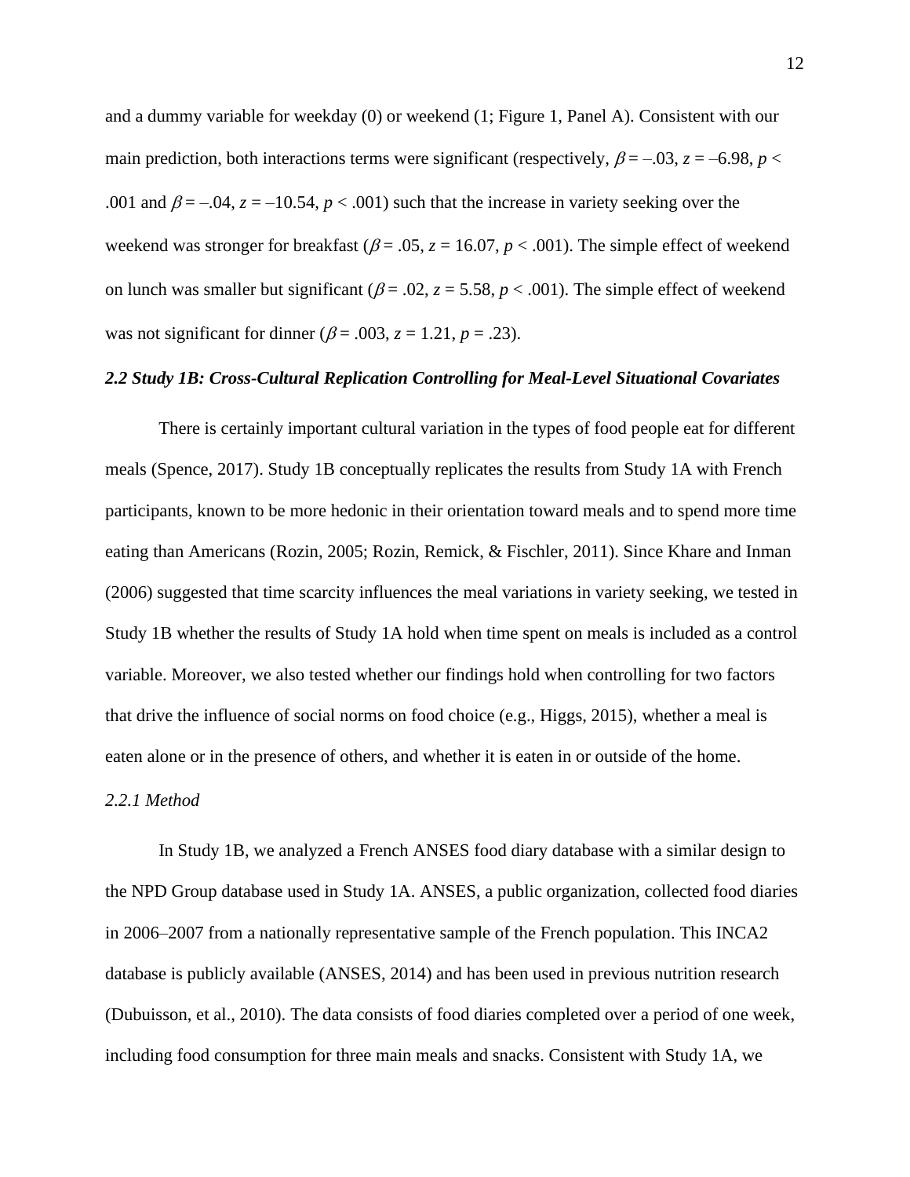and a dummy variable for weekday (0) or weekend (1; Figure 1, Panel A). Consistent with our main prediction, both interactions terms were significant (respectively, $\beta = -.03$, $z = -6.98$, $p < .001$ and $\beta = -.04$, $z = -10.54$, $p < .001$) such that the increase in variety seeking over the weekend was stronger for breakfast ($\beta = .05$, $z = 16.07$, $p < .001$). The simple effect of weekend on lunch was smaller but significant ($\beta = .02$, $z = 5.58$, $p < .001$). The simple effect of weekend was not significant for dinner ($\beta = .003$, $z = 1.21$, $p = .23$).

### *2.2 Study 1B: Cross-Cultural Replication Controlling for Meal-Level Situational Covariates*

There is certainly important cultural variation in the types of food people eat for different meals (Spence, 2017). Study 1B conceptually replicates the results from Study 1A with French participants, known to be more hedonic in their orientation toward meals and to spend more time eating than Americans (Rozin, 2005; Rozin, Remick, & Fischler, 2011). Since Khare and Inman (2006) suggested that time scarcity influences the meal variations in variety seeking, we tested in Study 1B whether the results of Study 1A hold when time spent on meals is included as a control variable. Moreover, we also tested whether our findings hold when controlling for two factors that drive the influence of social norms on food choice (e.g., Higgs, 2015), whether a meal is eaten alone or in the presence of others, and whether it is eaten in or outside of the home.

#### *2.2.1 Method*

In Study 1B, we analyzed a French ANSES food diary database with a similar design to the NPD Group database used in Study 1A. ANSES, a public organization, collected food diaries in 2006–2007 from a nationally representative sample of the French population. This INCA2 database is publicly available (ANSES, 2014) and has been used in previous nutrition research (Dubuisson, et al., 2010). The data consists of food diaries completed over a period of one week, including food consumption for three main meals and snacks. Consistent with Study 1A, we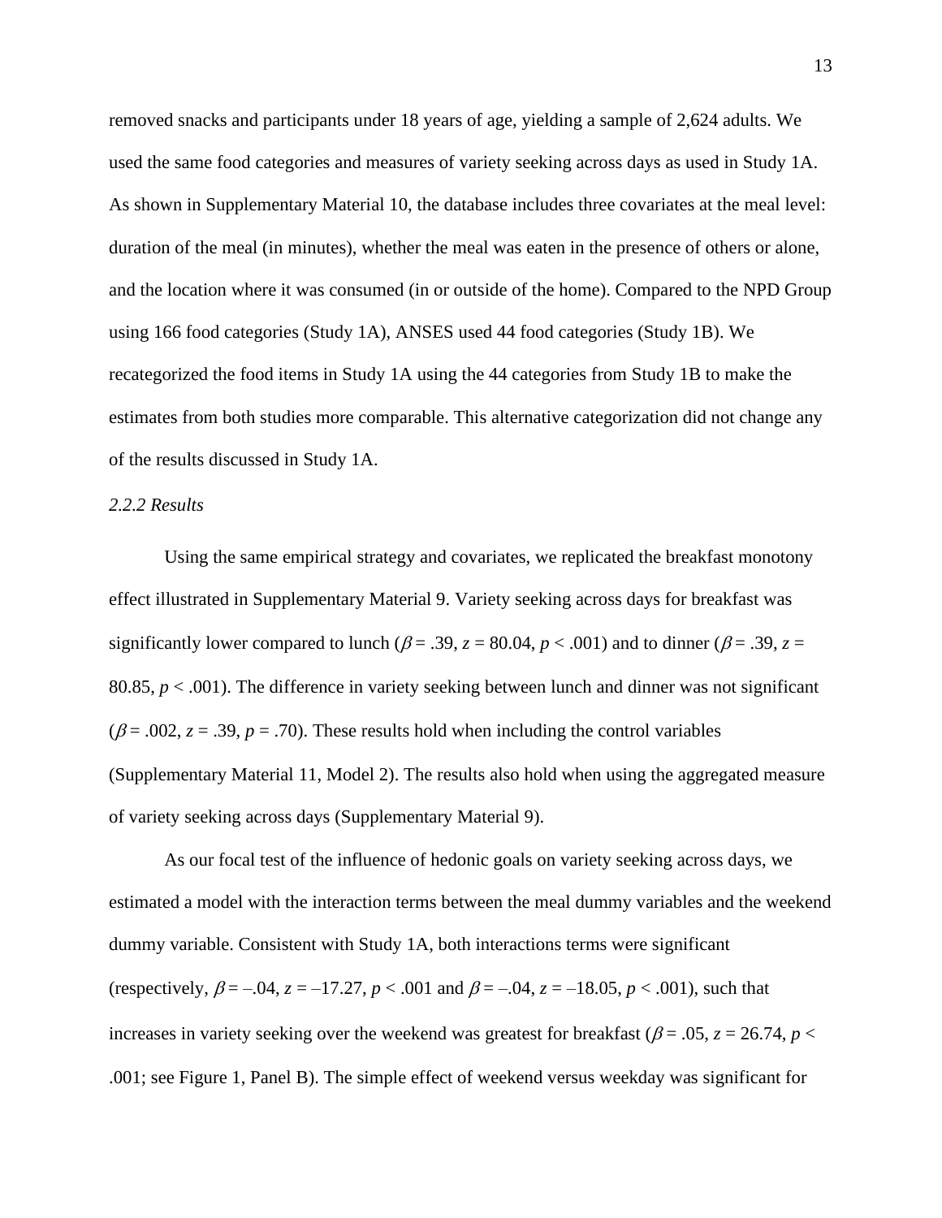removed snacks and participants under 18 years of age, yielding a sample of 2,624 adults. We used the same food categories and measures of variety seeking across days as used in Study 1A. As shown in Supplementary Material 10, the database includes three covariates at the meal level: duration of the meal (in minutes), whether the meal was eaten in the presence of others or alone, and the location where it was consumed (in or outside of the home). Compared to the NPD Group using 166 food categories (Study 1A), ANSES used 44 food categories (Study 1B). We recategorized the food items in Study 1A using the 44 categories from Study 1B to make the estimates from both studies more comparable. This alternative categorization did not change any of the results discussed in Study 1A.

*2.2.2 Results*

Using the same empirical strategy and covariates, we replicated the breakfast monotony effect illustrated in Supplementary Material 9. Variety seeking across days for breakfast was significantly lower compared to lunch ($\beta = .39$, $z = 80.04$, $p < .001$) and to dinner ($\beta = .39$, $z = 80.85$, $p < .001$). The difference in variety seeking between lunch and dinner was not significant ($\beta = .002$, $z = .39$, $p = .70$). These results hold when including the control variables (Supplementary Material 11, Model 2). The results also hold when using the aggregated measure of variety seeking across days (Supplementary Material 9).

As our focal test of the influence of hedonic goals on variety seeking across days, we estimated a model with the interaction terms between the meal dummy variables and the weekend dummy variable. Consistent with Study 1A, both interactions terms were significant (respectively, $\beta = –.04$, $z = –17.27$, $p < .001$ and $\beta = –.04$, $z = –18.05$, $p < .001$), such that increases in variety seeking over the weekend was greatest for breakfast ($\beta = .05$, $z = 26.74$, $p < .001$; see Figure 1, Panel B). The simple effect of weekend versus weekday was significant for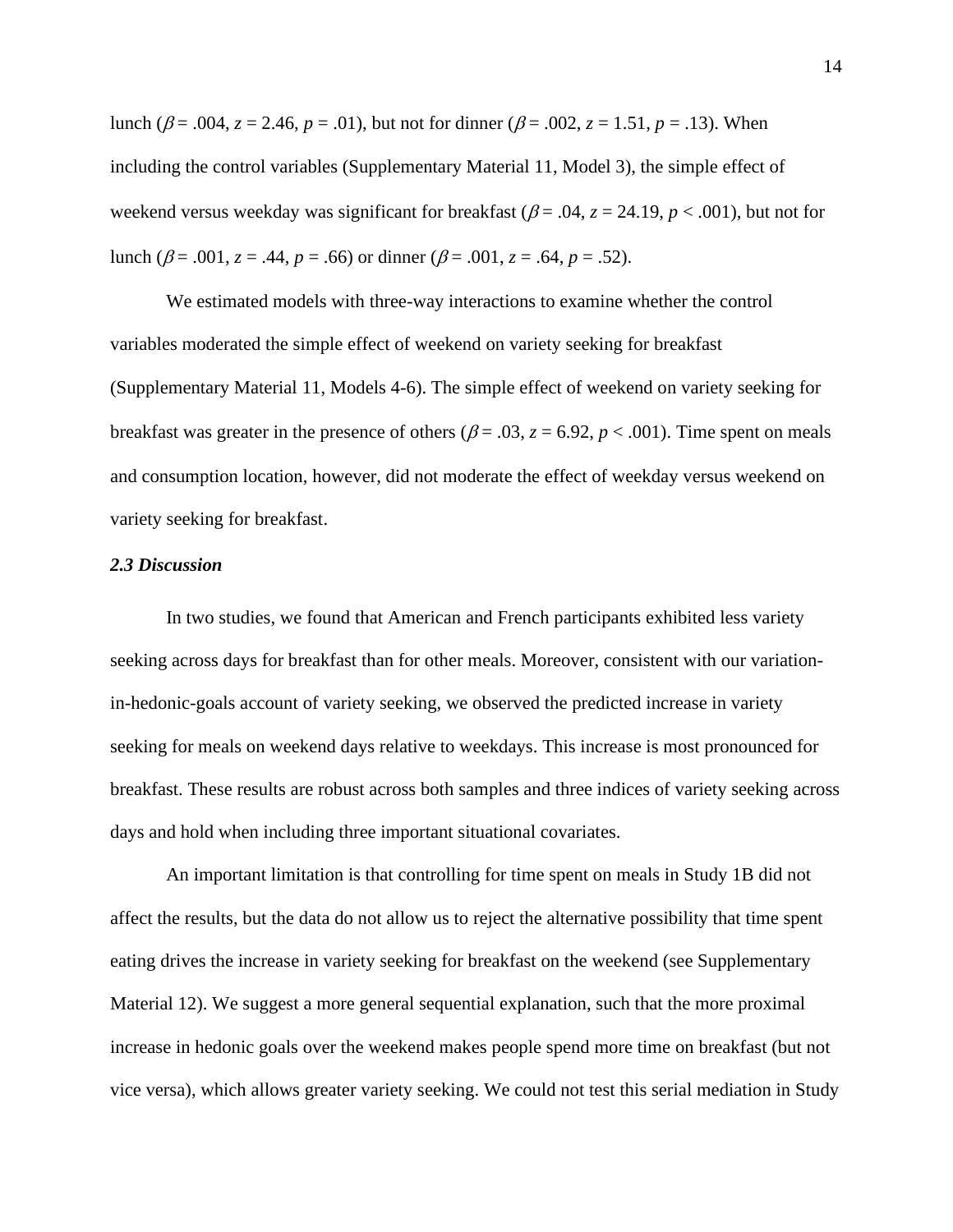lunch ($\beta$ = .004, $z$ = 2.46, $p$ = .01), but not for dinner ($\beta$ = .002, $z$ = 1.51, $p$ = .13). When including the control variables (Supplementary Material 11, Model 3), the simple effect of weekend versus weekday was significant for breakfast ($\beta$ = .04, $z$ = 24.19, $p$ < .001), but not for lunch ($\beta$ = .001, $z$ = .44, $p$ = .66) or dinner ($\beta$ = .001, $z$ = .64, $p$ = .52).

We estimated models with three-way interactions to examine whether the control variables moderated the simple effect of weekend on variety seeking for breakfast (Supplementary Material 11, Models 4-6). The simple effect of weekend on variety seeking for breakfast was greater in the presence of others ($\beta$ = .03, $z$ = 6.92, $p$ < .001). Time spent on meals and consumption location, however, did not moderate the effect of weekday versus weekend on variety seeking for breakfast.

### *2.3 Discussion*

In two studies, we found that American and French participants exhibited less variety seeking across days for breakfast than for other meals. Moreover, consistent with our variation-in-hedonic-goals account of variety seeking, we observed the predicted increase in variety seeking for meals on weekend days relative to weekdays. This increase is most pronounced for breakfast. These results are robust across both samples and three indices of variety seeking across days and hold when including three important situational covariates.

An important limitation is that controlling for time spent on meals in Study 1B did not affect the results, but the data do not allow us to reject the alternative possibility that time spent eating drives the increase in variety seeking for breakfast on the weekend (see Supplementary Material 12). We suggest a more general sequential explanation, such that the more proximal increase in hedonic goals over the weekend makes people spend more time on breakfast (but not vice versa), which allows greater variety seeking. We could not test this serial mediation in Study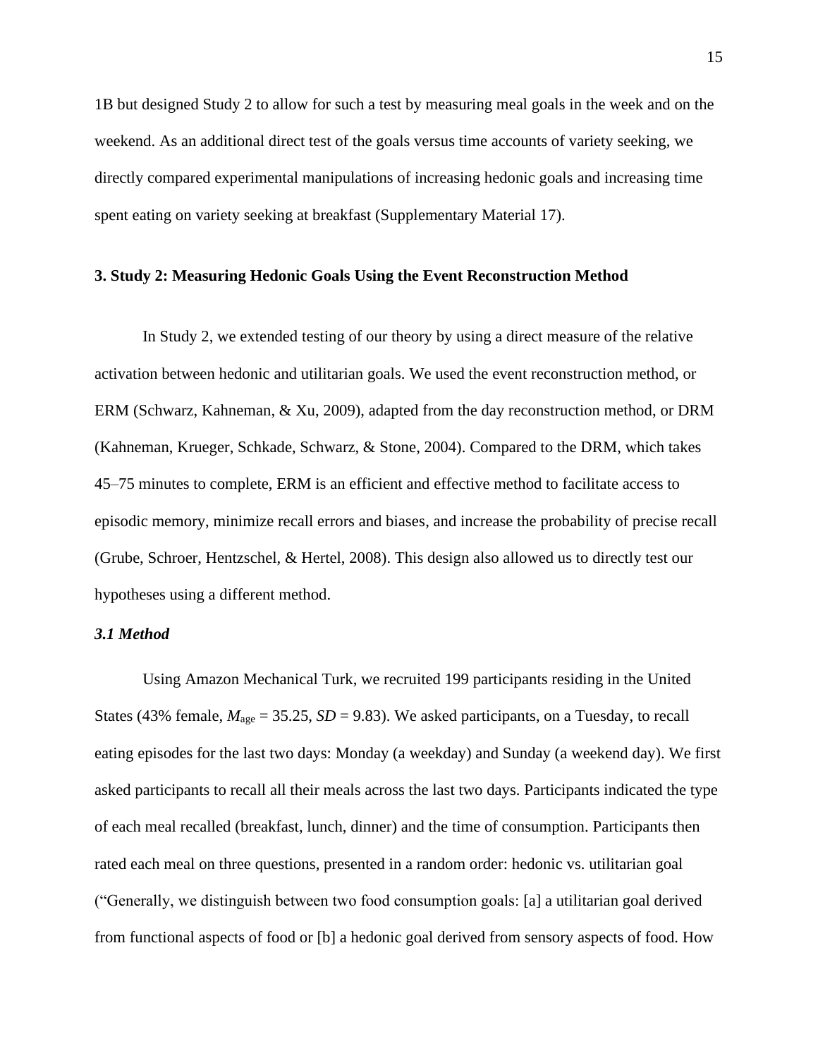1B but designed Study 2 to allow for such a test by measuring meal goals in the week and on the weekend. As an additional direct test of the goals versus time accounts of variety seeking, we directly compared experimental manipulations of increasing hedonic goals and increasing time spent eating on variety seeking at breakfast (Supplementary Material 17).

## 3. Study 2: Measuring Hedonic Goals Using the Event Reconstruction Method

In Study 2, we extended testing of our theory by using a direct measure of the relative activation between hedonic and utilitarian goals. We used the event reconstruction method, or ERM (Schwarz, Kahneman, & Xu, 2009), adapted from the day reconstruction method, or DRM (Kahneman, Krueger, Schkade, Schwarz, & Stone, 2004). Compared to the DRM, which takes 45–75 minutes to complete, ERM is an efficient and effective method to facilitate access to episodic memory, minimize recall errors and biases, and increase the probability of precise recall (Grube, Schroer, Hentzschel, & Hertel, 2008). This design also allowed us to directly test our hypotheses using a different method.

### *3.1 Method*

Using Amazon Mechanical Turk, we recruited 199 participants residing in the United States (43% female, $M_{age}$ = 35.25, $SD$ = 9.83). We asked participants, on a Tuesday, to recall eating episodes for the last two days: Monday (a weekday) and Sunday (a weekend day). We first asked participants to recall all their meals across the last two days. Participants indicated the type of each meal recalled (breakfast, lunch, dinner) and the time of consumption. Participants then rated each meal on three questions, presented in a random order: hedonic vs. utilitarian goal ("Generally, we distinguish between two food consumption goals: [a] a utilitarian goal derived from functional aspects of food or [b] a hedonic goal derived from sensory aspects of food. How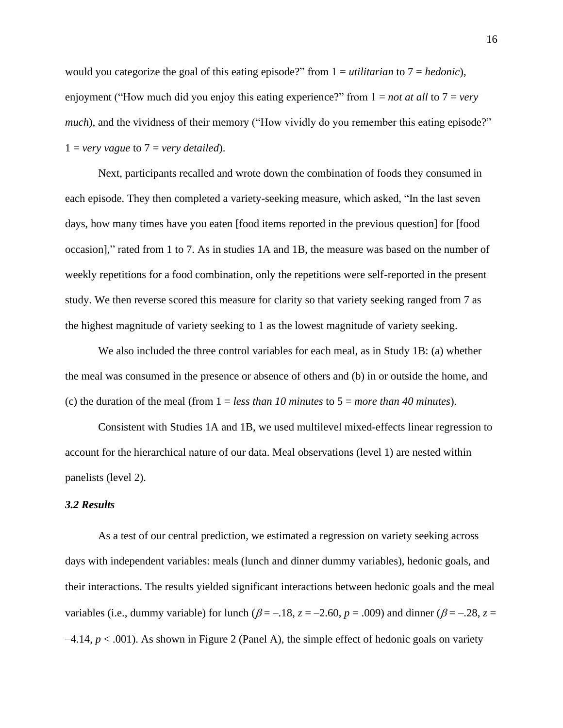would you categorize the goal of this eating episode?" from 1 = *utilitarian* to 7 = *hedonic*), enjoyment ("How much did you enjoy this eating experience?" from 1 = *not at all* to 7 = *very much*), and the vividness of their memory ("How vividly do you remember this eating episode?" 1 = *very vague* to 7 = *very detailed*).

Next, participants recalled and wrote down the combination of foods they consumed in each episode. They then completed a variety-seeking measure, which asked, "In the last seven days, how many times have you eaten [food items reported in the previous question] for [food occasion]," rated from 1 to 7. As in studies 1A and 1B, the measure was based on the number of weekly repetitions for a food combination, only the repetitions were self-reported in the present study. We then reverse scored this measure for clarity so that variety seeking ranged from 7 as the highest magnitude of variety seeking to 1 as the lowest magnitude of variety seeking.

We also included the three control variables for each meal, as in Study 1B: (a) whether the meal was consumed in the presence or absence of others and (b) in or outside the home, and (c) the duration of the meal (from 1 = *less than 10 minutes* to 5 = *more than 40 minutes*).

Consistent with Studies 1A and 1B, we used multilevel mixed-effects linear regression to account for the hierarchical nature of our data. Meal observations (level 1) are nested within panelists (level 2).

### *3.2 Results*

As a test of our central prediction, we estimated a regression on variety seeking across days with independent variables: meals (lunch and dinner dummy variables), hedonic goals, and their interactions. The results yielded significant interactions between hedonic goals and the meal variables (i.e., dummy variable) for lunch ($\beta$ = –.18, $z$ = –2.60, $p$ = .009) and dinner ($\beta$ = –.28, $z$ = –4.14, $p$ < .001). As shown in Figure 2 (Panel A), the simple effect of hedonic goals on variety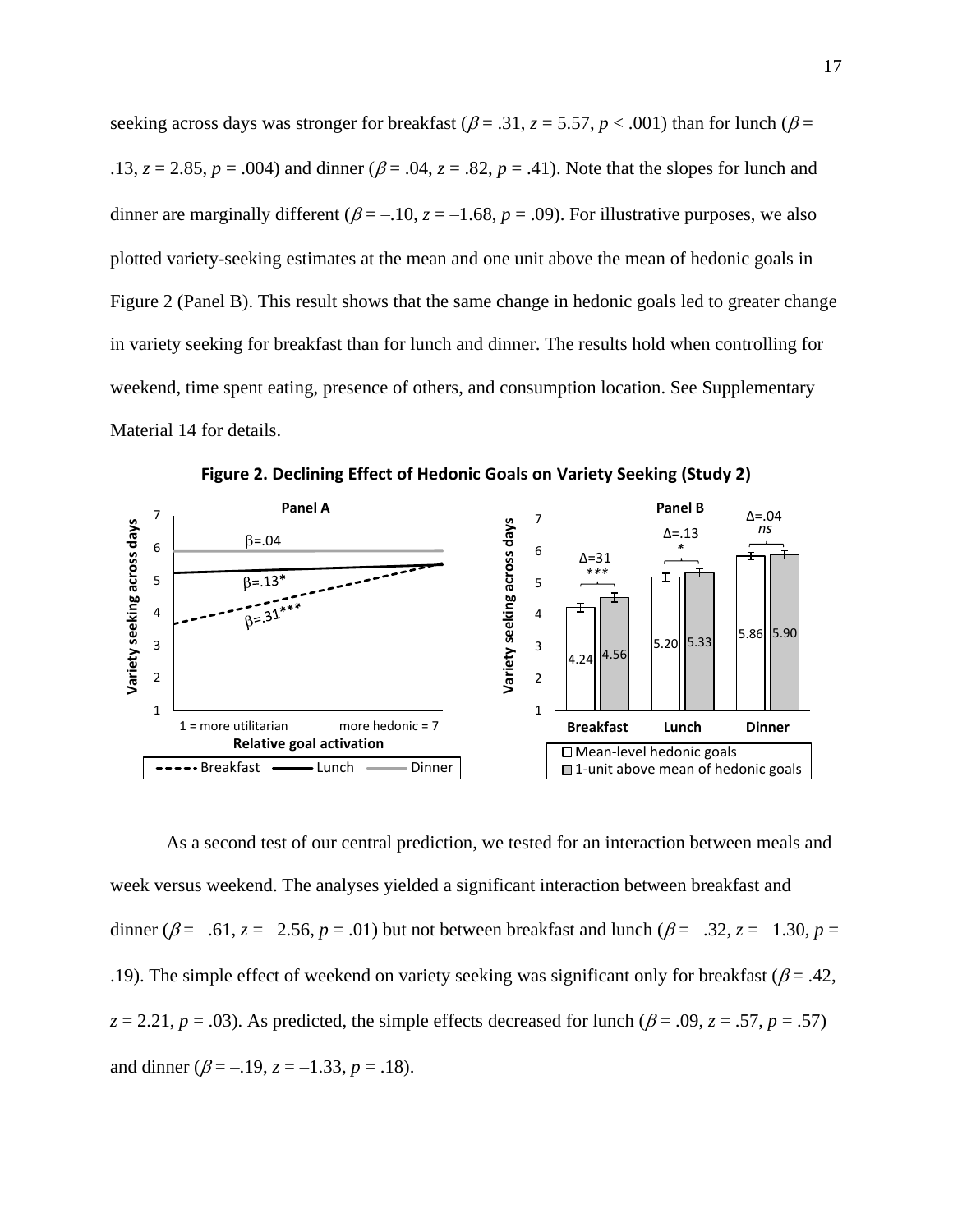seeking across days was stronger for breakfast ($\beta$ = .31, $z$ = 5.57, $p$ < .001) than for lunch ($\beta$ = .13, $z$ = 2.85, $p$ = .004) and dinner ($\beta$ = .04, $z$ = .82, $p$ = .41). Note that the slopes for lunch and dinner are marginally different ($\beta$ = –.10, $z$ = –1.68, $p$ = .09). For illustrative purposes, we also plotted variety-seeking estimates at the mean and one unit above the mean of hedonic goals in Figure 2 (Panel B). This result shows that the same change in hedonic goals led to greater change in variety seeking for breakfast than for lunch and dinner. The results hold when controlling for weekend, time spent eating, presence of others, and consumption location. See Supplementary Material 14 for details.

**Figure 2. Declining Effect of Hedonic Goals on Variety Seeking (Study 2)**

As a second test of our central prediction, we tested for an interaction between meals and week versus weekend. The analyses yielded a significant interaction between breakfast and dinner ($\beta$ = –.61, $z$ = –2.56, $p$ = .01) but not between breakfast and lunch ($\beta$ = –.32, $z$ = –1.30, $p$ = .19). The simple effect of weekend on variety seeking was significant only for breakfast ($\beta$ = .42, $z$ = 2.21, $p$ = .03). As predicted, the simple effects decreased for lunch ($\beta$ = .09, $z$ = .57, $p$ = .57) and dinner ($\beta$ = –.19, $z$ = –1.33, $p$ = .18).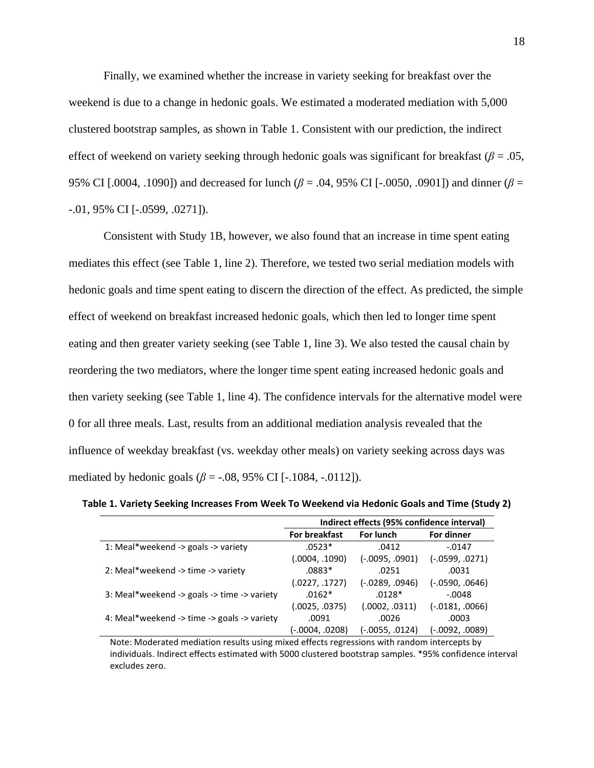Finally, we examined whether the increase in variety seeking for breakfast over the weekend is due to a change in hedonic goals. We estimated a moderated mediation with 5,000 clustered bootstrap samples, as shown in Table 1. Consistent with our prediction, the indirect effect of weekend on variety seeking through hedonic goals was significant for breakfast ($\beta = .05$, 95% CI [.0004, .1090]) and decreased for lunch ($\beta = .04$, 95% CI [-.0050, .0901]) and dinner ($\beta = -.01$, 95% CI [-.0599, .0271]).

Consistent with Study 1B, however, we also found that an increase in time spent eating mediates this effect (see Table 1, line 2). Therefore, we tested two serial mediation models with hedonic goals and time spent eating to discern the direction of the effect. As predicted, the simple effect of weekend on breakfast increased hedonic goals, which then led to longer time spent eating and then greater variety seeking (see Table 1, line 3). We also tested the causal chain by reordering the two mediators, where the longer time spent eating increased hedonic goals and then variety seeking (see Table 1, line 4). The confidence intervals for the alternative model were 0 for all three meals. Last, results from an additional mediation analysis revealed that the influence of weekday breakfast (vs. weekday other meals) on variety seeking across days was mediated by hedonic goals ($\beta = -.08$, 95% CI [-.1084, -.0112]).

**Table 1. Variety Seeking Increases From Week To Weekend via Hedonic Goals and Time (Study 2)**

| | Indirect effects (95% confidence interval) | | |
|---|---|---|---|
| | **For breakfast** | **For lunch** | **For dinner** |
| 1: Meal*weekend -> goals -> variety | .0523* | .0412 | -.0147 |
| | (.0004, .1090) | (-.0095, .0901) | (-.0599, .0271) |
| 2: Meal*weekend -> time -> variety | .0883* | .0251 | .0031 |
| | (.0227, .1727) | (-.0289, .0946) | (-.0590, .0646) |
| 3: Meal*weekend -> goals -> time -> variety | .0162* | .0128* | -.0048 |
| | (.0025, .0375) | (.0002, .0311) | (-.0181, .0066) |
| 4: Meal*weekend -> time -> goals -> variety | .0091 | .0026 | .0003 |
| | (-.0004, .0208) | (-.0055, .0124) | (-.0092, .0089) |

Note: Moderated mediation results using mixed effects regressions with random intercepts by individuals. Indirect effects estimated with 5000 clustered bootstrap samples. *95% confidence interval excludes zero.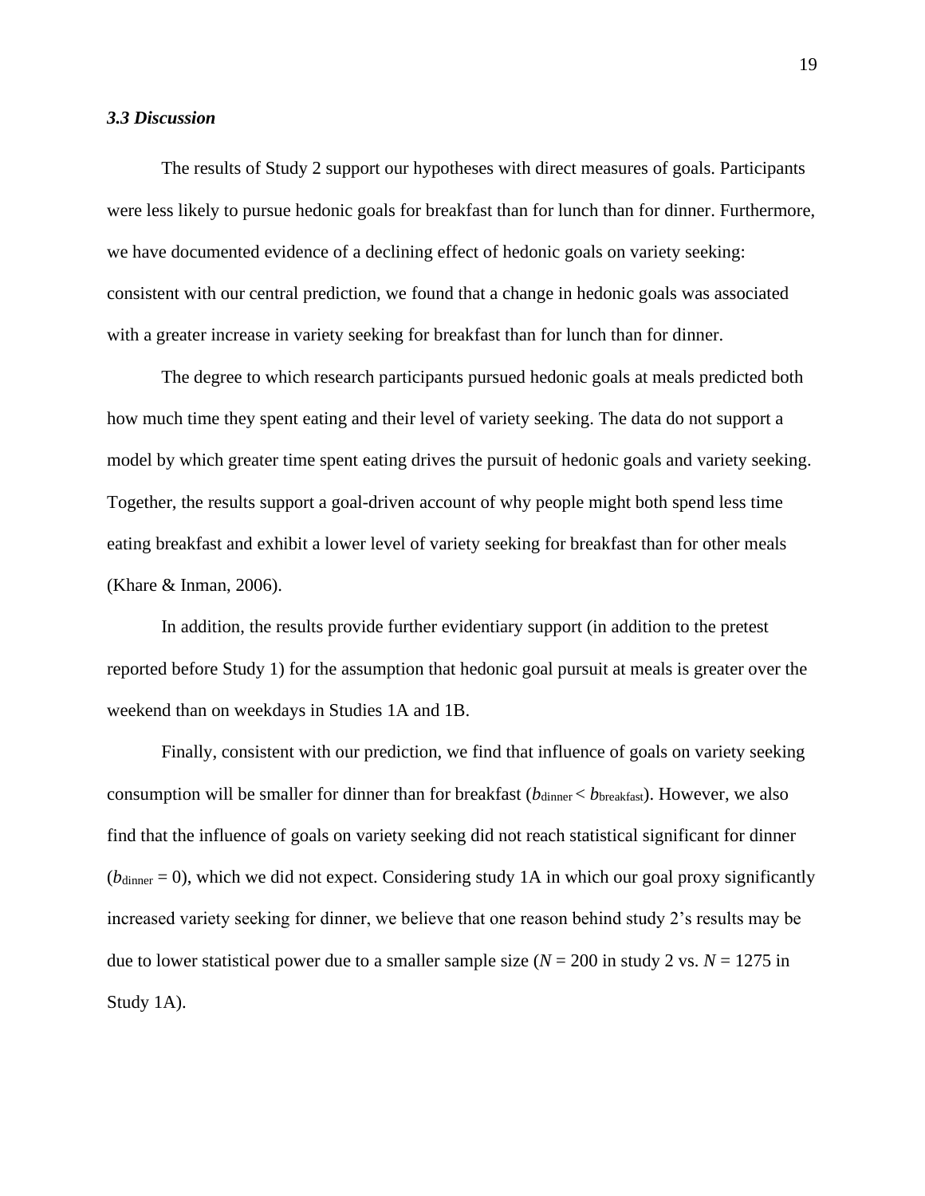### *3.3 Discussion*

The results of Study 2 support our hypotheses with direct measures of goals. Participants were less likely to pursue hedonic goals for breakfast than for lunch than for dinner. Furthermore, we have documented evidence of a declining effect of hedonic goals on variety seeking: consistent with our central prediction, we found that a change in hedonic goals was associated with a greater increase in variety seeking for breakfast than for lunch than for dinner.

The degree to which research participants pursued hedonic goals at meals predicted both how much time they spent eating and their level of variety seeking. The data do not support a model by which greater time spent eating drives the pursuit of hedonic goals and variety seeking. Together, the results support a goal-driven account of why people might both spend less time eating breakfast and exhibit a lower level of variety seeking for breakfast than for other meals (Khare & Inman, 2006).

In addition, the results provide further evidentiary support (in addition to the pretest reported before Study 1) for the assumption that hedonic goal pursuit at meals is greater over the weekend than on weekdays in Studies 1A and 1B.

Finally, consistent with our prediction, we find that influence of goals on variety seeking consumption will be smaller for dinner than for breakfast ($b_{\text{dinner}} < b_{\text{breakfast}}$). However, we also find that the influence of goals on variety seeking did not reach statistical significant for dinner ($b_{\text{dinner}} = 0$), which we did not expect. Considering study 1A in which our goal proxy significantly increased variety seeking for dinner, we believe that one reason behind study 2's results may be due to lower statistical power due to a smaller sample size ($N = 200$ in study 2 vs. $N = 1275$ in Study 1A).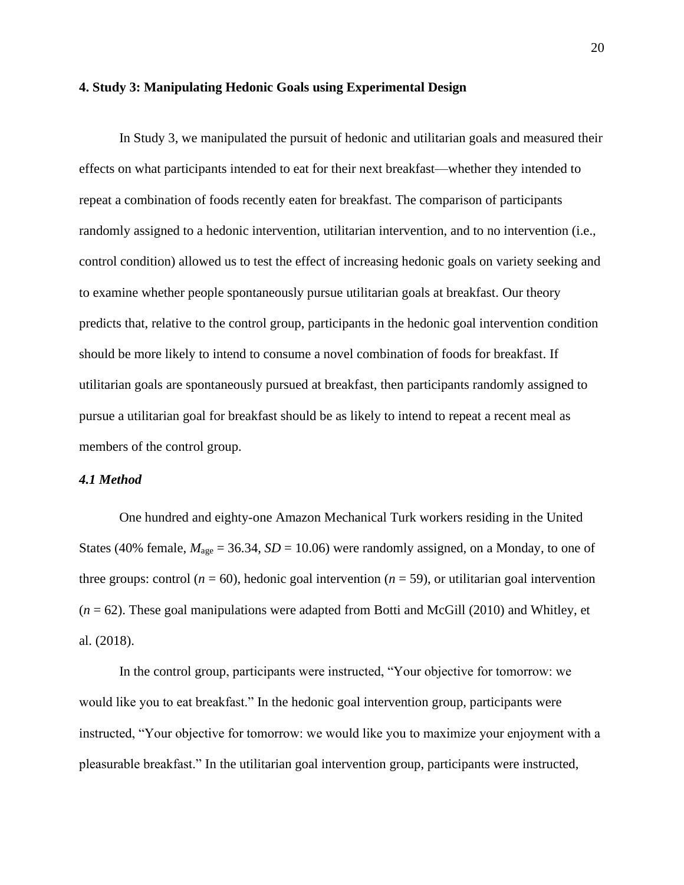## 4. Study 3: Manipulating Hedonic Goals using Experimental Design

In Study 3, we manipulated the pursuit of hedonic and utilitarian goals and measured their effects on what participants intended to eat for their next breakfast—whether they intended to repeat a combination of foods recently eaten for breakfast. The comparison of participants randomly assigned to a hedonic intervention, utilitarian intervention, and to no intervention (i.e., control condition) allowed us to test the effect of increasing hedonic goals on variety seeking and to examine whether people spontaneously pursue utilitarian goals at breakfast. Our theory predicts that, relative to the control group, participants in the hedonic goal intervention condition should be more likely to intend to consume a novel combination of foods for breakfast. If utilitarian goals are spontaneously pursued at breakfast, then participants randomly assigned to pursue a utilitarian goal for breakfast should be as likely to intend to repeat a recent meal as members of the control group.

### *4.1 Method*

One hundred and eighty-one Amazon Mechanical Turk workers residing in the United States (40% female, $M_{age} = 36.34$, $SD = 10.06$) were randomly assigned, on a Monday, to one of three groups: control ($n = 60$), hedonic goal intervention ($n = 59$), or utilitarian goal intervention ($n = 62$). These goal manipulations were adapted from Botti and McGill (2010) and Whitley, et al. (2018).

In the control group, participants were instructed, "Your objective for tomorrow: we would like you to eat breakfast." In the hedonic goal intervention group, participants were instructed, "Your objective for tomorrow: we would like you to maximize your enjoyment with a pleasurable breakfast." In the utilitarian goal intervention group, participants were instructed,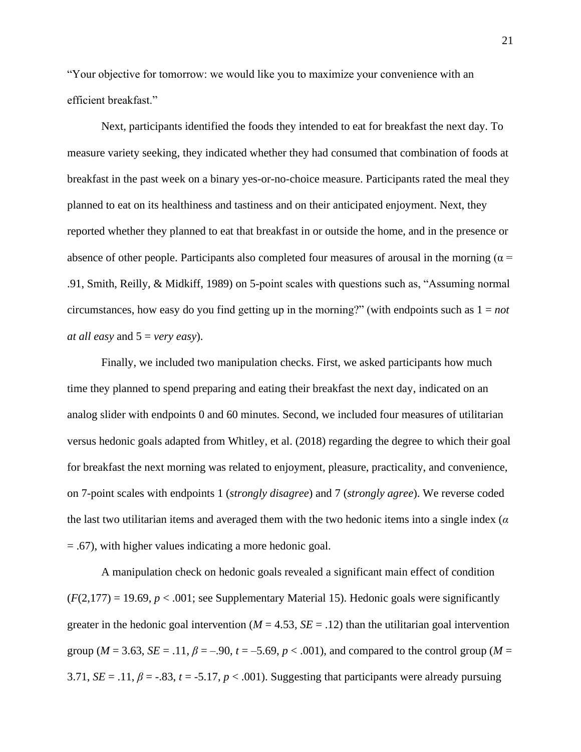"Your objective for tomorrow: we would like you to maximize your convenience with an efficient breakfast."

Next, participants identified the foods they intended to eat for breakfast the next day. To measure variety seeking, they indicated whether they had consumed that combination of foods at breakfast in the past week on a binary yes-or-no-choice measure. Participants rated the meal they planned to eat on its healthiness and tastiness and on their anticipated enjoyment. Next, they reported whether they planned to eat that breakfast in or outside the home, and in the presence or absence of other people. Participants also completed four measures of arousal in the morning ($\alpha$ = .91, Smith, Reilly, & Midkiff, 1989) on 5-point scales with questions such as, "Assuming normal circumstances, how easy do you find getting up in the morning?" (with endpoints such as 1 = *not at all easy* and 5 = *very easy*).

Finally, we included two manipulation checks. First, we asked participants how much time they planned to spend preparing and eating their breakfast the next day, indicated on an analog slider with endpoints 0 and 60 minutes. Second, we included four measures of utilitarian versus hedonic goals adapted from Whitley, et al. (2018) regarding the degree to which their goal for breakfast the next morning was related to enjoyment, pleasure, practicality, and convenience, on 7-point scales with endpoints 1 (*strongly disagree*) and 7 (*strongly agree*). We reverse coded the last two utilitarian items and averaged them with the two hedonic items into a single index ($\alpha$ = .67), with higher values indicating a more hedonic goal.

A manipulation check on hedonic goals revealed a significant main effect of condition ($F(2,177) = 19.69$, $p < .001$; see Supplementary Material 15). Hedonic goals were significantly greater in the hedonic goal intervention ($M = 4.53$, $SE = .12$) than the utilitarian goal intervention group ($M = 3.63$, $SE = .11$, $\beta = -.90$, $t = -5.69$, $p < .001$), and compared to the control group ($M = 3.71$, $SE = .11$, $\beta = -.83$, $t = -5.17$, $p < .001$). Suggesting that participants were already pursuing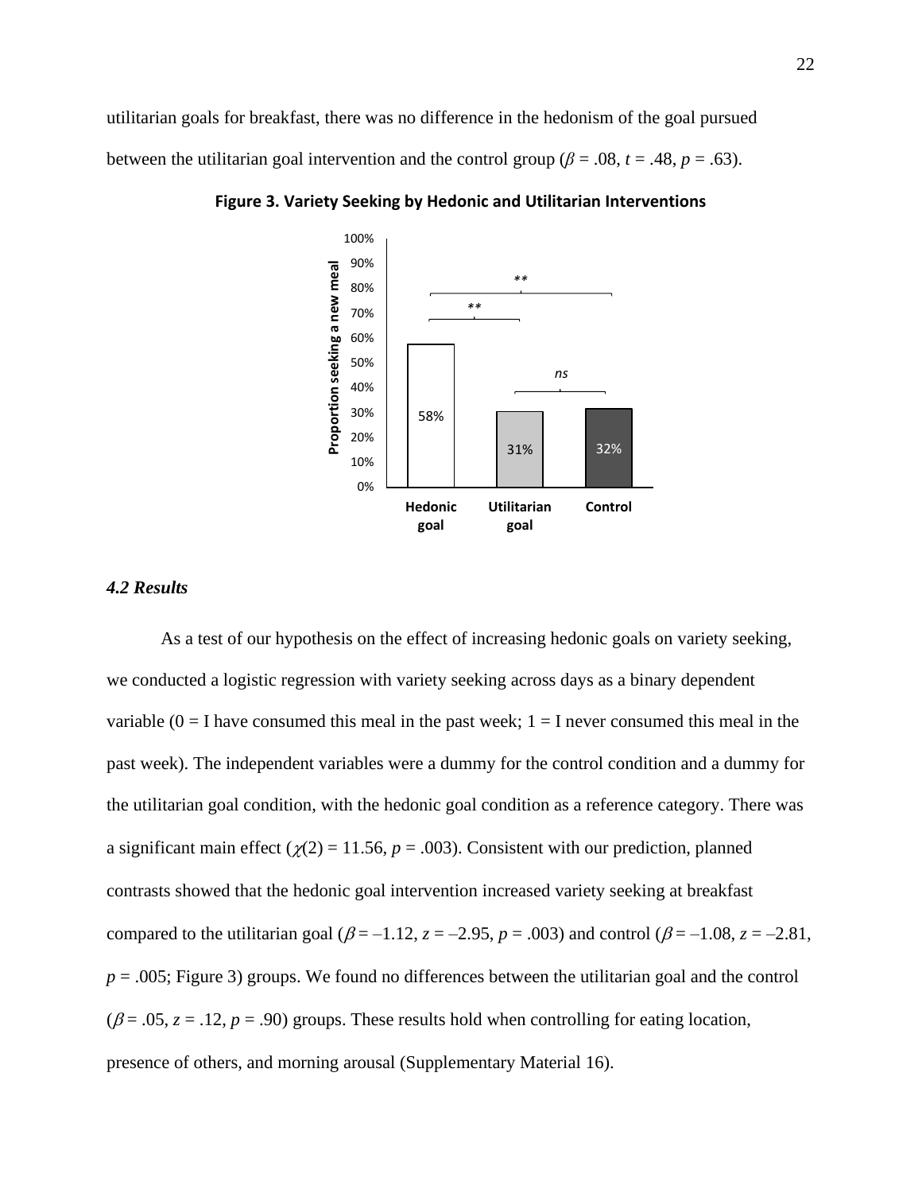utilitarian goals for breakfast, there was no difference in the hedonism of the goal pursued between the utilitarian goal intervention and the control group ($\beta$ = .08, $t$ = .48, $p$ = .63).

**Figure 3. Variety Seeking by Hedonic and Utilitarian Interventions**

### *4.2 Results*

As a test of our hypothesis on the effect of increasing hedonic goals on variety seeking, we conducted a logistic regression with variety seeking across days as a binary dependent variable (0 = I have consumed this meal in the past week; 1 = I never consumed this meal in the past week). The independent variables were a dummy for the control condition and a dummy for the utilitarian goal condition, with the hedonic goal condition as a reference category. There was a significant main effect ($\chi(2)$ = 11.56, $p$ = .003). Consistent with our prediction, planned contrasts showed that the hedonic goal intervention increased variety seeking at breakfast compared to the utilitarian goal ($\beta$ = –1.12, $z$ = –2.95, $p$ = .003) and control ($\beta$ = –1.08, $z$ = –2.81, $p$ = .005; Figure 3) groups. We found no differences between the utilitarian goal and the control ($\beta$ = .05, $z$ = .12, $p$ = .90) groups. These results hold when controlling for eating location, presence of others, and morning arousal (Supplementary Material 16).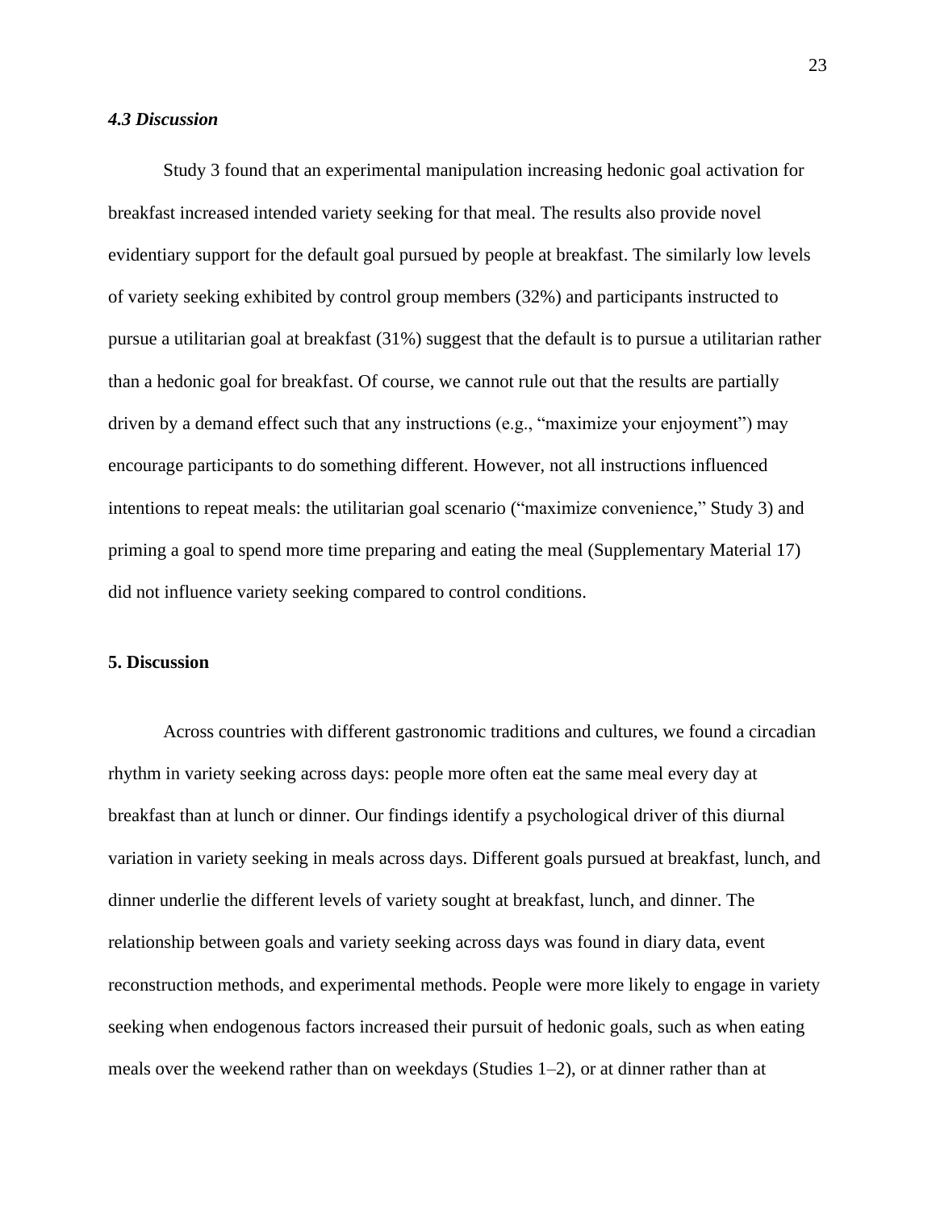### *4.3 Discussion*

Study 3 found that an experimental manipulation increasing hedonic goal activation for breakfast increased intended variety seeking for that meal. The results also provide novel evidentiary support for the default goal pursued by people at breakfast. The similarly low levels of variety seeking exhibited by control group members (32%) and participants instructed to pursue a utilitarian goal at breakfast (31%) suggest that the default is to pursue a utilitarian rather than a hedonic goal for breakfast. Of course, we cannot rule out that the results are partially driven by a demand effect such that any instructions (e.g., "maximize your enjoyment") may encourage participants to do something different. However, not all instructions influenced intentions to repeat meals: the utilitarian goal scenario ("maximize convenience," Study 3) and priming a goal to spend more time preparing and eating the meal (Supplementary Material 17) did not influence variety seeking compared to control conditions.

## 5. Discussion

Across countries with different gastronomic traditions and cultures, we found a circadian rhythm in variety seeking across days: people more often eat the same meal every day at breakfast than at lunch or dinner. Our findings identify a psychological driver of this diurnal variation in variety seeking in meals across days. Different goals pursued at breakfast, lunch, and dinner underlie the different levels of variety sought at breakfast, lunch, and dinner. The relationship between goals and variety seeking across days was found in diary data, event reconstruction methods, and experimental methods. People were more likely to engage in variety seeking when endogenous factors increased their pursuit of hedonic goals, such as when eating meals over the weekend rather than on weekdays (Studies 1–2), or at dinner rather than at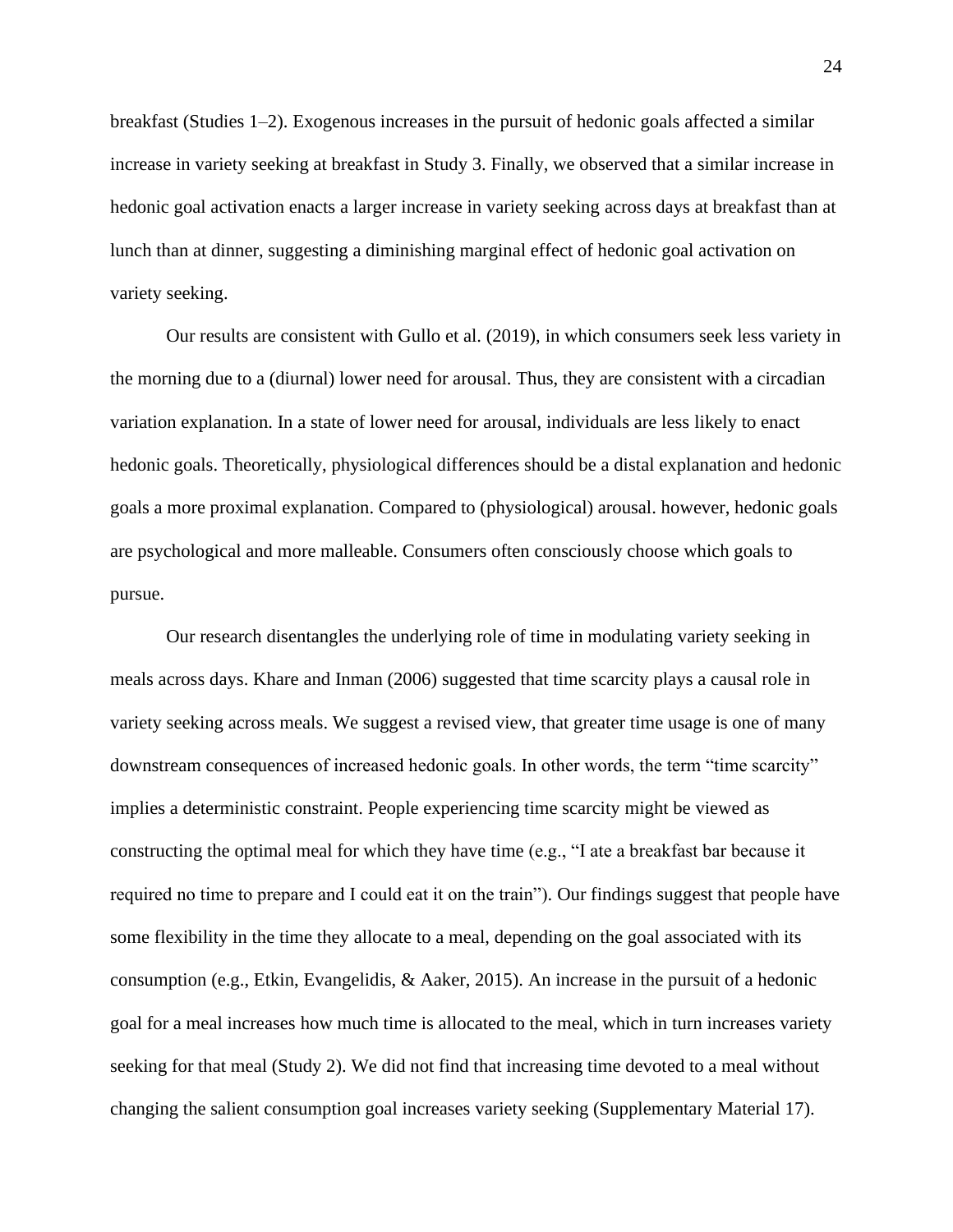breakfast (Studies 1–2). Exogenous increases in the pursuit of hedonic goals affected a similar increase in variety seeking at breakfast in Study 3. Finally, we observed that a similar increase in hedonic goal activation enacts a larger increase in variety seeking across days at breakfast than at lunch than at dinner, suggesting a diminishing marginal effect of hedonic goal activation on variety seeking.

Our results are consistent with Gullo et al. (2019), in which consumers seek less variety in the morning due to a (diurnal) lower need for arousal. Thus, they are consistent with a circadian variation explanation. In a state of lower need for arousal, individuals are less likely to enact hedonic goals. Theoretically, physiological differences should be a distal explanation and hedonic goals a more proximal explanation. Compared to (physiological) arousal. however, hedonic goals are psychological and more malleable. Consumers often consciously choose which goals to pursue.

Our research disentangles the underlying role of time in modulating variety seeking in meals across days. Khare and Inman (2006) suggested that time scarcity plays a causal role in variety seeking across meals. We suggest a revised view, that greater time usage is one of many downstream consequences of increased hedonic goals. In other words, the term "time scarcity" implies a deterministic constraint. People experiencing time scarcity might be viewed as constructing the optimal meal for which they have time (e.g., "I ate a breakfast bar because it required no time to prepare and I could eat it on the train"). Our findings suggest that people have some flexibility in the time they allocate to a meal, depending on the goal associated with its consumption (e.g., Etkin, Evangelidis, & Aaker, 2015). An increase in the pursuit of a hedonic goal for a meal increases how much time is allocated to the meal, which in turn increases variety seeking for that meal (Study 2). We did not find that increasing time devoted to a meal without changing the salient consumption goal increases variety seeking (Supplementary Material 17).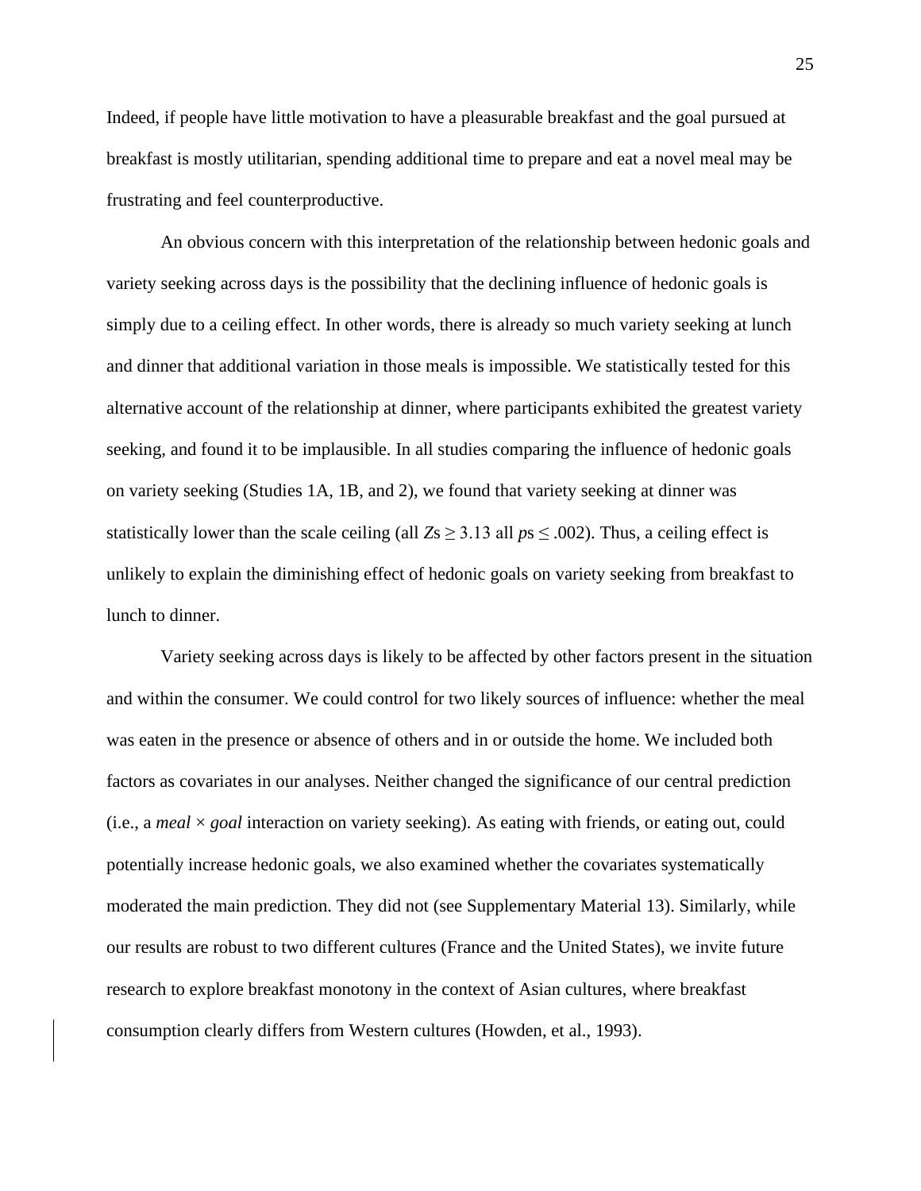Indeed, if people have little motivation to have a pleasurable breakfast and the goal pursued at breakfast is mostly utilitarian, spending additional time to prepare and eat a novel meal may be frustrating and feel counterproductive.

An obvious concern with this interpretation of the relationship between hedonic goals and variety seeking across days is the possibility that the declining influence of hedonic goals is simply due to a ceiling effect. In other words, there is already so much variety seeking at lunch and dinner that additional variation in those meals is impossible. We statistically tested for this alternative account of the relationship at dinner, where participants exhibited the greatest variety seeking, and found it to be implausible. In all studies comparing the influence of hedonic goals on variety seeking (Studies 1A, 1B, and 2), we found that variety seeking at dinner was statistically lower than the scale ceiling (all $Z\text{s} \geq 3.13$ all $p\text{s} \leq .002$). Thus, a ceiling effect is unlikely to explain the diminishing effect of hedonic goals on variety seeking from breakfast to lunch to dinner.

Variety seeking across days is likely to be affected by other factors present in the situation and within the consumer. We could control for two likely sources of influence: whether the meal was eaten in the presence or absence of others and in or outside the home. We included both factors as covariates in our analyses. Neither changed the significance of our central prediction (i.e., a *meal* × *goal* interaction on variety seeking). As eating with friends, or eating out, could potentially increase hedonic goals, we also examined whether the covariates systematically moderated the main prediction. They did not (see Supplementary Material 13). Similarly, while our results are robust to two different cultures (France and the United States), we invite future research to explore breakfast monotony in the context of Asian cultures, where breakfast consumption clearly differs from Western cultures (Howden, et al., 1993).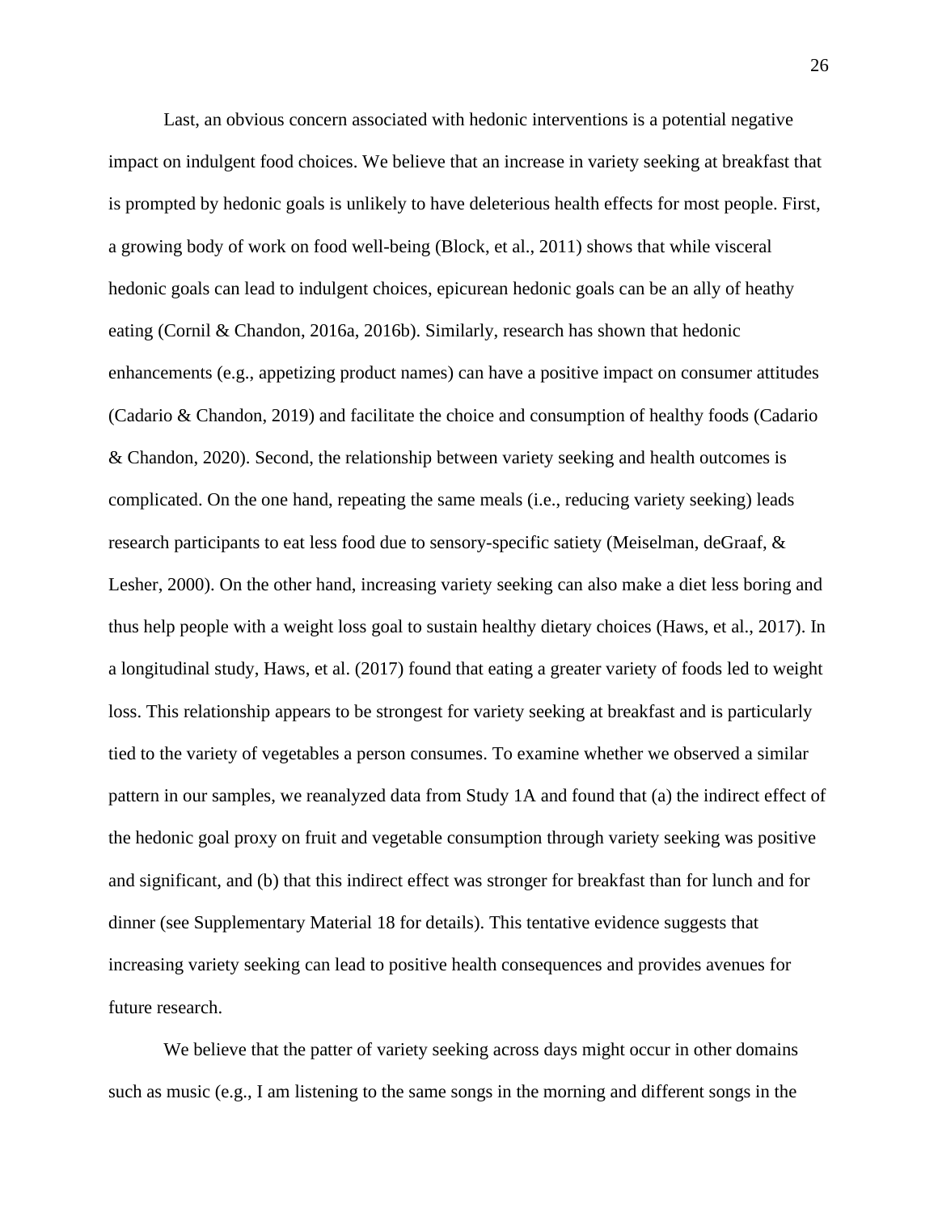Last, an obvious concern associated with hedonic interventions is a potential negative impact on indulgent food choices. We believe that an increase in variety seeking at breakfast that is prompted by hedonic goals is unlikely to have deleterious health effects for most people. First, a growing body of work on food well-being (Block, et al., 2011) shows that while visceral hedonic goals can lead to indulgent choices, epicurean hedonic goals can be an ally of heathy eating (Cornil & Chandon, 2016a, 2016b). Similarly, research has shown that hedonic enhancements (e.g., appetizing product names) can have a positive impact on consumer attitudes (Cadario & Chandon, 2019) and facilitate the choice and consumption of healthy foods (Cadario & Chandon, 2020). Second, the relationship between variety seeking and health outcomes is complicated. On the one hand, repeating the same meals (i.e., reducing variety seeking) leads research participants to eat less food due to sensory-specific satiety (Meiselman, deGraaf, & Lesher, 2000). On the other hand, increasing variety seeking can also make a diet less boring and thus help people with a weight loss goal to sustain healthy dietary choices (Haws, et al., 2017). In a longitudinal study, Haws, et al. (2017) found that eating a greater variety of foods led to weight loss. This relationship appears to be strongest for variety seeking at breakfast and is particularly tied to the variety of vegetables a person consumes. To examine whether we observed a similar pattern in our samples, we reanalyzed data from Study 1A and found that (a) the indirect effect of the hedonic goal proxy on fruit and vegetable consumption through variety seeking was positive and significant, and (b) that this indirect effect was stronger for breakfast than for lunch and for dinner (see Supplementary Material 18 for details). This tentative evidence suggests that increasing variety seeking can lead to positive health consequences and provides avenues for future research.

We believe that the patter of variety seeking across days might occur in other domains such as music (e.g., I am listening to the same songs in the morning and different songs in the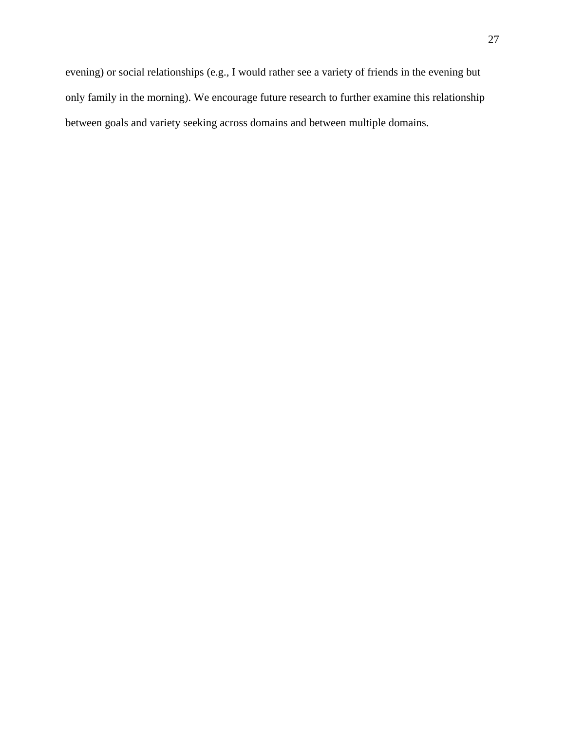evening) or social relationships (e.g., I would rather see a variety of friends in the evening but only family in the morning). We encourage future research to further examine this relationship between goals and variety seeking across domains and between multiple domains.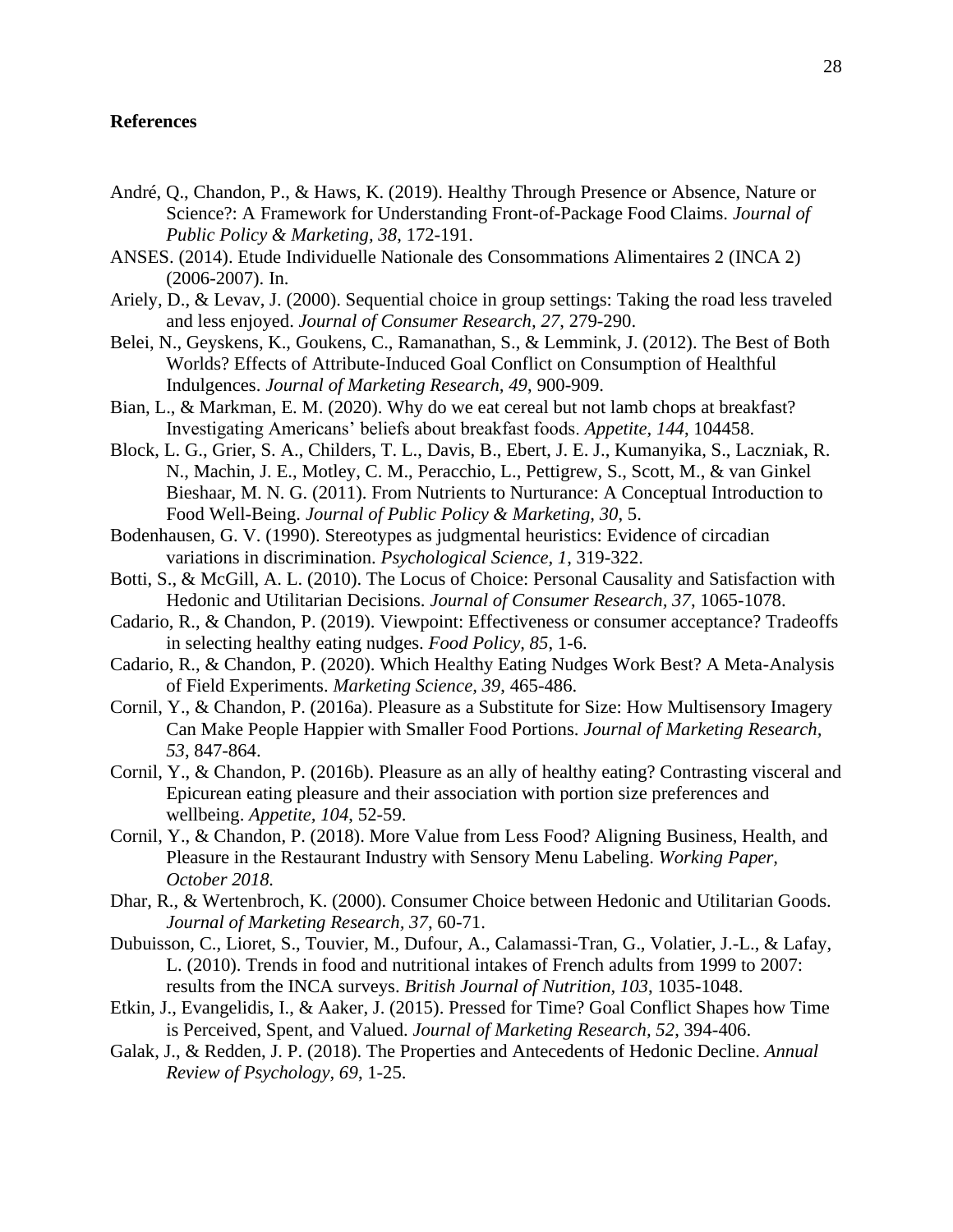**References**

André, Q., Chandon, P., & Haws, K. (2019). Healthy Through Presence or Absence, Nature or Science?: A Framework for Understanding Front-of-Package Food Claims. *Journal of Public Policy & Marketing, 38*, 172-191.

ANSES. (2014). Etude Individuelle Nationale des Consommations Alimentaires 2 (INCA 2) (2006-2007). In.

Ariely, D., & Levav, J. (2000). Sequential choice in group settings: Taking the road less traveled and less enjoyed. *Journal of Consumer Research, 27*, 279-290.

Belei, N., Geyskens, K., Goukens, C., Ramanathan, S., & Lemmink, J. (2012). The Best of Both Worlds? Effects of Attribute-Induced Goal Conflict on Consumption of Healthful Indulgences. *Journal of Marketing Research, 49*, 900-909.

Bian, L., & Markman, E. M. (2020). Why do we eat cereal but not lamb chops at breakfast? Investigating Americans' beliefs about breakfast foods. *Appetite, 144*, 104458.

Block, L. G., Grier, S. A., Childers, T. L., Davis, B., Ebert, J. E. J., Kumanyika, S., Laczniak, R. N., Machin, J. E., Motley, C. M., Peracchio, L., Pettigrew, S., Scott, M., & van Ginkel Bieshaar, M. N. G. (2011). From Nutrients to Nurturance: A Conceptual Introduction to Food Well-Being. *Journal of Public Policy & Marketing, 30*, 5.

Bodenhausen, G. V. (1990). Stereotypes as judgmental heuristics: Evidence of circadian variations in discrimination. *Psychological Science, 1*, 319-322.

Botti, S., & McGill, A. L. (2010). The Locus of Choice: Personal Causality and Satisfaction with Hedonic and Utilitarian Decisions. *Journal of Consumer Research, 37*, 1065-1078.

Cadario, R., & Chandon, P. (2019). Viewpoint: Effectiveness or consumer acceptance? Tradeoffs in selecting healthy eating nudges. *Food Policy, 85*, 1-6.

Cadario, R., & Chandon, P. (2020). Which Healthy Eating Nudges Work Best? A Meta-Analysis of Field Experiments. *Marketing Science, 39*, 465-486.

Cornil, Y., & Chandon, P. (2016a). Pleasure as a Substitute for Size: How Multisensory Imagery Can Make People Happier with Smaller Food Portions. *Journal of Marketing Research, 53*, 847-864.

Cornil, Y., & Chandon, P. (2016b). Pleasure as an ally of healthy eating? Contrasting visceral and Epicurean eating pleasure and their association with portion size preferences and wellbeing. *Appetite, 104*, 52-59.

Cornil, Y., & Chandon, P. (2018). More Value from Less Food? Aligning Business, Health, and Pleasure in the Restaurant Industry with Sensory Menu Labeling. *Working Paper, October 2018.*

Dhar, R., & Wertenbroch, K. (2000). Consumer Choice between Hedonic and Utilitarian Goods. *Journal of Marketing Research, 37*, 60-71.

Dubuisson, C., Lioret, S., Touvier, M., Dufour, A., Calamassi-Tran, G., Volatier, J.-L., & Lafay, L. (2010). Trends in food and nutritional intakes of French adults from 1999 to 2007: results from the INCA surveys. *British Journal of Nutrition, 103*, 1035-1048.

Etkin, J., Evangelidis, I., & Aaker, J. (2015). Pressed for Time? Goal Conflict Shapes how Time is Perceived, Spent, and Valued. *Journal of Marketing Research, 52*, 394-406.

Galak, J., & Redden, J. P. (2018). The Properties and Antecedents of Hedonic Decline. *Annual Review of Psychology, 69*, 1-25.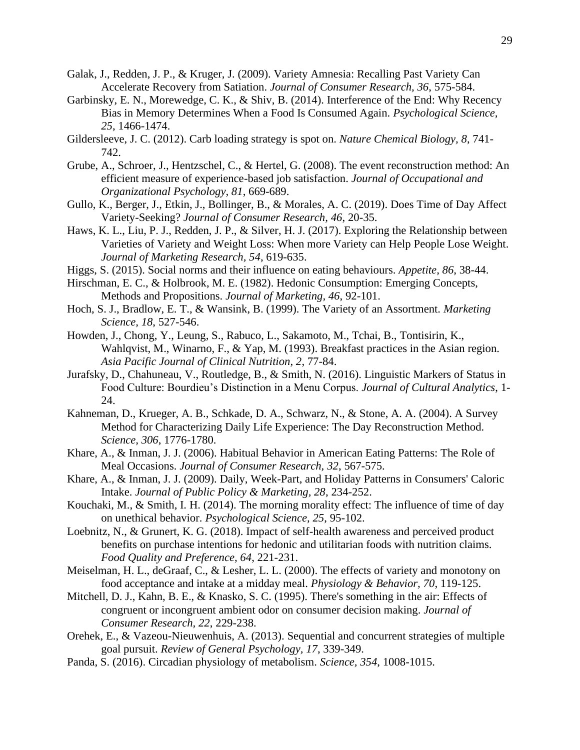Galak, J., Redden, J. P., & Kruger, J. (2009). Variety Amnesia: Recalling Past Variety Can Accelerate Recovery from Satiation. *Journal of Consumer Research, 36*, 575-584.

Garbinsky, E. N., Morewedge, C. K., & Shiv, B. (2014). Interference of the End: Why Recency Bias in Memory Determines When a Food Is Consumed Again. *Psychological Science, 25*, 1466-1474.

Gildersleeve, J. C. (2012). Carb loading strategy is spot on. *Nature Chemical Biology, 8*, 741-742.

Grube, A., Schroer, J., Hentzschel, C., & Hertel, G. (2008). The event reconstruction method: An efficient measure of experience-based job satisfaction. *Journal of Occupational and Organizational Psychology, 81*, 669-689.

Gullo, K., Berger, J., Etkin, J., Bollinger, B., & Morales, A. C. (2019). Does Time of Day Affect Variety-Seeking? *Journal of Consumer Research, 46*, 20-35.

Haws, K. L., Liu, P. J., Redden, J. P., & Silver, H. J. (2017). Exploring the Relationship between Varieties of Variety and Weight Loss: When more Variety can Help People Lose Weight. *Journal of Marketing Research, 54*, 619-635.

Higgs, S. (2015). Social norms and their influence on eating behaviours. *Appetite, 86*, 38-44.

Hirschman, E. C., & Holbrook, M. E. (1982). Hedonic Consumption: Emerging Concepts, Methods and Propositions. *Journal of Marketing, 46*, 92-101.

Hoch, S. J., Bradlow, E. T., & Wansink, B. (1999). The Variety of an Assortment. *Marketing Science, 18*, 527-546.

Howden, J., Chong, Y., Leung, S., Rabuco, L., Sakamoto, M., Tchai, B., Tontisirin, K., Wahlqvist, M., Winarno, F., & Yap, M. (1993). Breakfast practices in the Asian region. *Asia Pacific Journal of Clinical Nutrition, 2*, 77-84.

Jurafsky, D., Chahuneau, V., Routledge, B., & Smith, N. (2016). Linguistic Markers of Status in Food Culture: Bourdieu's Distinction in a Menu Corpus. *Journal of Cultural Analytics*, 1-24.

Kahneman, D., Krueger, A. B., Schkade, D. A., Schwarz, N., & Stone, A. A. (2004). A Survey Method for Characterizing Daily Life Experience: The Day Reconstruction Method. *Science, 306*, 1776-1780.

Khare, A., & Inman, J. J. (2006). Habitual Behavior in American Eating Patterns: The Role of Meal Occasions. *Journal of Consumer Research, 32*, 567-575.

Khare, A., & Inman, J. J. (2009). Daily, Week-Part, and Holiday Patterns in Consumers' Caloric Intake. *Journal of Public Policy & Marketing, 28*, 234-252.

Kouchaki, M., & Smith, I. H. (2014). The morning morality effect: The influence of time of day on unethical behavior. *Psychological Science, 25*, 95-102.

Loebnitz, N., & Grunert, K. G. (2018). Impact of self-health awareness and perceived product benefits on purchase intentions for hedonic and utilitarian foods with nutrition claims. *Food Quality and Preference, 64*, 221-231.

Meiselman, H. L., deGraaf, C., & Lesher, L. L. (2000). The effects of variety and monotony on food acceptance and intake at a midday meal. *Physiology & Behavior, 70*, 119-125.

Mitchell, D. J., Kahn, B. E., & Knasko, S. C. (1995). There's something in the air: Effects of congruent or incongruent ambient odor on consumer decision making. *Journal of Consumer Research, 22*, 229-238.

Orehek, E., & Vazeou-Nieuwenhuis, A. (2013). Sequential and concurrent strategies of multiple goal pursuit. *Review of General Psychology, 17*, 339-349.

Panda, S. (2016). Circadian physiology of metabolism. *Science, 354*, 1008-1015.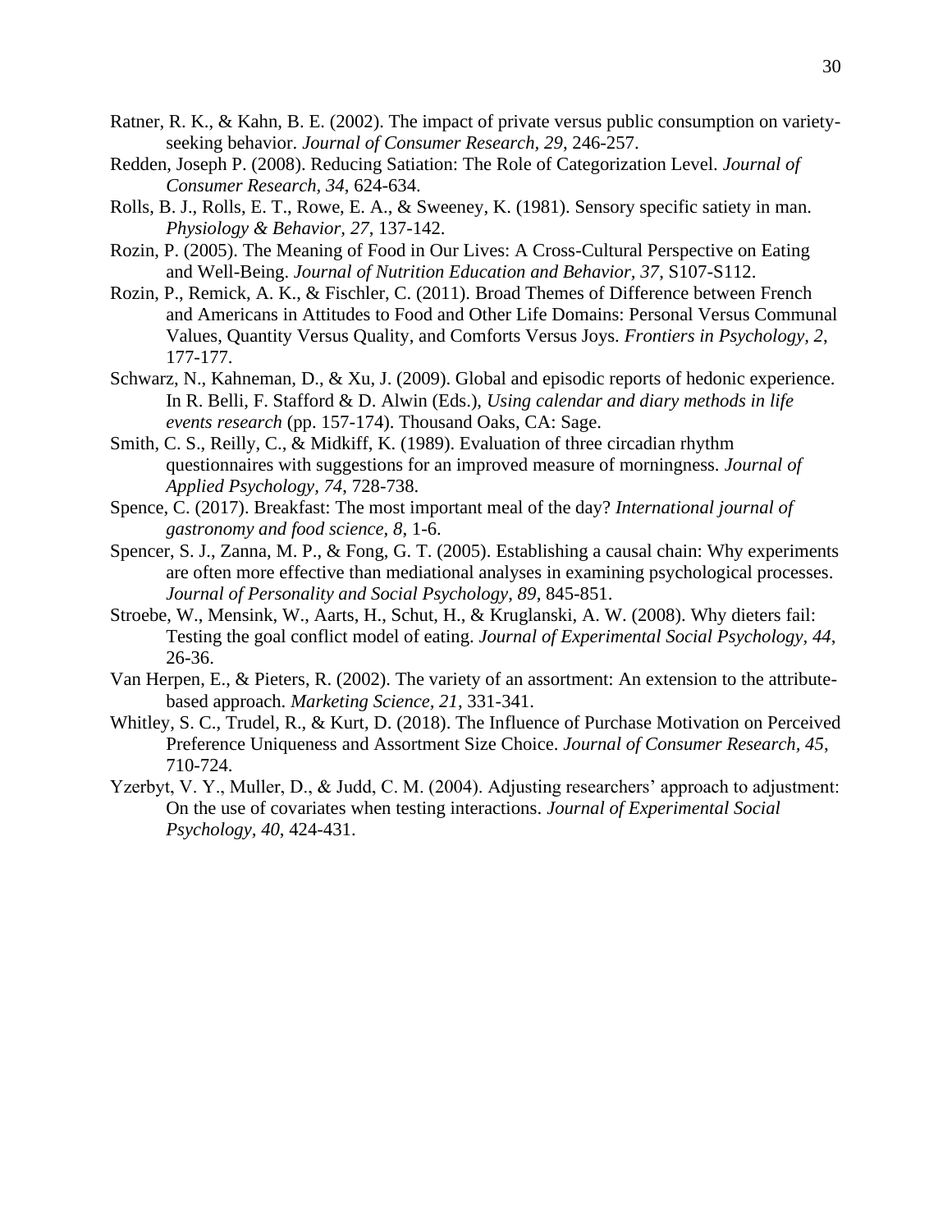Ratner, R. K., & Kahn, B. E. (2002). The impact of private versus public consumption on variety-seeking behavior. *Journal of Consumer Research, 29*, 246-257.

Redden, Joseph P. (2008). Reducing Satiation: The Role of Categorization Level. *Journal of Consumer Research*, *34*, 624-634.

Rolls, B. J., Rolls, E. T., Rowe, E. A., & Sweeney, K. (1981). Sensory specific satiety in man. *Physiology & Behavior*, *27*, 137-142.

Rozin, P. (2005). The Meaning of Food in Our Lives: A Cross-Cultural Perspective on Eating and Well-Being. *Journal of Nutrition Education and Behavior, 37*, S107-S112.

Rozin, P., Remick, A. K., & Fischler, C. (2011). Broad Themes of Difference between French and Americans in Attitudes to Food and Other Life Domains: Personal Versus Communal Values, Quantity Versus Quality, and Comforts Versus Joys. *Frontiers in Psychology, 2*, 177-177.

Schwarz, N., Kahneman, D., & Xu, J. (2009). Global and episodic reports of hedonic experience. In R. Belli, F. Stafford & D. Alwin (Eds.), *Using calendar and diary methods in life events research* (pp. 157-174). Thousand Oaks, CA: Sage.

Smith, C. S., Reilly, C., & Midkiff, K. (1989). Evaluation of three circadian rhythm questionnaires with suggestions for an improved measure of morningness. *Journal of Applied Psychology*, *74*, 728-738.

Spence, C. (2017). Breakfast: The most important meal of the day? *International journal of gastronomy and food science*, *8*, 1-6.

Spencer, S. J., Zanna, M. P., & Fong, G. T. (2005). Establishing a causal chain: Why experiments are often more effective than mediational analyses in examining psychological processes. *Journal of Personality and Social Psychology, 89*, 845-851.

Stroebe, W., Mensink, W., Aarts, H., Schut, H., & Kruglanski, A. W. (2008). Why dieters fail: Testing the goal conflict model of eating. *Journal of Experimental Social Psychology*, *44*, 26-36.

Van Herpen, E., & Pieters, R. (2002). The variety of an assortment: An extension to the attribute-based approach. *Marketing Science*, *21*, 331-341.

Whitley, S. C., Trudel, R., & Kurt, D. (2018). The Influence of Purchase Motivation on Perceived Preference Uniqueness and Assortment Size Choice. *Journal of Consumer Research, 45*, 710-724.

Yzerbyt, V. Y., Muller, D., & Judd, C. M. (2004). Adjusting researchers' approach to adjustment: On the use of covariates when testing interactions. *Journal of Experimental Social Psychology*, *40*, 424-431.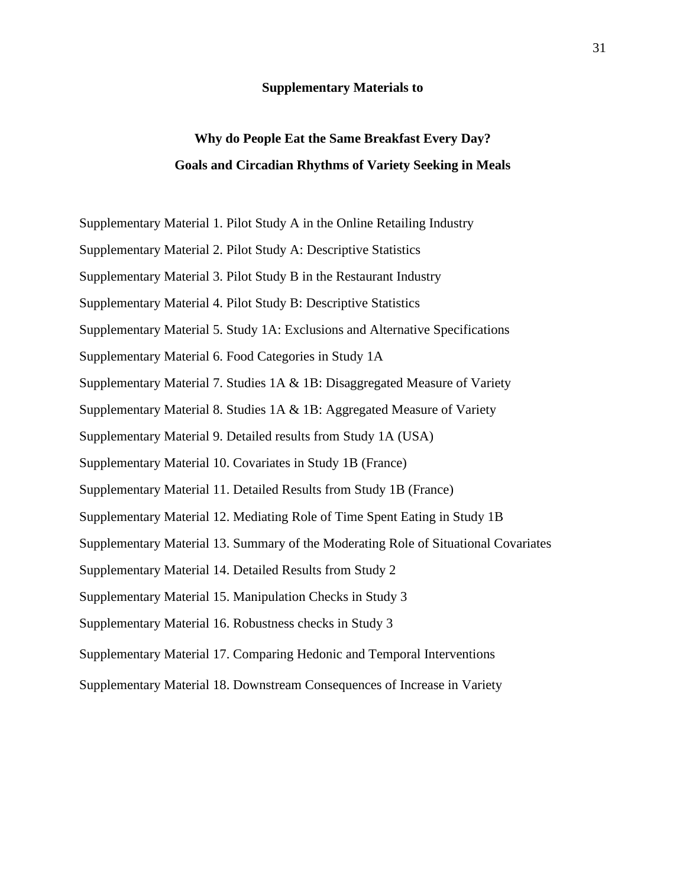**Supplementary Materials to**

**Why do People Eat the Same Breakfast Every Day?**

**Goals and Circadian Rhythms of Variety Seeking in Meals**

Supplementary Material 1. Pilot Study A in the Online Retailing Industry

Supplementary Material 2. Pilot Study A: Descriptive Statistics

Supplementary Material 3. Pilot Study B in the Restaurant Industry

Supplementary Material 4. Pilot Study B: Descriptive Statistics

Supplementary Material 5. Study 1A: Exclusions and Alternative Specifications

Supplementary Material 6. Food Categories in Study 1A

Supplementary Material 7. Studies 1A & 1B: Disaggregated Measure of Variety

Supplementary Material 8. Studies 1A & 1B: Aggregated Measure of Variety

Supplementary Material 9. Detailed results from Study 1A (USA)

Supplementary Material 10. Covariates in Study 1B (France)

Supplementary Material 11. Detailed Results from Study 1B (France)

Supplementary Material 12. Mediating Role of Time Spent Eating in Study 1B

Supplementary Material 13. Summary of the Moderating Role of Situational Covariates

Supplementary Material 14. Detailed Results from Study 2

Supplementary Material 15. Manipulation Checks in Study 3

Supplementary Material 16. Robustness checks in Study 3

Supplementary Material 17. Comparing Hedonic and Temporal Interventions

Supplementary Material 18. Downstream Consequences of Increase in Variety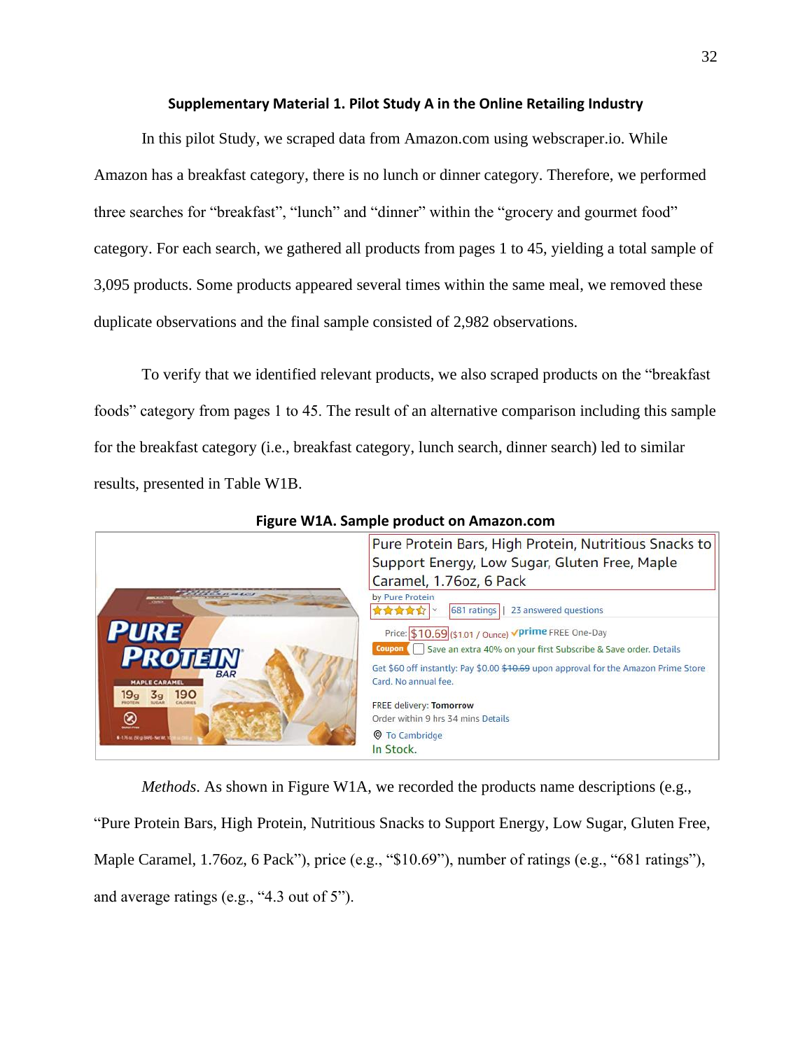## Supplementary Material 1. Pilot Study A in the Online Retailing Industry

In this pilot Study, we scraped data from Amazon.com using webscraper.io. While Amazon has a breakfast category, there is no lunch or dinner category. Therefore, we performed three searches for “breakfast”, “lunch” and “dinner” within the “grocery and gourmet food” category. For each search, we gathered all products from pages 1 to 45, yielding a total sample of 3,095 products. Some products appeared several times within the same meal, we removed these duplicate observations and the final sample consisted of 2,982 observations.

To verify that we identified relevant products, we also scraped products on the “breakfast foods” category from pages 1 to 45. The result of an alternative comparison including this sample for the breakfast category (i.e., breakfast category, lunch search, dinner search) led to similar results, presented in Table W1B.

**Figure W1A. Sample product on Amazon.com**

*Methods*. As shown in Figure W1A, we recorded the products name descriptions (e.g., “Pure Protein Bars, High Protein, Nutritious Snacks to Support Energy, Low Sugar, Gluten Free, Maple Caramel, 1.76oz, 6 Pack”), price (e.g., “$10.69”), number of ratings (e.g., “681 ratings”), and average ratings (e.g., “4.3 out of 5”).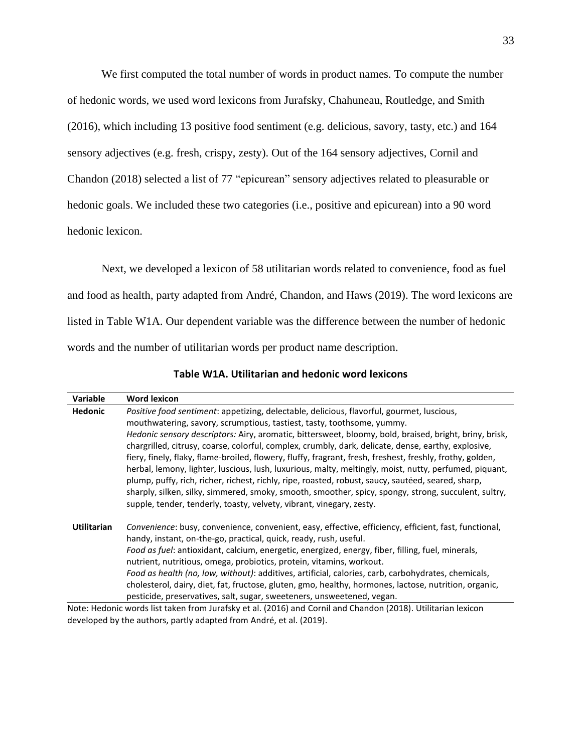We first computed the total number of words in product names. To compute the number of hedonic words, we used word lexicons from Jurafsky, Chahuneau, Routledge, and Smith (2016), which including 13 positive food sentiment (e.g. delicious, savory, tasty, etc.) and 164 sensory adjectives (e.g. fresh, crispy, zesty). Out of the 164 sensory adjectives, Cornil and Chandon (2018) selected a list of 77 "epicurean" sensory adjectives related to pleasurable or hedonic goals. We included these two categories (i.e., positive and epicurean) into a 90 word hedonic lexicon.

Next, we developed a lexicon of 58 utilitarian words related to convenience, food as fuel and food as health, party adapted from André, Chandon, and Haws (2019). The word lexicons are listed in Table W1A. Our dependent variable was the difference between the number of hedonic words and the number of utilitarian words per product name description.

**Table W1A. Utilitarian and hedonic word lexicons**

| Variable | Word lexicon |
|---|---|
| **Hedonic** | *Positive food sentiment*: appetizing, delectable, delicious, flavorful, gourmet, luscious, mouthwatering, savory, scrumptious, tastiest, tasty, toothsome, yummy. *Hedonic sensory descriptors:* Airy, aromatic, bittersweet, bloomy, bold, braised, bright, briny, brisk, chargrilled, citrusy, coarse, colorful, complex, crumbly, dark, delicate, dense, earthy, explosive, fiery, finely, flaky, flame-broiled, flowery, fluffy, fragrant, fresh, freshest, freshly, frothy, golden, herbal, lemony, lighter, luscious, lush, luxurious, malty, meltingly, moist, nutty, perfumed, piquant, plump, puffy, rich, richer, richest, richly, ripe, roasted, robust, saucy, sautéed, seared, sharp, sharply, silken, silky, simmered, smoky, smooth, smoother, spicy, spongy, strong, succulent, sultry, supple, tender, tenderly, toasty, velvety, vibrant, vinegary, zesty. |
| **Utilitarian** | *Convenience*: busy, convenience, convenient, easy, effective, efficiency, efficient, fast, functional, handy, instant, on-the-go, practical, quick, ready, rush, useful. *Food as fuel*: antioxidant, calcium, energetic, energized, energy, fiber, filling, fuel, minerals, nutrient, nutritious, omega, probiotics, protein, vitamins, workout. *Food as health (no, low, without)*: additives, artificial, calories, carb, carbohydrates, chemicals, cholesterol, dairy, diet, fat, fructose, gluten, gmo, healthy, hormones, lactose, nutrition, organic, pesticide, preservatives, salt, sugar, sweeteners, unsweetened, vegan. |

Note: Hedonic words list taken from Jurafsky et al. (2016) and Cornil and Chandon (2018). Utilitarian lexicon developed by the authors, partly adapted from André, et al. (2019).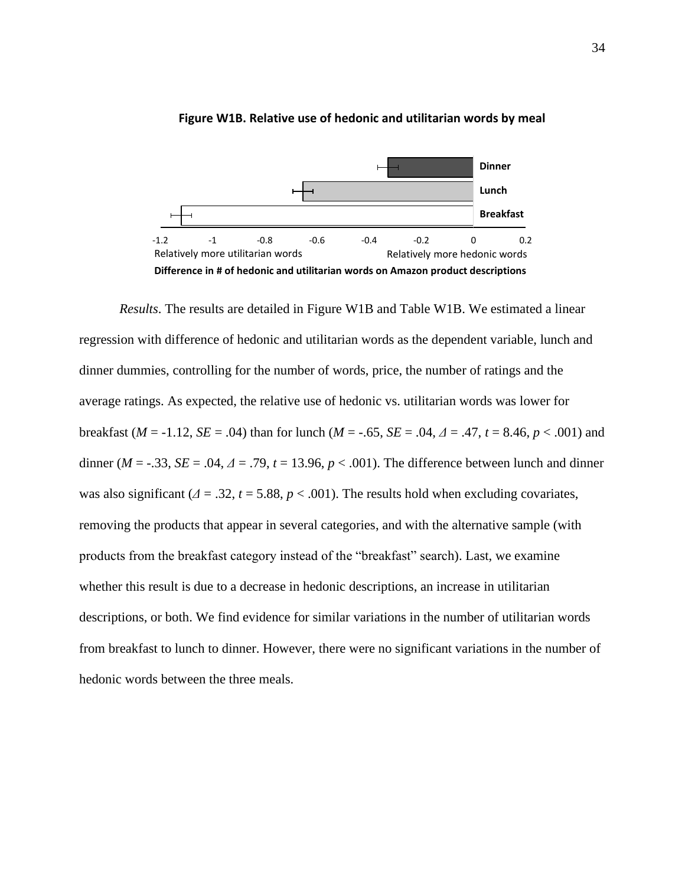**Figure W1B. Relative use of hedonic and utilitarian words by meal**

*Results*. The results are detailed in Figure W1B and Table W1B. We estimated a linear regression with difference of hedonic and utilitarian words as the dependent variable, lunch and dinner dummies, controlling for the number of words, price, the number of ratings and the average ratings. As expected, the relative use of hedonic vs. utilitarian words was lower for breakfast ($M$ = -1.12, $SE$ = .04) than for lunch ($M$ = -.65, $SE$ = .04, $\Delta$ = .47, $t$ = 8.46, $p$ < .001) and dinner ($M$ = -.33, $SE$ = .04, $\Delta$ = .79, $t$ = 13.96, $p$ < .001). The difference between lunch and dinner was also significant ($\Delta$ = .32, $t$ = 5.88, $p$ < .001). The results hold when excluding covariates, removing the products that appear in several categories, and with the alternative sample (with products from the breakfast category instead of the "breakfast" search). Last, we examine whether this result is due to a decrease in hedonic descriptions, an increase in utilitarian descriptions, or both. We find evidence for similar variations in the number of utilitarian words from breakfast to lunch to dinner. However, there were no significant variations in the number of hedonic words between the three meals.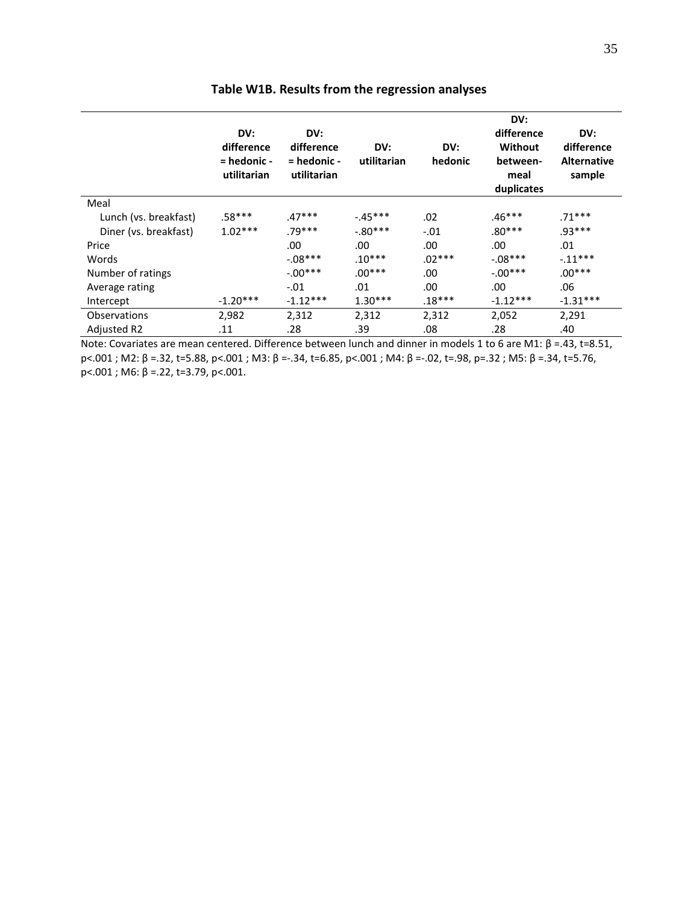### Table W1B. Results from the regression analyses

| | DV: difference = hedonic - utilitarian | DV: difference = hedonic - utilitarian | DV: utilitarian | DV: hedonic | DV: difference Without between-meal duplicates | DV: difference Alternative sample |
|---|---|---|---|---|---|---|
| Meal | | | | | | |
| Lunch (vs. breakfast) | .58*** | .47*** | -.45*** | .02 | .46*** | .71*** |
| Diner (vs. breakfast) | 1.02*** | .79*** | -.80*** | -.01 | .80*** | .93*** |
| Price | | .00 | .00 | .00 | .00 | .01 |
| Words | | -.08*** | .10*** | .02*** | -.08*** | -.11*** |
| Number of ratings | | -.00*** | .00*** | .00 | -.00*** | .00*** |
| Average rating | | -.01 | .01 | .00 | .00 | .06 |
| Intercept | -1.20*** | -1.12*** | 1.30*** | .18*** | -1.12*** | -1.31*** |
| Observations | 2,982 | 2,312 | 2,312 | 2,312 | 2,052 | 2,291 |
| Adjusted R2 | .11 | .28 | .39 | .08 | .28 | .40 |

Note: Covariates are mean centered. Difference between lunch and dinner in models 1 to 6 are M1: $\beta$ =.43, t=8.51, $p<.001$ ; M2: $\beta$ =.32, t=5.88, $p<.001$ ; M3: $\beta$ =-.34, t=6.85, $p<.001$ ; M4: $\beta$ =-.02, t=.98, p=.32 ; M5: $\beta$ =.34, t=5.76, $p<.001$ ; M6: $\beta$ =.22, t=3.79, $p<.001$.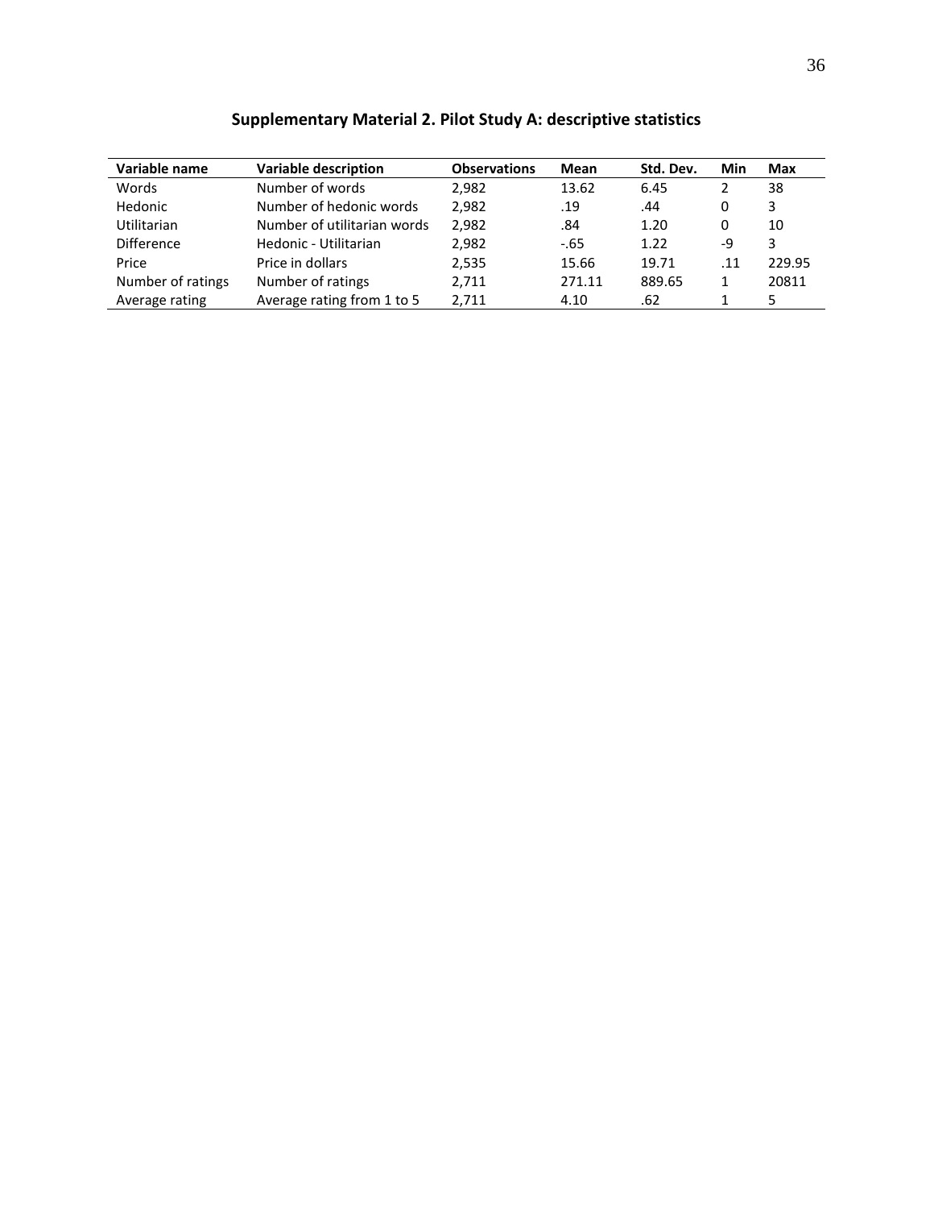## Supplementary Material 2. Pilot Study A: descriptive statistics

| Variable name | Variable description | Observations | Mean | Std. Dev. | Min | Max |
| --- | --- | --- | --- | --- | --- | --- |
| Words | Number of words | 2,982 | 13.62 | 6.45 | 2 | 38 |
| Hedonic | Number of hedonic words | 2,982 | .19 | .44 | 0 | 3 |
| Utilitarian | Number of utilitarian words | 2,982 | .84 | 1.20 | 0 | 10 |
| Difference | Hedonic - Utilitarian | 2,982 | -.65 | 1.22 | -9 | 3 |
| Price | Price in dollars | 2,535 | 15.66 | 19.71 | .11 | 229.95 |
| Number of ratings | Number of ratings | 2,711 | 271.11 | 889.65 | 1 | 20811 |
| Average rating | Average rating from 1 to 5 | 2,711 | 4.10 | .62 | 1 | 5 |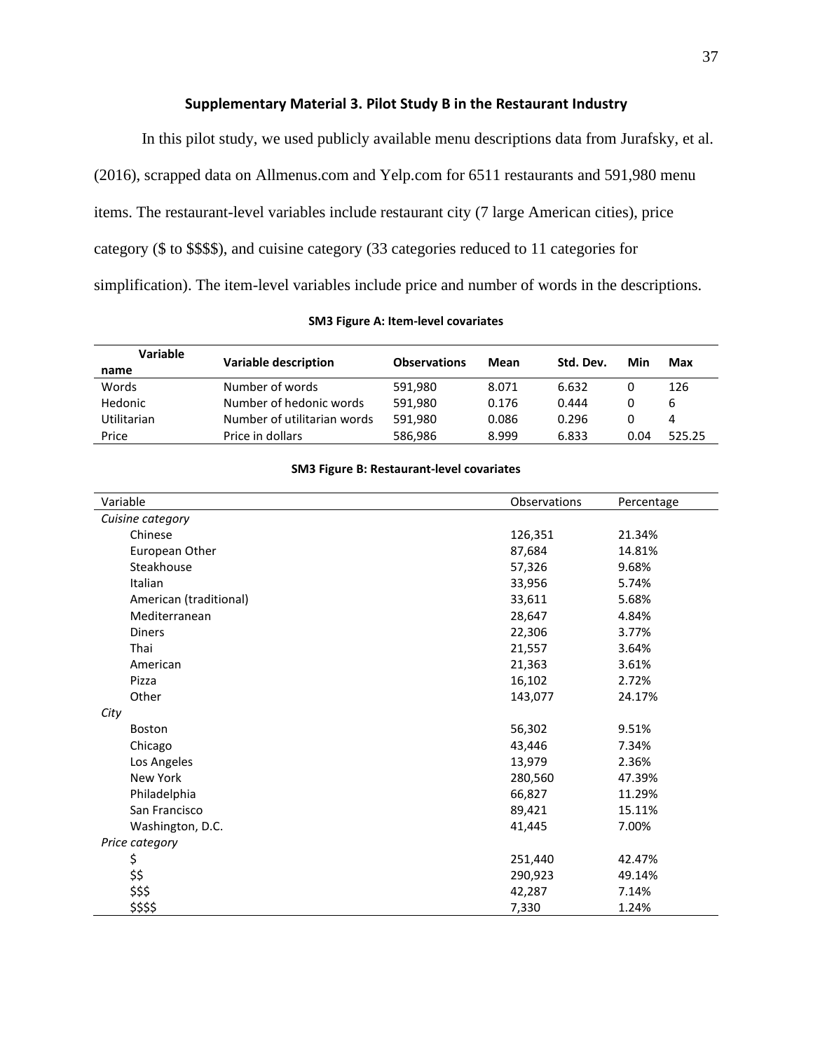## Supplementary Material 3. Pilot Study B in the Restaurant Industry

In this pilot study, we used publicly available menu descriptions data from Jurafsky, et al. (2016), scrapped data on Allmenus.com and Yelp.com for 6511 restaurants and 591,980 menu items. The restaurant-level variables include restaurant city (7 large American cities), price category ($ to $$$$), and cuisine category (33 categories reduced to 11 categories for simplification). The item-level variables include price and number of words in the descriptions.

**SM3 Figure A: Item-level covariates**

| Variable name | Variable description | Observations | Mean | Std. Dev. | Min | Max |
|---|---|---|---|---|---|---|
| Words | Number of words | 591,980 | 8.071 | 6.632 | 0 | 126 |
| Hedonic | Number of hedonic words | 591,980 | 0.176 | 0.444 | 0 | 6 |
| Utilitarian | Number of utilitarian words | 591,980 | 0.086 | 0.296 | 0 | 4 |
| Price | Price in dollars | 586,986 | 8.999 | 6.833 | 0.04 | 525.25 |

**SM3 Figure B: Restaurant-level covariates**

| Variable | Observations | Percentage |
|---|---|---|
| *Cuisine category* | | |
| Chinese | 126,351 | 21.34% |
| European Other | 87,684 | 14.81% |
| Steakhouse | 57,326 | 9.68% |
| Italian | 33,956 | 5.74% |
| American (traditional) | 33,611 | 5.68% |
| Mediterranean | 28,647 | 4.84% |
| Diners | 22,306 | 3.77% |
| Thai | 21,557 | 3.64% |
| American | 21,363 | 3.61% |
| Pizza | 16,102 | 2.72% |
| Other | 143,077 | 24.17% |
| *City* | | |
| Boston | 56,302 | 9.51% |
| Chicago | 43,446 | 7.34% |
| Los Angeles | 13,979 | 2.36% |
| New York | 280,560 | 47.39% |
| Philadelphia | 66,827 | 11.29% |
| San Francisco | 89,421 | 15.11% |
| Washington, D.C. | 41,445 | 7.00% |
| *Price category* | | |
| $ | 251,440 | 42.47% |
| $$ | 290,923 | 49.14% |
| $$$ | 42,287 | 7.14% |
| $$$$ | 7,330 | 1.24% |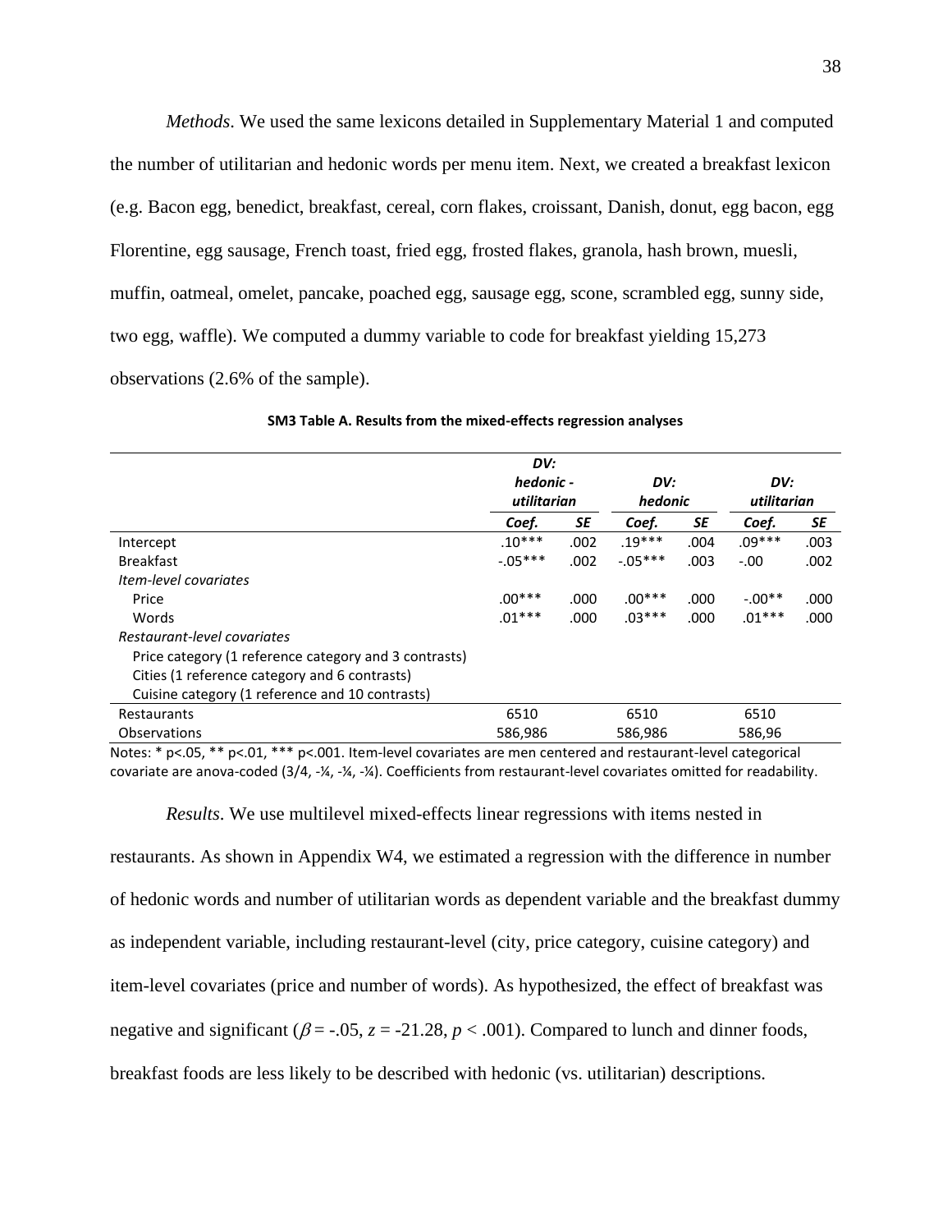*Methods*. We used the same lexicons detailed in Supplementary Material 1 and computed the number of utilitarian and hedonic words per menu item. Next, we created a breakfast lexicon (e.g. Bacon egg, benedict, breakfast, cereal, corn flakes, croissant, Danish, donut, egg bacon, egg Florentine, egg sausage, French toast, fried egg, frosted flakes, granola, hash brown, muesli, muffin, oatmeal, omelet, pancake, poached egg, sausage egg, scone, scrambled egg, sunny side, two egg, waffle). We computed a dummy variable to code for breakfast yielding 15,273 observations (2.6% of the sample).

**SM3 Table A. Results from the mixed-effects regression analyses**

| | *DV: hedonic - utilitarian* | | *DV: hedonic* | | *DV: utilitarian* | |
|---|---|---|---|---|---|---|
| | *Coef.* | *SE* | *Coef.* | *SE* | *Coef.* | *SE* |
| Intercept | .10*** | .002 | .19*** | .004 | .09*** | .003 |
| Breakfast | -.05*** | .002 | -.05*** | .003 | -.00 | .002 |
| *Item-level covariates* | | | | | | |
| Price | .00*** | .000 | .00*** | .000 | -.00** | .000 |
| Words | .01*** | .000 | .03*** | .000 | .01*** | .000 |
| *Restaurant-level covariates* | | | | | | |
| Price category (1 reference category and 3 contrasts) | | | | | | |
| Cities (1 reference category and 6 contrasts) | | | | | | |
| Cuisine category (1 reference and 10 contrasts) | | | | | | |
| Restaurants | 6510 | | 6510 | | 6510 | |
| Observations | 586,986 | | 586,986 | | 586,96 | |

Notes: * p<.05, ** p<.01, *** p<.001. Item-level covariates are men centered and restaurant-level categorical covariate are anova-coded (3/4, -¼, -¼, -¼). Coefficients from restaurant-level covariates omitted for readability.

*Results*. We use multilevel mixed-effects linear regressions with items nested in restaurants. As shown in Appendix W4, we estimated a regression with the difference in number of hedonic words and number of utilitarian words as dependent variable and the breakfast dummy as independent variable, including restaurant-level (city, price category, cuisine category) and item-level covariates (price and number of words). As hypothesized, the effect of breakfast was negative and significant ($\beta$ = -.05, $z$ = -21.28, $p$ < .001). Compared to lunch and dinner foods, breakfast foods are less likely to be described with hedonic (vs. utilitarian) descriptions.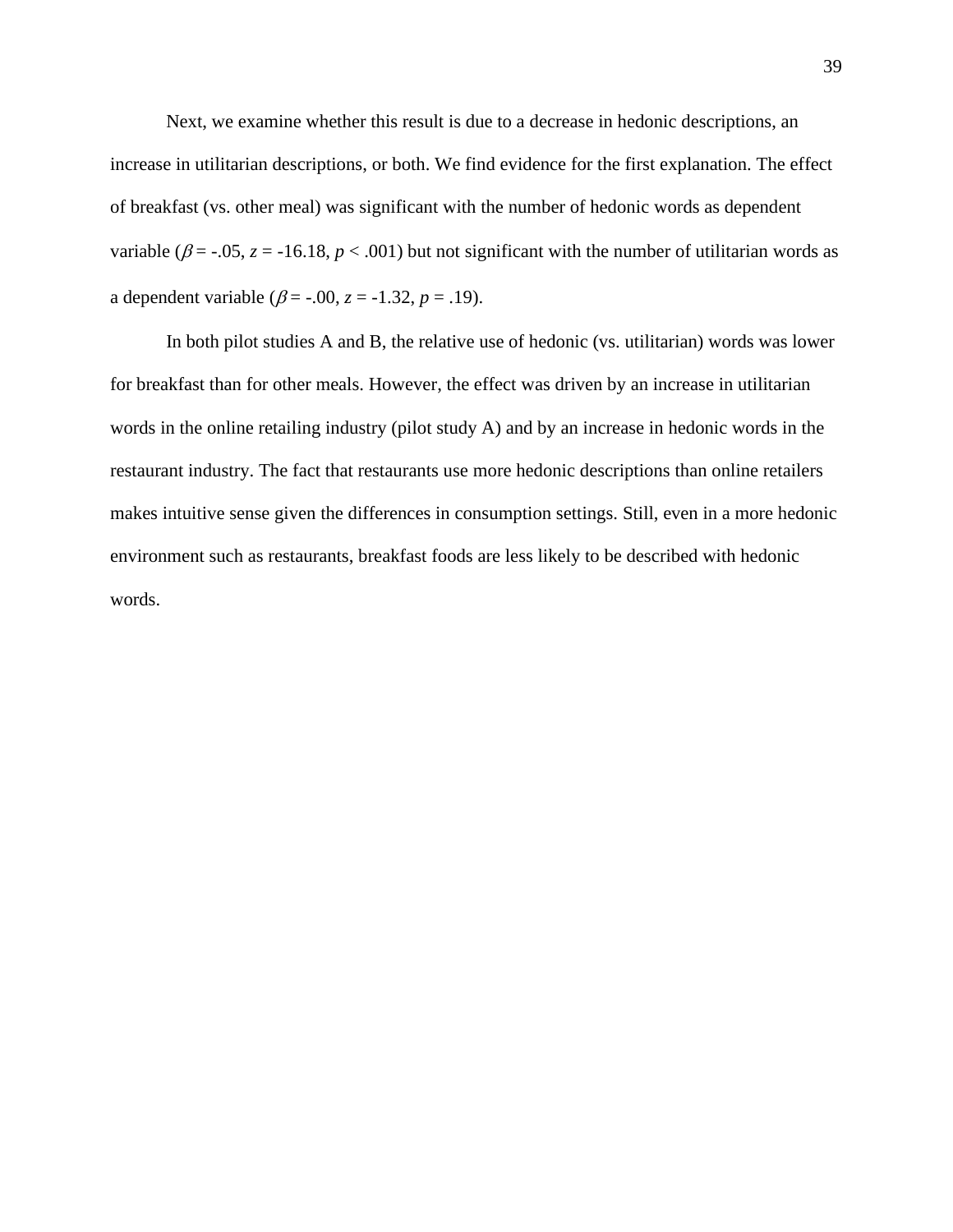Next, we examine whether this result is due to a decrease in hedonic descriptions, an increase in utilitarian descriptions, or both. We find evidence for the first explanation. The effect of breakfast (vs. other meal) was significant with the number of hedonic words as dependent variable ($\beta$ = -.05, $z$ = -16.18, $p$ < .001) but not significant with the number of utilitarian words as a dependent variable ($\beta$ = -.00, $z$ = -1.32, $p$ = .19).

In both pilot studies A and B, the relative use of hedonic (vs. utilitarian) words was lower for breakfast than for other meals. However, the effect was driven by an increase in utilitarian words in the online retailing industry (pilot study A) and by an increase in hedonic words in the restaurant industry. The fact that restaurants use more hedonic descriptions than online retailers makes intuitive sense given the differences in consumption settings. Still, even in a more hedonic environment such as restaurants, breakfast foods are less likely to be described with hedonic words.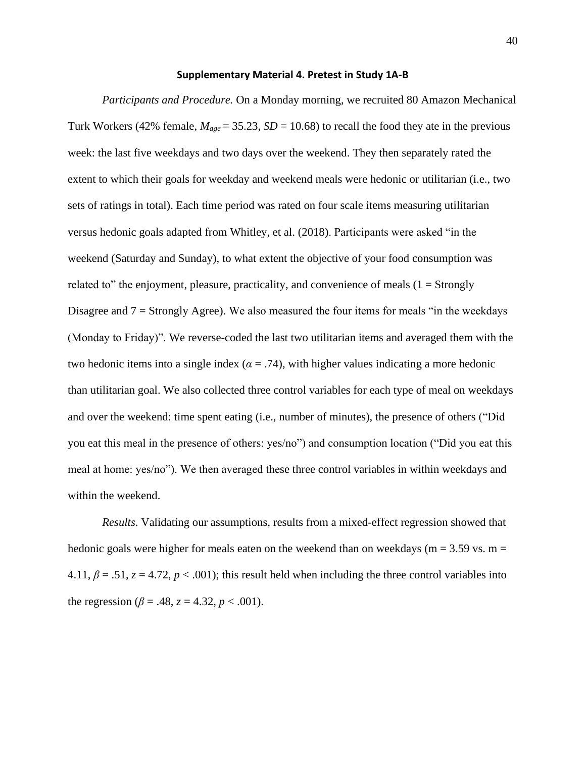### Supplementary Material 4. Pretest in Study 1A-B

*Participants and Procedure.* On a Monday morning, we recruited 80 Amazon Mechanical Turk Workers (42% female, $M_{age}$ = 35.23, $SD$ = 10.68) to recall the food they ate in the previous week: the last five weekdays and two days over the weekend. They then separately rated the extent to which their goals for weekday and weekend meals were hedonic or utilitarian (i.e., two sets of ratings in total). Each time period was rated on four scale items measuring utilitarian versus hedonic goals adapted from Whitley, et al. (2018). Participants were asked "in the weekend (Saturday and Sunday), to what extent the objective of your food consumption was related to" the enjoyment, pleasure, practicality, and convenience of meals (1 = Strongly Disagree and 7 = Strongly Agree). We also measured the four items for meals "in the weekdays (Monday to Friday)". We reverse-coded the last two utilitarian items and averaged them with the two hedonic items into a single index ($\alpha$ = .74), with higher values indicating a more hedonic than utilitarian goal. We also collected three control variables for each type of meal on weekdays and over the weekend: time spent eating (i.e., number of minutes), the presence of others ("Did you eat this meal in the presence of others: yes/no") and consumption location ("Did you eat this meal at home: yes/no"). We then averaged these three control variables in within weekdays and within the weekend.

*Results*. Validating our assumptions, results from a mixed-effect regression showed that hedonic goals were higher for meals eaten on the weekend than on weekdays (m = 3.59 vs. m = 4.11, $\beta$ = .51, $z$ = 4.72, $p$ < .001); this result held when including the three control variables into the regression ($\beta$ = .48, $z$ = 4.32, $p$ < .001).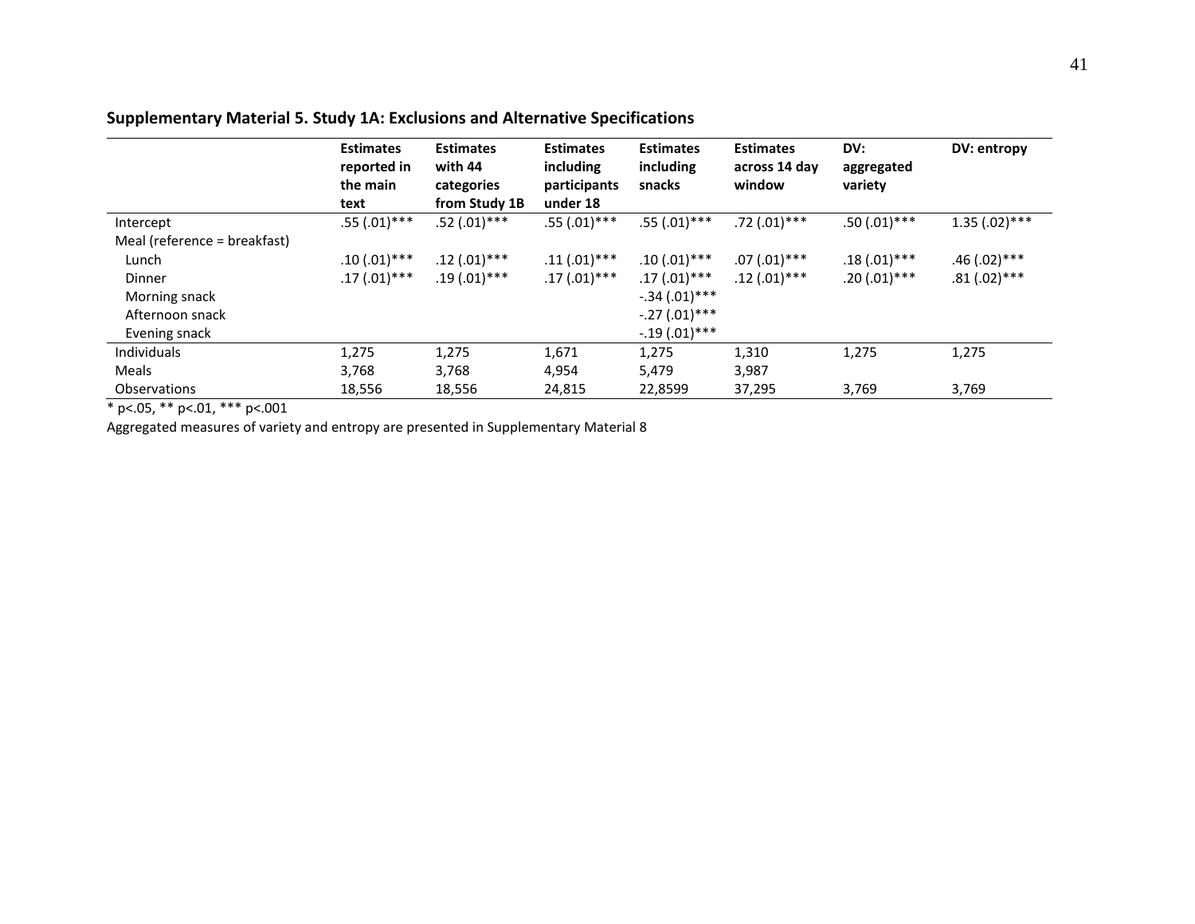## Supplementary Material 5. Study 1A: Exclusions and Alternative Specifications

| | **Estimates reported in the main text** | **Estimates with 44 categories from Study 1B** | **Estimates including participants under 18** | **Estimates including snacks** | **Estimates across 14 day window** | **DV: aggregated variety** | **DV: entropy** |
|---|---|---|---|---|---|---|---|
| Intercept | .55 (.01)*** | .52 (.01)*** | .55 (.01)*** | .55 (.01)*** | .72 (.01)*** | .50 (.01)*** | 1.35 (.02)*** |
| Meal (reference = breakfast) | | | | | | | |
| Lunch | .10 (.01)*** | .12 (.01)*** | .11 (.01)*** | .10 (.01)*** | .07 (.01)*** | .18 (.01)*** | .46 (.02)*** |
| Dinner | .17 (.01)*** | .19 (.01)*** | .17 (.01)*** | .17 (.01)*** | .12 (.01)*** | .20 (.01)*** | .81 (.02)*** |
| Morning snack | | | | -.34 (.01)*** | | | |
| Afternoon snack | | | | -.27 (.01)*** | | | |
| Evening snack | | | | -.19 (.01)*** | | | |
| Individuals | 1,275 | 1,275 | 1,671 | 1,275 | 1,310 | 1,275 | 1,275 |
| Meals | 3,768 | 3,768 | 4,954 | 5,479 | 3,987 | | |
| Observations | 18,556 | 18,556 | 24,815 | 22,8599 | 37,295 | 3,769 | 3,769 |

* p<.05, ** p<.01, *** p<.001

Aggregated measures of variety and entropy are presented in Supplementary Material 8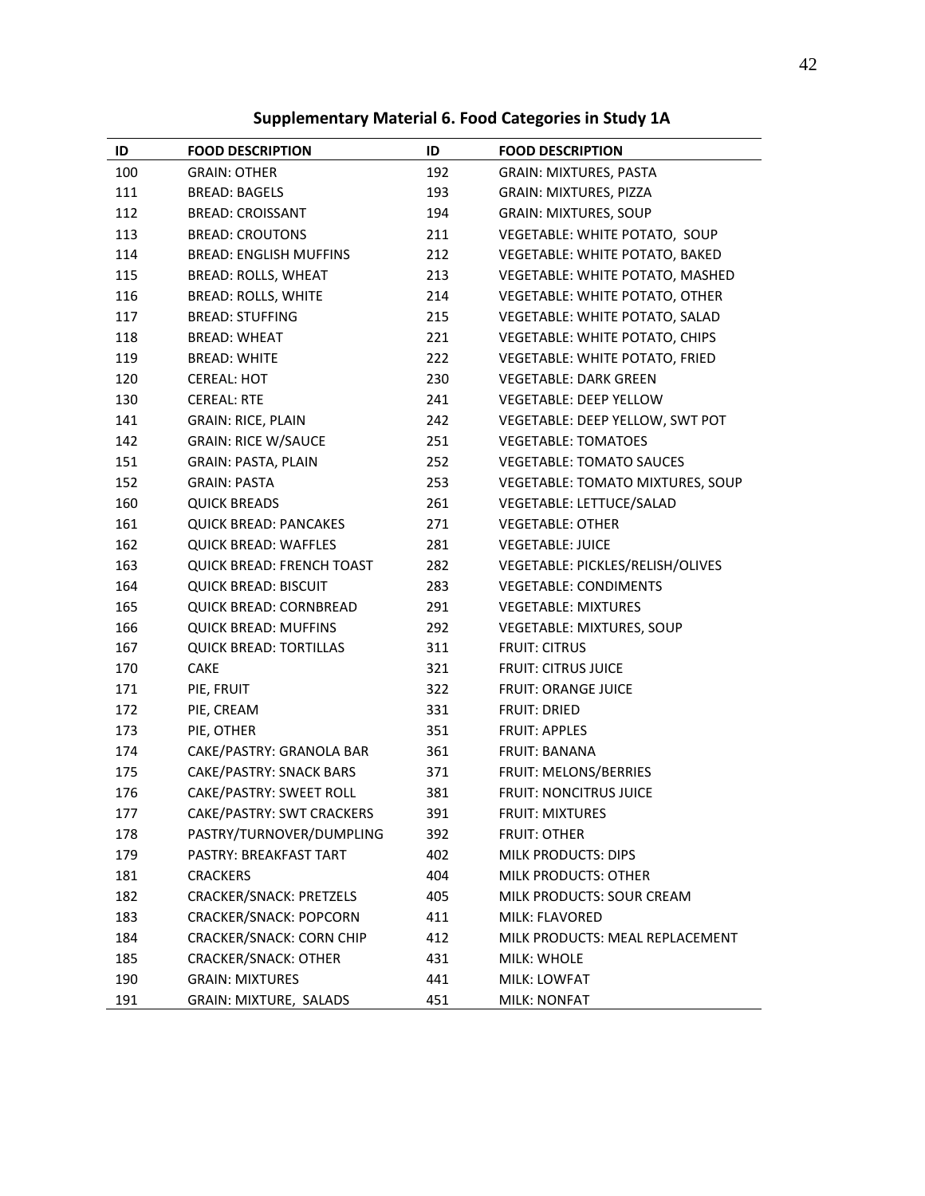**Supplementary Material 6. Food Categories in Study 1A**

| ID | FOOD DESCRIPTION | ID | FOOD DESCRIPTION |
|---|---|---|---|
| 100 | GRAIN: OTHER | 192 | GRAIN: MIXTURES, PASTA |
| 111 | BREAD: BAGELS | 193 | GRAIN: MIXTURES, PIZZA |
| 112 | BREAD: CROISSANT | 194 | GRAIN: MIXTURES, SOUP |
| 113 | BREAD: CROUTONS | 211 | VEGETABLE: WHITE POTATO, SOUP |
| 114 | BREAD: ENGLISH MUFFINS | 212 | VEGETABLE: WHITE POTATO, BAKED |
| 115 | BREAD: ROLLS, WHEAT | 213 | VEGETABLE: WHITE POTATO, MASHED |
| 116 | BREAD: ROLLS, WHITE | 214 | VEGETABLE: WHITE POTATO, OTHER |
| 117 | BREAD: STUFFING | 215 | VEGETABLE: WHITE POTATO, SALAD |
| 118 | BREAD: WHEAT | 221 | VEGETABLE: WHITE POTATO, CHIPS |
| 119 | BREAD: WHITE | 222 | VEGETABLE: WHITE POTATO, FRIED |
| 120 | CEREAL: HOT | 230 | VEGETABLE: DARK GREEN |
| 130 | CEREAL: RTE | 241 | VEGETABLE: DEEP YELLOW |
| 141 | GRAIN: RICE, PLAIN | 242 | VEGETABLE: DEEP YELLOW, SWT POT |
| 142 | GRAIN: RICE W/SAUCE | 251 | VEGETABLE: TOMATOES |
| 151 | GRAIN: PASTA, PLAIN | 252 | VEGETABLE: TOMATO SAUCES |
| 152 | GRAIN: PASTA | 253 | VEGETABLE: TOMATO MIXTURES, SOUP |
| 160 | QUICK BREADS | 261 | VEGETABLE: LETTUCE/SALAD |
| 161 | QUICK BREAD: PANCAKES | 271 | VEGETABLE: OTHER |
| 162 | QUICK BREAD: WAFFLES | 281 | VEGETABLE: JUICE |
| 163 | QUICK BREAD: FRENCH TOAST | 282 | VEGETABLE: PICKLES/RELISH/OLIVES |
| 164 | QUICK BREAD: BISCUIT | 283 | VEGETABLE: CONDIMENTS |
| 165 | QUICK BREAD: CORNBREAD | 291 | VEGETABLE: MIXTURES |
| 166 | QUICK BREAD: MUFFINS | 292 | VEGETABLE: MIXTURES, SOUP |
| 167 | QUICK BREAD: TORTILLAS | 311 | FRUIT: CITRUS |
| 170 | CAKE | 321 | FRUIT: CITRUS JUICE |
| 171 | PIE, FRUIT | 322 | FRUIT: ORANGE JUICE |
| 172 | PIE, CREAM | 331 | FRUIT: DRIED |
| 173 | PIE, OTHER | 351 | FRUIT: APPLES |
| 174 | CAKE/PASTRY: GRANOLA BAR | 361 | FRUIT: BANANA |
| 175 | CAKE/PASTRY: SNACK BARS | 371 | FRUIT: MELONS/BERRIES |
| 176 | CAKE/PASTRY: SWEET ROLL | 381 | FRUIT: NONCITRUS JUICE |
| 177 | CAKE/PASTRY: SWT CRACKERS | 391 | FRUIT: MIXTURES |
| 178 | PASTRY/TURNOVER/DUMPLING | 392 | FRUIT: OTHER |
| 179 | PASTRY: BREAKFAST TART | 402 | MILK PRODUCTS: DIPS |
| 181 | CRACKERS | 404 | MILK PRODUCTS: OTHER |
| 182 | CRACKER/SNACK: PRETZELS | 405 | MILK PRODUCTS: SOUR CREAM |
| 183 | CRACKER/SNACK: POPCORN | 411 | MILK: FLAVORED |
| 184 | CRACKER/SNACK: CORN CHIP | 412 | MILK PRODUCTS: MEAL REPLACEMENT |
| 185 | CRACKER/SNACK: OTHER | 431 | MILK: WHOLE |
| 190 | GRAIN: MIXTURES | 441 | MILK: LOWFAT |
| 191 | GRAIN: MIXTURE, SALADS | 451 | MILK: NONFAT |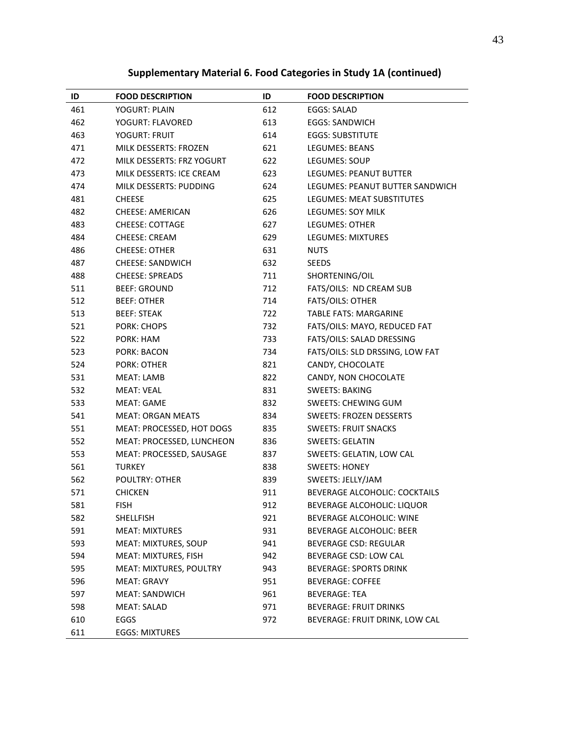**Supplementary Material 6. Food Categories in Study 1A (continued)**

| ID | FOOD DESCRIPTION | ID | FOOD DESCRIPTION |
|---|---|---|---|
| 461 | YOGURT: PLAIN | 612 | EGGS: SALAD |
| 462 | YOGURT: FLAVORED | 613 | EGGS: SANDWICH |
| 463 | YOGURT: FRUIT | 614 | EGGS: SUBSTITUTE |
| 471 | MILK DESSERTS: FROZEN | 621 | LEGUMES: BEANS |
| 472 | MILK DESSERTS: FRZ YOGURT | 622 | LEGUMES: SOUP |
| 473 | MILK DESSERTS: ICE CREAM | 623 | LEGUMES: PEANUT BUTTER |
| 474 | MILK DESSERTS: PUDDING | 624 | LEGUMES: PEANUT BUTTER SANDWICH |
| 481 | CHEESE | 625 | LEGUMES: MEAT SUBSTITUTES |
| 482 | CHEESE: AMERICAN | 626 | LEGUMES: SOY MILK |
| 483 | CHEESE: COTTAGE | 627 | LEGUMES: OTHER |
| 484 | CHEESE: CREAM | 629 | LEGUMES: MIXTURES |
| 486 | CHEESE: OTHER | 631 | NUTS |
| 487 | CHEESE: SANDWICH | 632 | SEEDS |
| 488 | CHEESE: SPREADS | 711 | SHORTENING/OIL |
| 511 | BEEF: GROUND | 712 | FATS/OILS: ND CREAM SUB |
| 512 | BEEF: OTHER | 714 | FATS/OILS: OTHER |
| 513 | BEEF: STEAK | 722 | TABLE FATS: MARGARINE |
| 521 | PORK: CHOPS | 732 | FATS/OILS: MAYO, REDUCED FAT |
| 522 | PORK: HAM | 733 | FATS/OILS: SALAD DRESSING |
| 523 | PORK: BACON | 734 | FATS/OILS: SLD DRSSING, LOW FAT |
| 524 | PORK: OTHER | 821 | CANDY, CHOCOLATE |
| 531 | MEAT: LAMB | 822 | CANDY, NON CHOCOLATE |
| 532 | MEAT: VEAL | 831 | SWEETS: BAKING |
| 533 | MEAT: GAME | 832 | SWEETS: CHEWING GUM |
| 541 | MEAT: ORGAN MEATS | 834 | SWEETS: FROZEN DESSERTS |
| 551 | MEAT: PROCESSED, HOT DOGS | 835 | SWEETS: FRUIT SNACKS |
| 552 | MEAT: PROCESSED, LUNCHEON | 836 | SWEETS: GELATIN |
| 553 | MEAT: PROCESSED, SAUSAGE | 837 | SWEETS: GELATIN, LOW CAL |
| 561 | TURKEY | 838 | SWEETS: HONEY |
| 562 | POULTRY: OTHER | 839 | SWEETS: JELLY/JAM |
| 571 | CHICKEN | 911 | BEVERAGE ALCOHOLIC: COCKTAILS |
| 581 | FISH | 912 | BEVERAGE ALCOHOLIC: LIQUOR |
| 582 | SHELLFISH | 921 | BEVERAGE ALCOHOLIC: WINE |
| 591 | MEAT: MIXTURES | 931 | BEVERAGE ALCOHOLIC: BEER |
| 593 | MEAT: MIXTURES, SOUP | 941 | BEVERAGE CSD: REGULAR |
| 594 | MEAT: MIXTURES, FISH | 942 | BEVERAGE CSD: LOW CAL |
| 595 | MEAT: MIXTURES, POULTRY | 943 | BEVERAGE: SPORTS DRINK |
| 596 | MEAT: GRAVY | 951 | BEVERAGE: COFFEE |
| 597 | MEAT: SANDWICH | 961 | BEVERAGE: TEA |
| 598 | MEAT: SALAD | 971 | BEVERAGE: FRUIT DRINKS |
| 610 | EGGS | 972 | BEVERAGE: FRUIT DRINK, LOW CAL |
| 611 | EGGS: MIXTURES | | |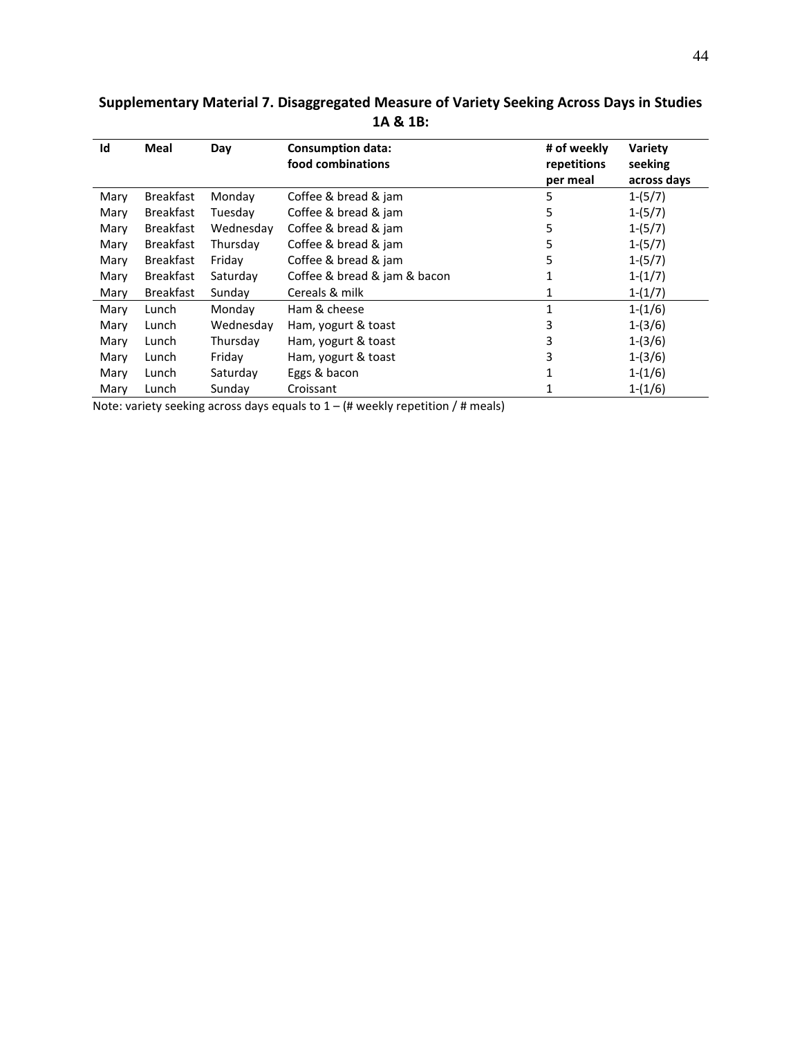**Supplementary Material 7. Disaggregated Measure of Variety Seeking Across Days in Studies 1A & 1B:**

| Id | Meal | Day | Consumption data: food combinations | # of weekly repetitions per meal | Variety seeking across days |
|---|---|---|---|---|---|
| Mary | Breakfast | Monday | Coffee & bread & jam | 5 | 1-(5/7) |
| Mary | Breakfast | Tuesday | Coffee & bread & jam | 5 | 1-(5/7) |
| Mary | Breakfast | Wednesday | Coffee & bread & jam | 5 | 1-(5/7) |
| Mary | Breakfast | Thursday | Coffee & bread & jam | 5 | 1-(5/7) |
| Mary | Breakfast | Friday | Coffee & bread & jam | 5 | 1-(5/7) |
| Mary | Breakfast | Saturday | Coffee & bread & jam & bacon | 1 | 1-(1/7) |
| Mary | Breakfast | Sunday | Cereals & milk | 1 | 1-(1/7) |
| Mary | Lunch | Monday | Ham & cheese | 1 | 1-(1/6) |
| Mary | Lunch | Wednesday | Ham, yogurt & toast | 3 | 1-(3/6) |
| Mary | Lunch | Thursday | Ham, yogurt & toast | 3 | 1-(3/6) |
| Mary | Lunch | Friday | Ham, yogurt & toast | 3 | 1-(3/6) |
| Mary | Lunch | Saturday | Eggs & bacon | 1 | 1-(1/6) |
| Mary | Lunch | Sunday | Croissant | 1 | 1-(1/6) |

Note: variety seeking across days equals to 1 – (# weekly repetition / # meals)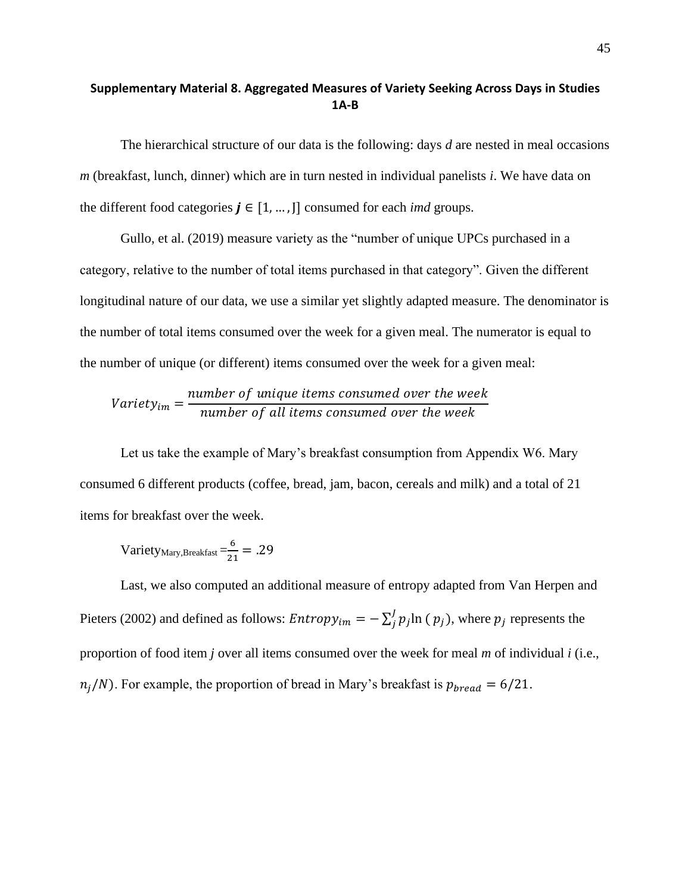**Supplementary Material 8. Aggregated Measures of Variety Seeking Across Days in Studies 1A-B**

The hierarchical structure of our data is the following: days *d* are nested in meal occasions *m* (breakfast, lunch, dinner) which are in turn nested in individual panelists *i*. We have data on the different food categories $\boldsymbol{j} \in [1, \ldots, J]$ consumed for each *imd* groups.

Gullo, et al. (2019) measure variety as the "number of unique UPCs purchased in a category, relative to the number of total items purchased in that category". Given the different longitudinal nature of our data, we use a similar yet slightly adapted measure. The denominator is the number of total items consumed over the week for a given meal. The numerator is equal to the number of unique (or different) items consumed over the week for a given meal:

$$Variety_{im} = \frac{number\ of\ unique\ items\ consumed\ over\ the\ week}{number\ of\ all\ items\ consumed\ over\ the\ week}$$

Let us take the example of Mary's breakfast consumption from Appendix W6. Mary consumed 6 different products (coffee, bread, jam, bacon, cereals and milk) and a total of 21 items for breakfast over the week.

$\text{Variety}_{\text{Mary,Breakfast}} = \frac{6}{21} = .29$

Last, we also computed an additional measure of entropy adapted from Van Herpen and Pieters (2002) and defined as follows: $Entropy_{im} = -\sum_j^J p_j \ln(p_j)$, where $p_j$ represents the proportion of food item *j* over all items consumed over the week for meal *m* of individual *i* (i.e., $n_j/N$). For example, the proportion of bread in Mary's breakfast is $p_{bread} = 6/21$.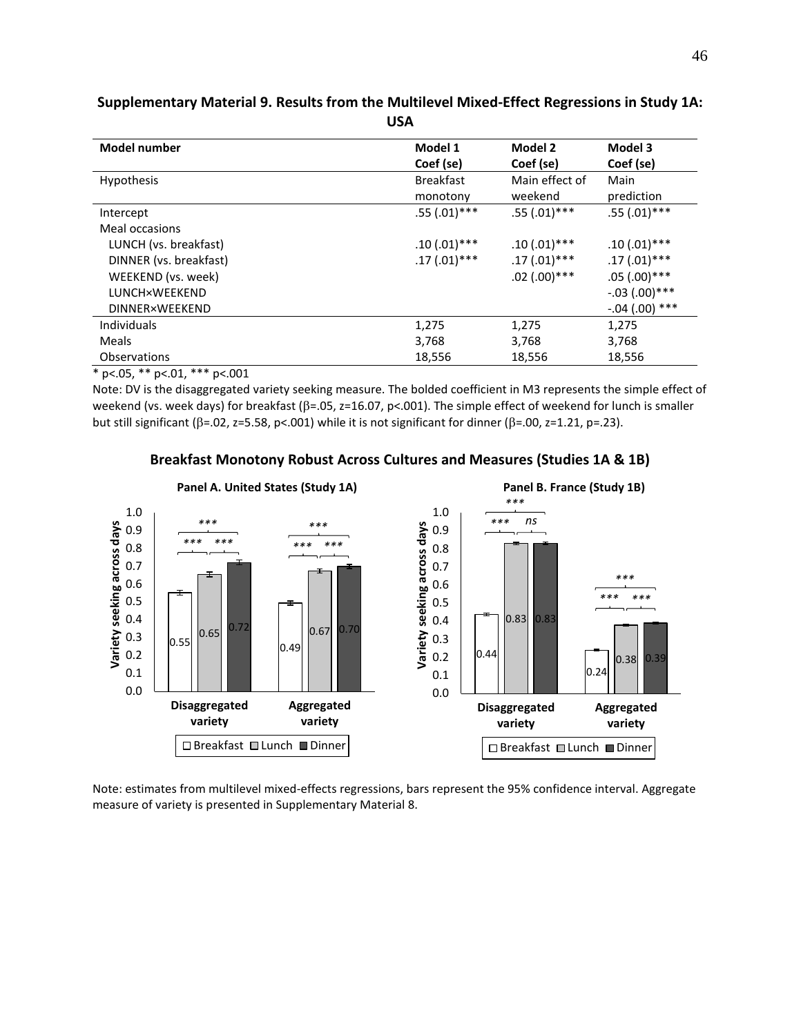## Supplementary Material 9. Results from the Multilevel Mixed-Effect Regressions in Study 1A: USA

| Model number | Model 1 Coef (se) | Model 2 Coef (se) | Model 3 Coef (se) |
|---|---|---|---|
| Hypothesis | Breakfast monotony | Main effect of weekend | Main prediction |
| Intercept | .55 (.01)*** | .55 (.01)*** | .55 (.01)*** |
| Meal occasions | | | |
| LUNCH (vs. breakfast) | .10 (.01)*** | .10 (.01)*** | .10 (.01)*** |
| DINNER (vs. breakfast) | .17 (.01)*** | .17 (.01)*** | .17 (.01)*** |
| WEEKEND (vs. week) | | .02 (.00)*** | .05 (.00)*** |
| LUNCH×WEEKEND | | | -.03 (.00)*** |
| DINNER×WEEKEND | | | -.04 (.00) *** |
| Individuals | 1,275 | 1,275 | 1,275 |
| Meals | 3,768 | 3,768 | 3,768 |
| Observations | 18,556 | 18,556 | 18,556 |

* p<.05, ** p<.01, *** p<.001

Note: DV is the disaggregated variety seeking measure. The bolded coefficient in M3 represents the simple effect of weekend (vs. week days) for breakfast (β=.05, z=16.07, p<.001). The simple effect of weekend for lunch is smaller but still significant (β=.02, z=5.58, p<.001) while it is not significant for dinner (β=.00, z=1.21, p=.23).

### Breakfast Monotony Robust Across Cultures and Measures (Studies 1A & 1B)

**Panel A. United States (Study 1A)**

| Variety seeking across days | Breakfast | Lunch | Dinner |
|---|---|---|---|
| Disaggregated variety | 0.55 | 0.65 | 0.72 |
| Aggregated variety | 0.49 | 0.67 | 0.70 |

Significance (both measures): Breakfast vs. Lunch ***, Lunch vs. Dinner ***, Breakfast vs. Dinner ***

**Panel B. France (Study 1B)**

| Variety seeking across days | Breakfast | Lunch | Dinner |
|---|---|---|---|
| Disaggregated variety | 0.44 | 0.83 | 0.83 |
| Aggregated variety | 0.24 | 0.38 | 0.39 |

Significance: Disaggregated — Breakfast vs. Lunch ***, Lunch vs. Dinner ns, Breakfast vs. Dinner ***; Aggregated — Breakfast vs. Lunch ***, Lunch vs. Dinner ***, Breakfast vs. Dinner ***

Note: estimates from multilevel mixed-effects regressions, bars represent the 95% confidence interval. Aggregate measure of variety is presented in Supplementary Material 8.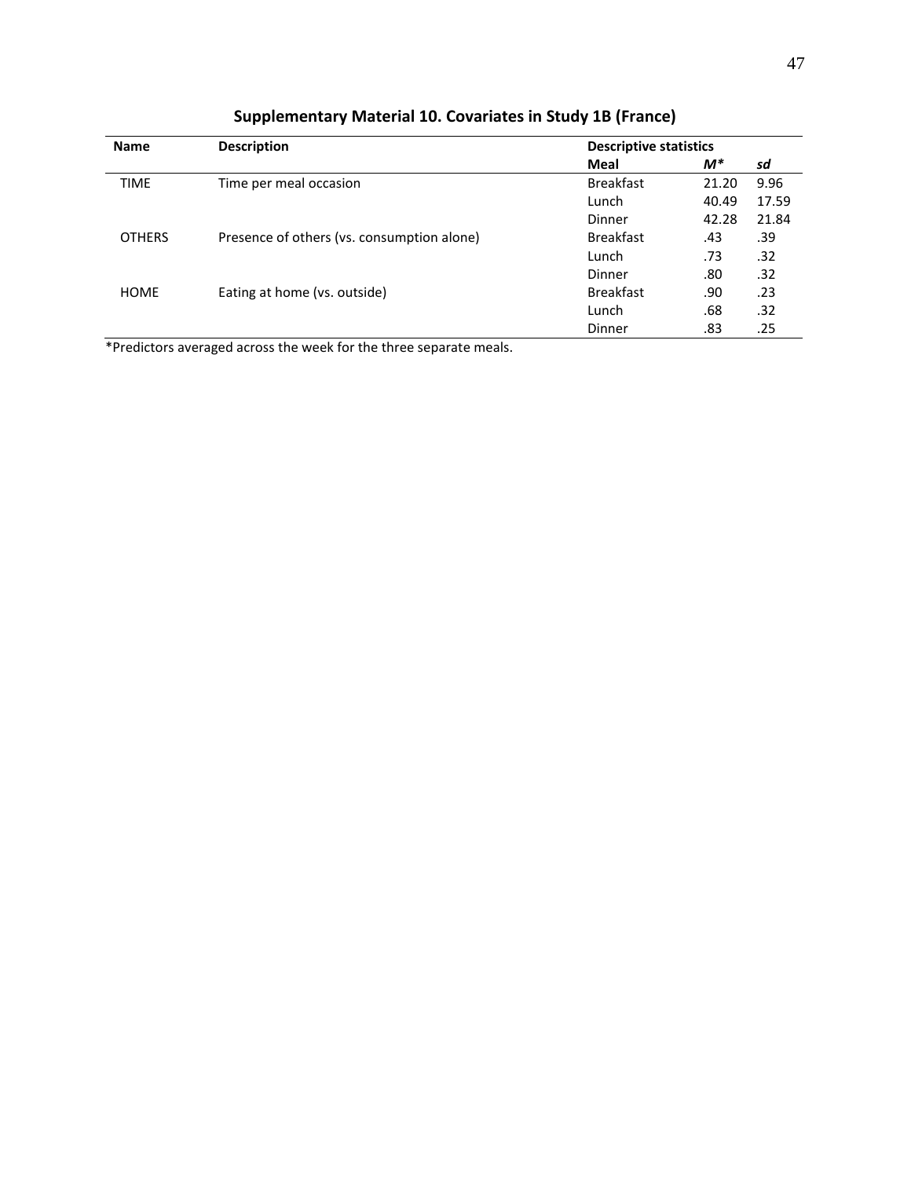## Supplementary Material 10. Covariates in Study 1B (France)

| Name | Description | Descriptive statistics | | |
|---|---|---|---|---|
| | | **Meal** | ***M**** | ***sd*** |
| TIME | Time per meal occasion | Breakfast | 21.20 | 9.96 |
| | | Lunch | 40.49 | 17.59 |
| | | Dinner | 42.28 | 21.84 |
| OTHERS | Presence of others (vs. consumption alone) | Breakfast | .43 | .39 |
| | | Lunch | .73 | .32 |
| | | Dinner | .80 | .32 |
| HOME | Eating at home (vs. outside) | Breakfast | .90 | .23 |
| | | Lunch | .68 | .32 |
| | | Dinner | .83 | .25 |

*Predictors averaged across the week for the three separate meals.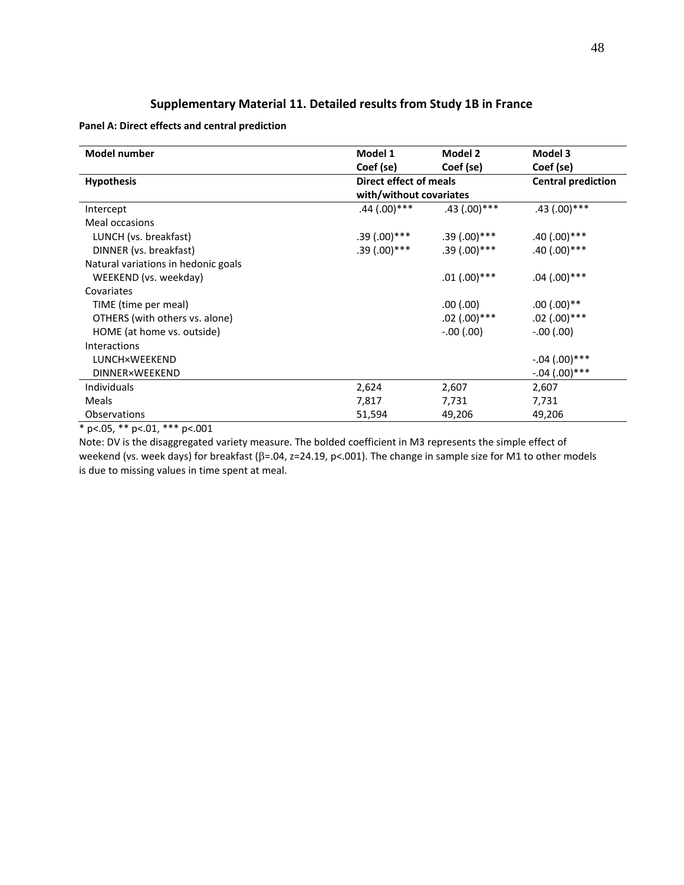## Supplementary Material 11. Detailed results from Study 1B in France

**Panel A: Direct effects and central prediction**

| **Model number** | **Model 1 Coef (se)** | **Model 2 Coef (se)** | **Model 3 Coef (se)** |
|---|---|---|---|
| **Hypothesis** | **Direct effect of meals with/without covariates** | | **Central prediction** |
| Intercept | .44 (.00)*** | .43 (.00)*** | .43 (.00)*** |
| Meal occasions | | | |
| LUNCH (vs. breakfast) | .39 (.00)*** | .39 (.00)*** | .40 (.00)*** |
| DINNER (vs. breakfast) | .39 (.00)*** | .39 (.00)*** | .40 (.00)*** |
| Natural variations in hedonic goals | | | |
| WEEKEND (vs. weekday) | | .01 (.00)*** | .04 (.00)*** |
| Covariates | | | |
| TIME (time per meal) | | .00 (.00) | .00 (.00)** |
| OTHERS (with others vs. alone) | | .02 (.00)*** | .02 (.00)*** |
| HOME (at home vs. outside) | | -.00 (.00) | -.00 (.00) |
| Interactions | | | |
| LUNCH×WEEKEND | | | -.04 (.00)*** |
| DINNER×WEEKEND | | | -.04 (.00)*** |
| Individuals | 2,624 | 2,607 | 2,607 |
| Meals | 7,817 | 7,731 | 7,731 |
| Observations | 51,594 | 49,206 | 49,206 |

* $p<.05$, ** $p<.01$, *** $p<.001$

Note: DV is the disaggregated variety measure. The bolded coefficient in M3 represents the simple effect of weekend (vs. week days) for breakfast ($\beta$=.04, z=24.19, $p<.001$). The change in sample size for M1 to other models is due to missing values in time spent at meal.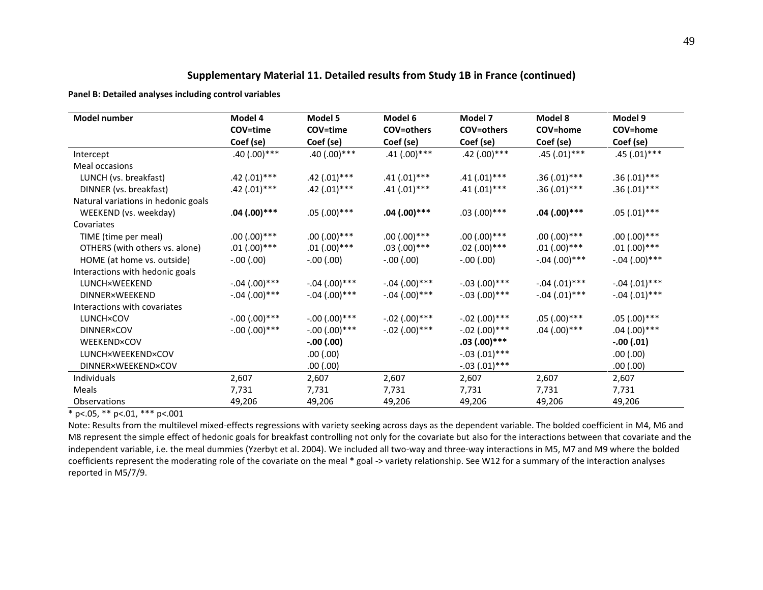### Supplementary Material 11. Detailed results from Study 1B in France (continued)

**Panel B: Detailed analyses including control variables**

| Model number | Model 4<br>COV=time<br>Coef (se) | Model 5<br>COV=time<br>Coef (se) | Model 6<br>COV=others<br>Coef (se) | Model 7<br>COV=others<br>Coef (se) | Model 8<br>COV=home<br>Coef (se) | Model 9<br>COV=home<br>Coef (se) |
|---|---|---|---|---|---|---|
| Intercept | .40 (.00)*** | .40 (.00)*** | .41 (.00)*** | .42 (.00)*** | .45 (.01)*** | .45 (.01)*** |
| Meal occasions | | | | | | |
| LUNCH (vs. breakfast) | .42 (.01)*** | .42 (.01)*** | .41 (.01)*** | .41 (.01)*** | .36 (.01)*** | .36 (.01)*** |
| DINNER (vs. breakfast) | .42 (.01)*** | .42 (.01)*** | .41 (.01)*** | .41 (.01)*** | .36 (.01)*** | .36 (.01)*** |
| Natural variations in hedonic goals | | | | | | |
| WEEKEND (vs. weekday) | **.04 (.00)*****| .05 (.00)*** | **.04 (.00)***** | .03 (.00)*** | **.04 (.00)***** | .05 (.01)*** |
| Covariates | | | | | | |
| TIME (time per meal) | .00 (.00)*** | .00 (.00)*** | .00 (.00)*** | .00 (.00)*** | .00 (.00)*** | .00 (.00)*** |
| OTHERS (with others vs. alone) | .01 (.00)*** | .01 (.00)*** | .03 (.00)*** | .02 (.00)*** | .01 (.00)*** | .01 (.00)*** |
| HOME (at home vs. outside) | -.00 (.00) | -.00 (.00) | -.00 (.00) | -.00 (.00) | -.04 (.00)*** | -.04 (.00)*** |
| Interactions with hedonic goals | | | | | | |
| LUNCH×WEEKEND | -.04 (.00)*** | -.04 (.00)*** | -.04 (.00)*** | -.03 (.00)*** | -.04 (.01)*** | -.04 (.01)*** |
| DINNER×WEEKEND | -.04 (.00)*** | -.04 (.00)*** | -.04 (.00)*** | -.03 (.00)*** | -.04 (.01)*** | -.04 (.01)*** |
| Interactions with covariates | | | | | | |
| LUNCH×COV | -.00 (.00)*** | -.00 (.00)*** | -.02 (.00)*** | -.02 (.00)*** | .05 (.00)*** | .05 (.00)*** |
| DINNER×COV | -.00 (.00)*** | -.00 (.00)*** | -.02 (.00)*** | -.02 (.00)*** | .04 (.00)*** | .04 (.00)*** |
| WEEKEND×COV | | **-.00 (.00)** | | **.03 (.00)***** | | **-.00 (.01)** |
| LUNCH×WEEKEND×COV | | .00 (.00) | | -.03 (.01)*** | | .00 (.00) |
| DINNER×WEEKEND×COV | | .00 (.00) | | -.03 (.01)*** | | .00 (.00) |
| Individuals | 2,607 | 2,607 | 2,607 | 2,607 | 2,607 | 2,607 |
| Meals | 7,731 | 7,731 | 7,731 | 7,731 | 7,731 | 7,731 |
| Observations | 49,206 | 49,206 | 49,206 | 49,206 | 49,206 | 49,206 |

* p<.05, ** p<.01, *** p<.001

Note: Results from the multilevel mixed-effects regressions with variety seeking across days as the dependent variable. The bolded coefficient in M4, M6 and M8 represent the simple effect of hedonic goals for breakfast controlling not only for the covariate but also for the interactions between that covariate and the independent variable, i.e. the meal dummies (Yzerbyt et al. 2004). We included all two-way and three-way interactions in M5, M7 and M9 where the bolded coefficients represent the moderating role of the covariate on the meal * goal -> variety relationship. See W12 for a summary of the interaction analyses reported in M5/7/9.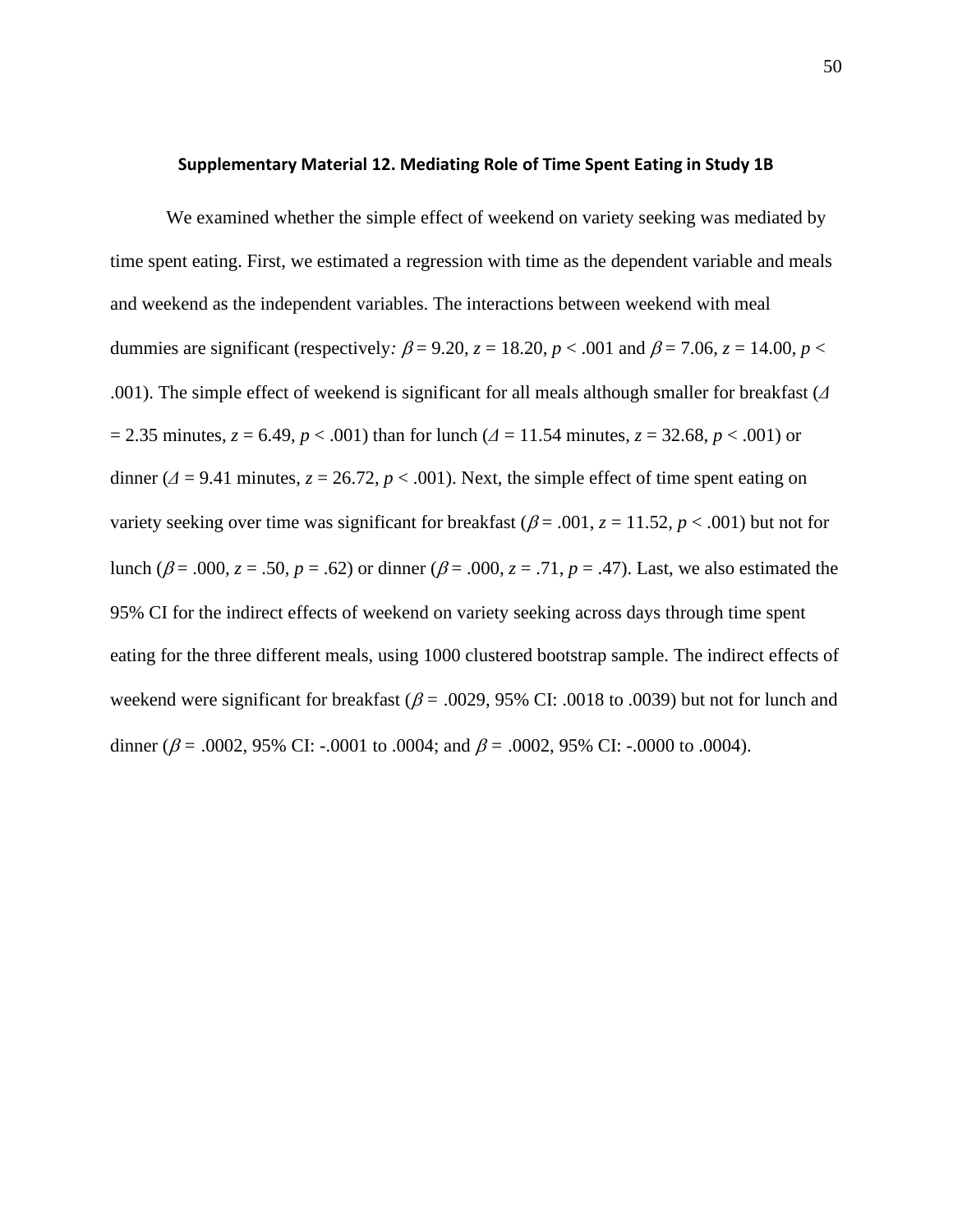## Supplementary Material 12. Mediating Role of Time Spent Eating in Study 1B

We examined whether the simple effect of weekend on variety seeking was mediated by time spent eating. First, we estimated a regression with time as the dependent variable and meals and weekend as the independent variables. The interactions between weekend with meal dummies are significant (respectively*:* $\beta = 9.20$, $z = 18.20$, $p < .001$ and $\beta = 7.06$, $z = 14.00$, $p < .001$). The simple effect of weekend is significant for all meals although smaller for breakfast ($\Delta = 2.35$ minutes, $z = 6.49$, $p < .001$) than for lunch ($\Delta = 11.54$ minutes, $z = 32.68$, $p < .001$) or dinner ($\Delta = 9.41$ minutes, $z = 26.72$, $p < .001$). Next, the simple effect of time spent eating on variety seeking over time was significant for breakfast ($\beta = .001$, $z = 11.52$, $p < .001$) but not for lunch ($\beta = .000$, $z = .50$, $p = .62$) or dinner ($\beta = .000$, $z = .71$, $p = .47$). Last, we also estimated the 95% CI for the indirect effects of weekend on variety seeking across days through time spent eating for the three different meals, using 1000 clustered bootstrap sample. The indirect effects of weekend were significant for breakfast ($\beta = .0029$, 95% CI: .0018 to .0039) but not for lunch and dinner ($\beta = .0002$, 95% CI: -.0001 to .0004; and $\beta = .0002$, 95% CI: -.0000 to .0004).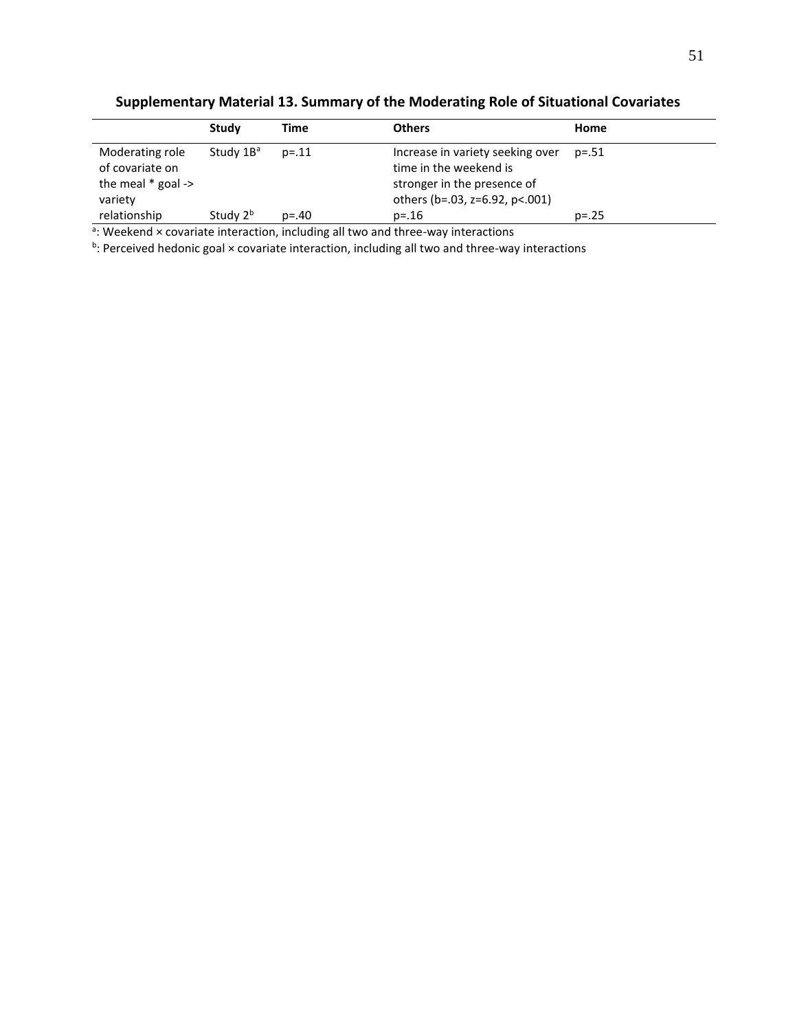**Supplementary Material 13. Summary of the Moderating Role of Situational Covariates**

| | Study | Time | Others | Home |
|---|---|---|---|---|
| Moderating role of covariate on the meal * goal -> variety relationship | Study 1B[a] | p=.11 | Increase in variety seeking over time in the weekend is stronger in the presence of others (b=.03, z=6.92, p<.001) | p=.51 |
| | Study 2[b] | p=.40 | p=.16 | p=.25 |

[a]: Weekend × covariate interaction, including all two and three-way interactions

[b]: Perceived hedonic goal × covariate interaction, including all two and three-way interactions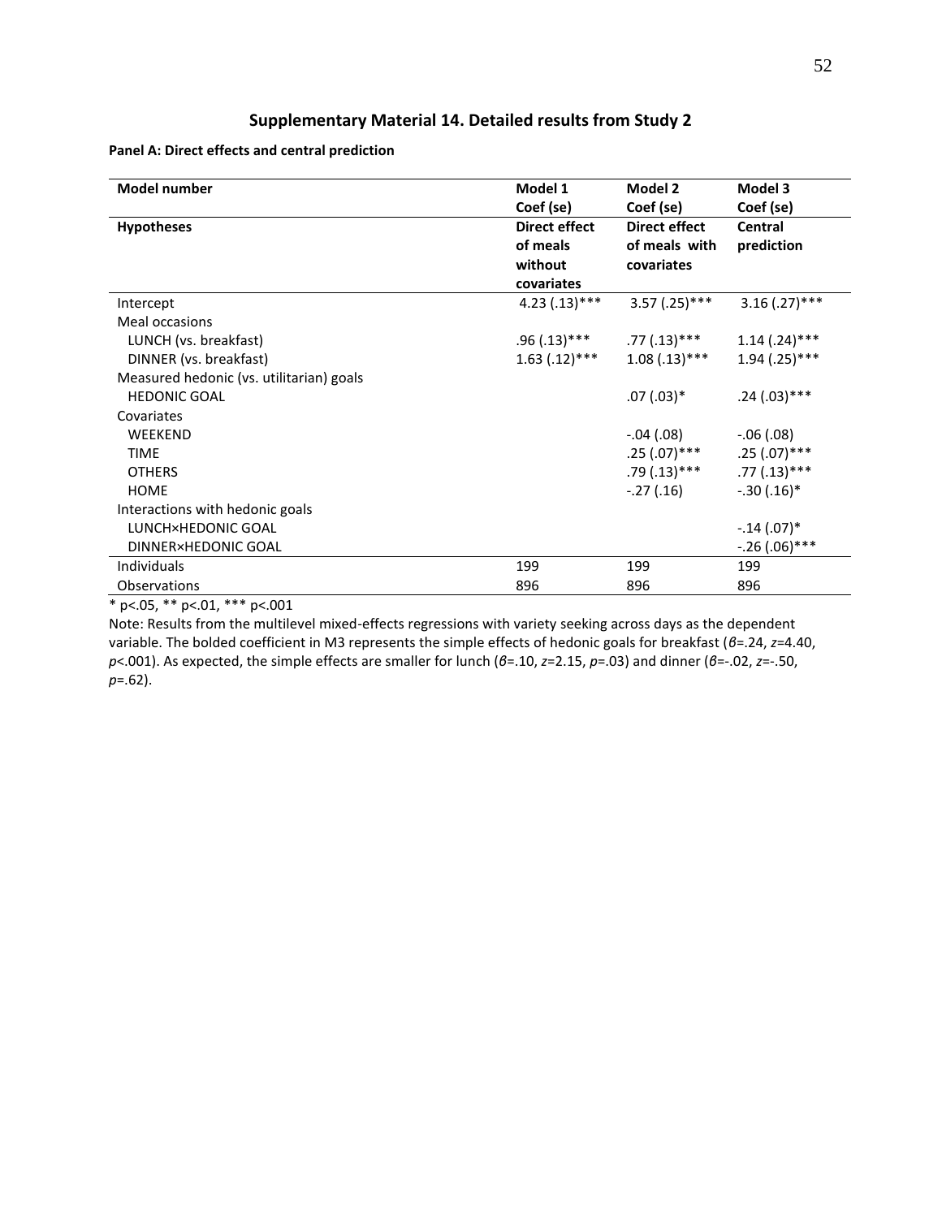## Supplementary Material 14. Detailed results from Study 2

**Panel A: Direct effects and central prediction**

| **Model number** | **Model 1 Coef (se)** | **Model 2 Coef (se)** | **Model 3 Coef (se)** |
|---|---|---|---|
| **Hypotheses** | **Direct effect of meals without covariates** | **Direct effect of meals with covariates** | **Central prediction** |
| Intercept | 4.23 (.13)*** | 3.57 (.25)*** | 3.16 (.27)*** |
| Meal occasions | | | |
| LUNCH (vs. breakfast) | .96 (.13)*** | .77 (.13)*** | 1.14 (.24)*** |
| DINNER (vs. breakfast) | 1.63 (.12)*** | 1.08 (.13)*** | 1.94 (.25)*** |
| Measured hedonic (vs. utilitarian) goals | | | |
| HEDONIC GOAL | | .07 (.03)* | .24 (.03)*** |
| Covariates | | | |
| WEEKEND | | -.04 (.08) | -.06 (.08) |
| TIME | | .25 (.07)*** | .25 (.07)*** |
| OTHERS | | .79 (.13)*** | .77 (.13)*** |
| HOME | | -.27 (.16) | -.30 (.16)* |
| Interactions with hedonic goals | | | |
| LUNCH×HEDONIC GOAL | | | -.14 (.07)* |
| DINNER×HEDONIC GOAL | | | -.26 (.06)*** |
| Individuals | 199 | 199 | 199 |
| Observations | 896 | 896 | 896 |

\* p<.05, ** p<.01, *** p<.001

Note: Results from the multilevel mixed-effects regressions with variety seeking across days as the dependent variable. The bolded coefficient in M3 represents the simple effects of hedonic goals for breakfast ($\beta$=.24, $z$=4.40, $p$<.001). As expected, the simple effects are smaller for lunch ($\beta$=.10, $z$=2.15, $p$=.03) and dinner ($\beta$=-.02, $z$=-.50, $p$=.62).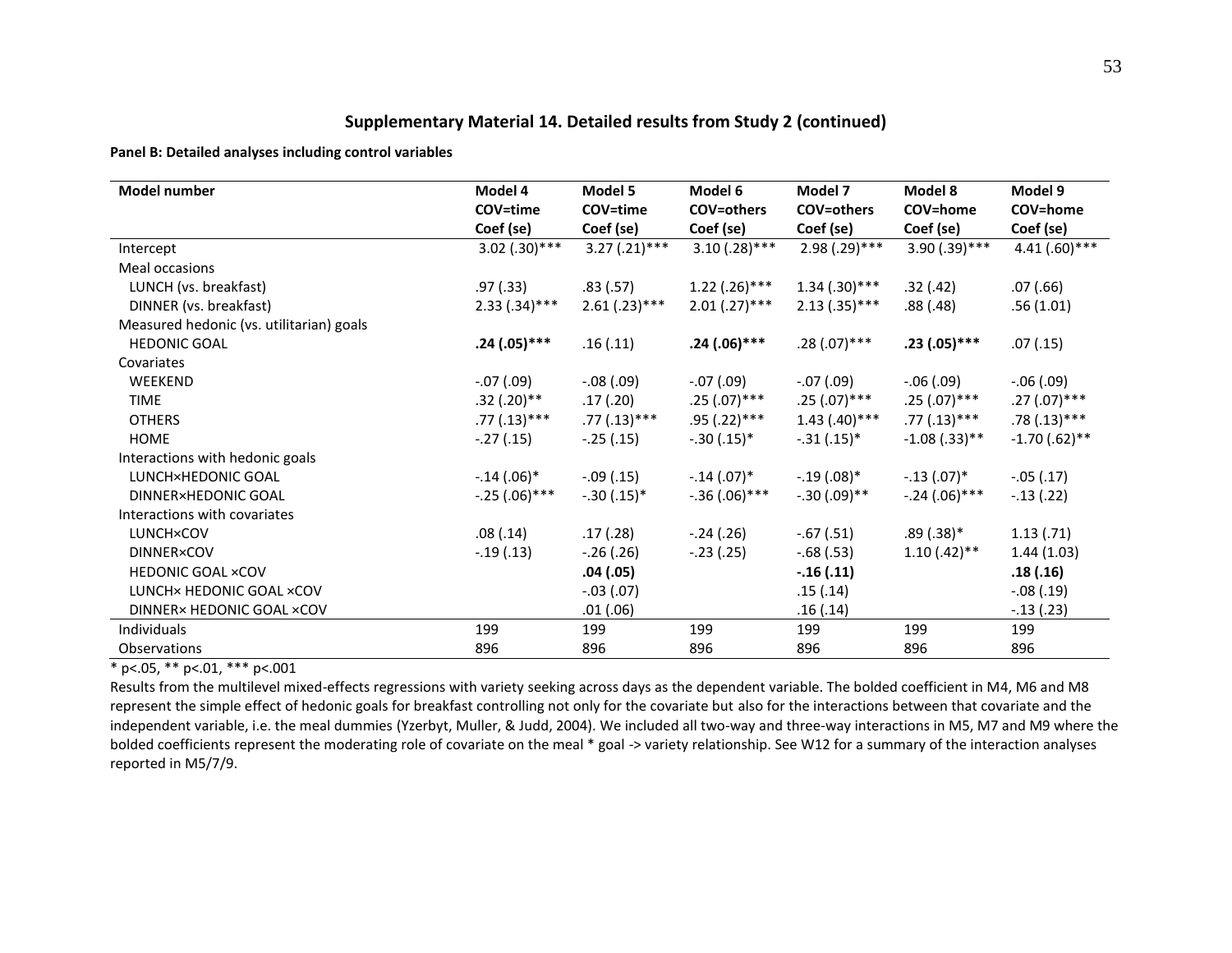## Supplementary Material 14. Detailed results from Study 2 (continued)

**Panel B: Detailed analyses including control variables**

| Model number | Model 4<br>COV=time<br>Coef (se) | Model 5<br>COV=time<br>Coef (se) | Model 6<br>COV=others<br>Coef (se) | Model 7<br>COV=others<br>Coef (se) | Model 8<br>COV=home<br>Coef (se) | Model 9<br>COV=home<br>Coef (se) |
|---|---|---|---|---|---|---|
| Intercept | 3.02 (.30)*** | 3.27 (.21)*** | 3.10 (.28)*** | 2.98 (.29)*** | 3.90 (.39)*** | 4.41 (.60)*** |
| Meal occasions | | | | | | |
| LUNCH (vs. breakfast) | .97 (.33) | .83 (.57) | 1.22 (.26)*** | 1.34 (.30)*** | .32 (.42) | .07 (.66) |
| DINNER (vs. breakfast) | 2.33 (.34)*** | 2.61 (.23)*** | 2.01 (.27)*** | 2.13 (.35)*** | .88 (.48) | .56 (1.01) |
| Measured hedonic (vs. utilitarian) goals | | | | | | |
| HEDONIC GOAL | **.24 (.05)***\*** | .16 (.11) | **.24 (.06)***\*** | .28 (.07)*** | **.23 (.05)***\*** | .07 (.15) |
| Covariates | | | | | | |
| WEEKEND | -.07 (.09) | -.08 (.09) | -.07 (.09) | -.07 (.09) | -.06 (.09) | -.06 (.09) |
| TIME | .32 (.20)** | .17 (.20) | .25 (.07)*** | .25 (.07)*** | .25 (.07)*** | .27 (.07)*** |
| OTHERS | .77 (.13)*** | .77 (.13)*** | .95 (.22)*** | 1.43 (.40)*** | .77 (.13)*** | .78 (.13)*** |
| HOME | -.27 (.15) | -.25 (.15) | -.30 (.15)* | -.31 (.15)* | -1.08 (.33)** | -1.70 (.62)** |
| Interactions with hedonic goals | | | | | | |
| LUNCH×HEDONIC GOAL | -.14 (.06)* | -.09 (.15) | -.14 (.07)* | -.19 (.08)* | -.13 (.07)* | -.05 (.17) |
| DINNER×HEDONIC GOAL | -.25 (.06)*** | -.30 (.15)* | -.36 (.06)*** | -.30 (.09)** | -.24 (.06)*** | -.13 (.22) |
| Interactions with covariates | | | | | | |
| LUNCH×COV | .08 (.14) | .17 (.28) | -.24 (.26) | -.67 (.51) | .89 (.38)* | 1.13 (.71) |
| DINNER×COV | -.19 (.13) | -.26 (.26) | -.23 (.25) | -.68 (.53) | 1.10 (.42)** | 1.44 (1.03) |
| HEDONIC GOAL ×COV | | **.04 (.05)** | | **-.16 (.11)** | | **.18 (.16)** |
| LUNCH× HEDONIC GOAL ×COV | | -.03 (.07) | | .15 (.14) | | -.08 (.19) |
| DINNER× HEDONIC GOAL ×COV | | .01 (.06) | | .16 (.14) | | -.13 (.23) |
| Individuals | 199 | 199 | 199 | 199 | 199 | 199 |
| Observations | 896 | 896 | 896 | 896 | 896 | 896 |

* p<.05, ** p<.01, *** p<.001

Results from the multilevel mixed-effects regressions with variety seeking across days as the dependent variable. The bolded coefficient in M4, M6 and M8 represent the simple effect of hedonic goals for breakfast controlling not only for the covariate but also for the interactions between that covariate and the independent variable, i.e. the meal dummies (Yzerbyt, Muller, & Judd, 2004). We included all two-way and three-way interactions in M5, M7 and M9 where the bolded coefficients represent the moderating role of covariate on the meal * goal -> variety relationship. See W12 for a summary of the interaction analyses reported in M5/7/9.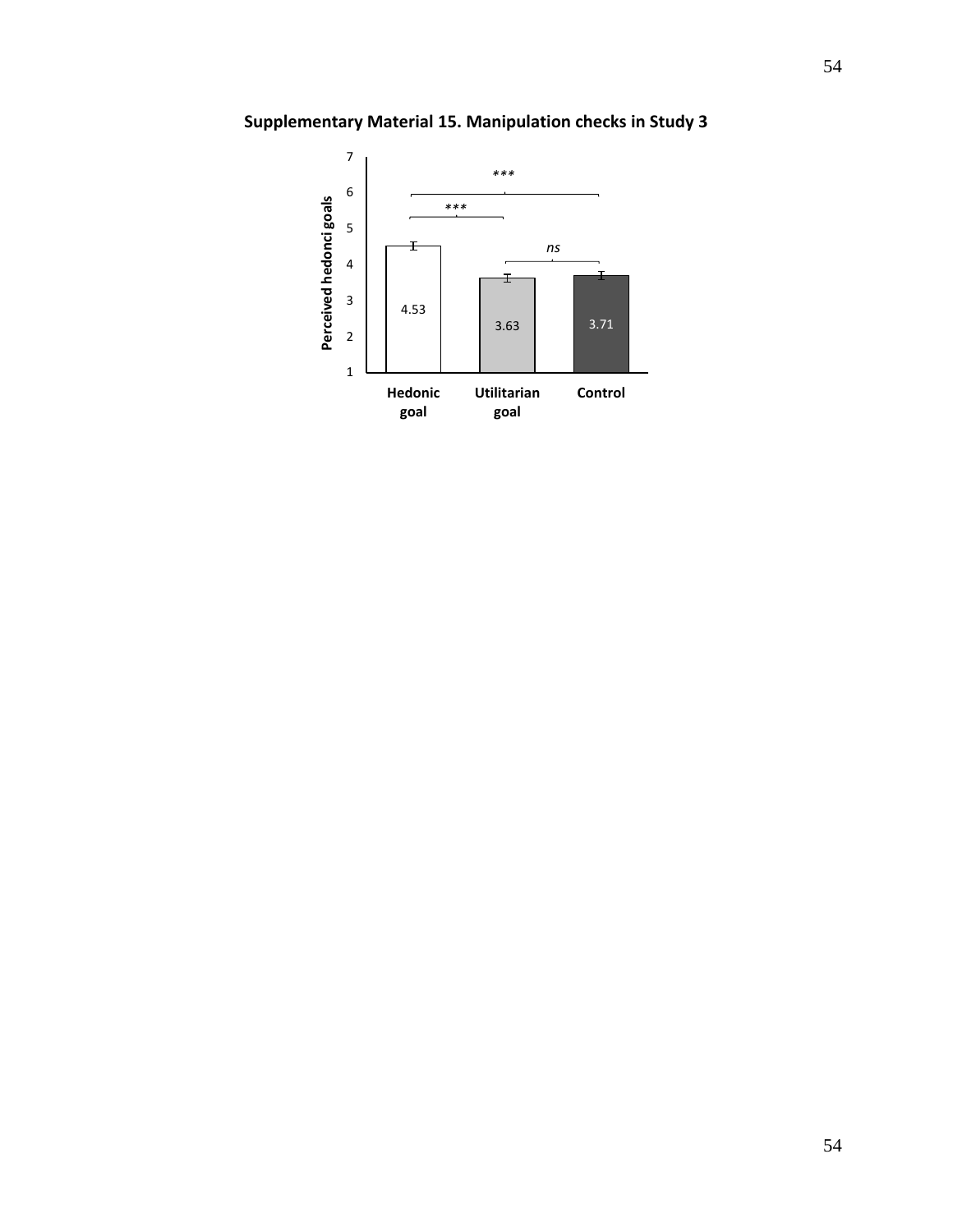**Supplementary Material 15. Manipulation checks in Study 3**

| | Hedonic goal | Utilitarian goal | Control |
|---|---|---|---|
| Perceived hedonci goals | 4.53 | 3.63 | 3.71 |

Hedonic goal vs. Utilitarian goal: ***; Hedonic goal vs. Control: ***; Utilitarian goal vs. Control: *ns*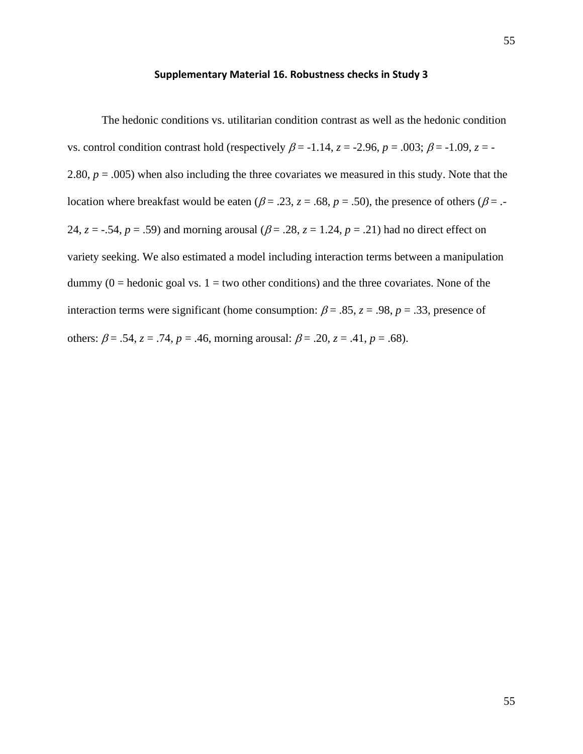**Supplementary Material 16. Robustness checks in Study 3**

The hedonic conditions vs. utilitarian condition contrast as well as the hedonic condition vs. control condition contrast hold (respectively $\beta = -1.14$, $z = -2.96$, $p = .003$; $\beta = -1.09$, $z = -2.80$, $p = .005$) when also including the three covariates we measured in this study. Note that the location where breakfast would be eaten ($\beta = .23$, $z = .68$, $p = .50$), the presence of others ($\beta = -.24$, $z = -.54$, $p = .59$) and morning arousal ($\beta = .28$, $z = 1.24$, $p = .21$) had no direct effect on variety seeking. We also estimated a model including interaction terms between a manipulation dummy (0 = hedonic goal vs. 1 = two other conditions) and the three covariates. None of the interaction terms were significant (home consumption: $\beta = .85$, $z = .98$, $p = .33$, presence of others: $\beta = .54$, $z = .74$, $p = .46$, morning arousal: $\beta = .20$, $z = .41$, $p = .68$).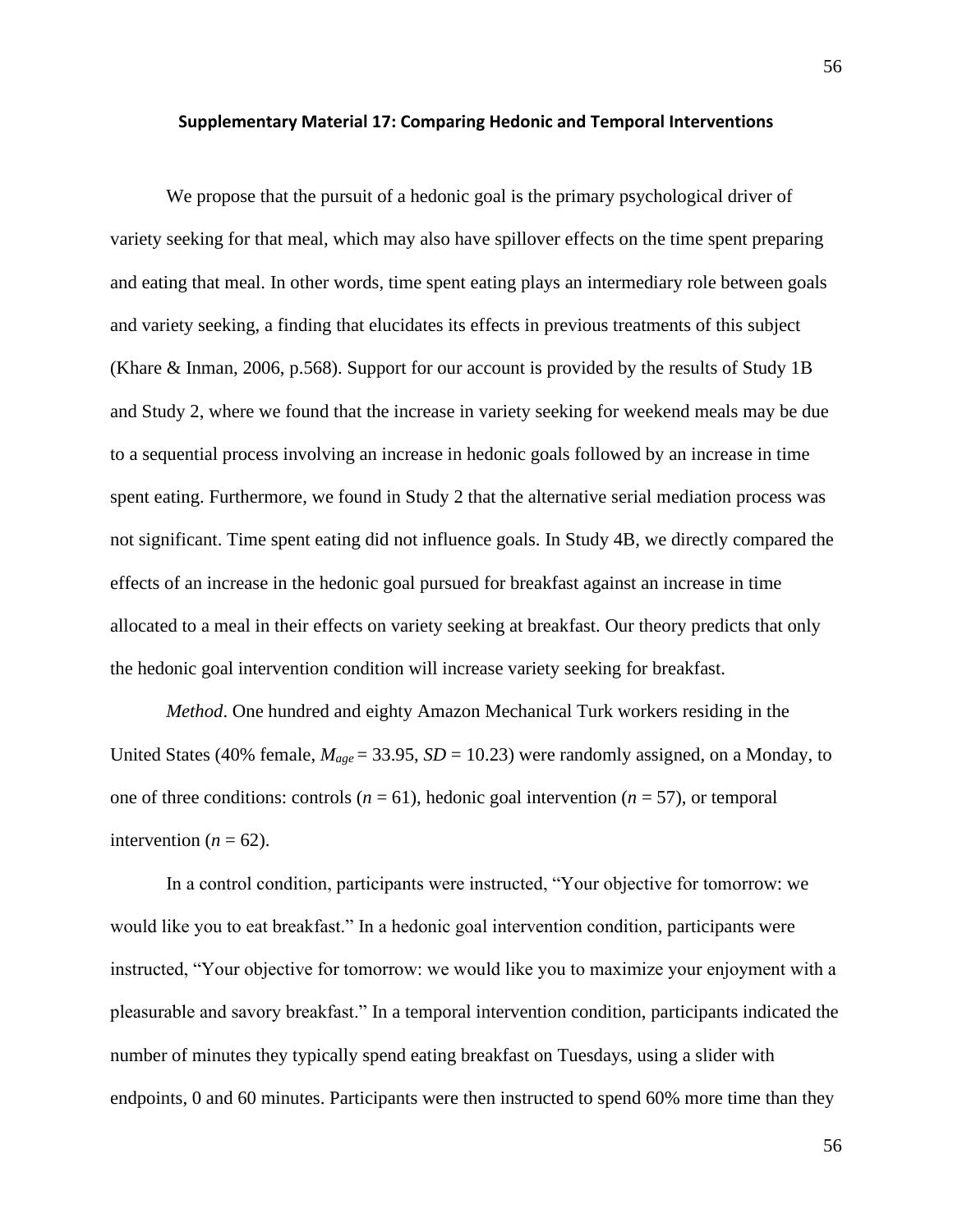**Supplementary Material 17: Comparing Hedonic and Temporal Interventions**

We propose that the pursuit of a hedonic goal is the primary psychological driver of variety seeking for that meal, which may also have spillover effects on the time spent preparing and eating that meal. In other words, time spent eating plays an intermediary role between goals and variety seeking, a finding that elucidates its effects in previous treatments of this subject (Khare & Inman, 2006, p.568). Support for our account is provided by the results of Study 1B and Study 2, where we found that the increase in variety seeking for weekend meals may be due to a sequential process involving an increase in hedonic goals followed by an increase in time spent eating. Furthermore, we found in Study 2 that the alternative serial mediation process was not significant. Time spent eating did not influence goals. In Study 4B, we directly compared the effects of an increase in the hedonic goal pursued for breakfast against an increase in time allocated to a meal in their effects on variety seeking at breakfast. Our theory predicts that only the hedonic goal intervention condition will increase variety seeking for breakfast.

*Method*. One hundred and eighty Amazon Mechanical Turk workers residing in the United States (40% female, $M_{age}$ = 33.95, $SD$ = 10.23) were randomly assigned, on a Monday, to one of three conditions: controls ($n$ = 61), hedonic goal intervention ($n$ = 57), or temporal intervention ($n$ = 62).

In a control condition, participants were instructed, "Your objective for tomorrow: we would like you to eat breakfast." In a hedonic goal intervention condition, participants were instructed, "Your objective for tomorrow: we would like you to maximize your enjoyment with a pleasurable and savory breakfast." In a temporal intervention condition, participants indicated the number of minutes they typically spend eating breakfast on Tuesdays, using a slider with endpoints, 0 and 60 minutes. Participants were then instructed to spend 60% more time than they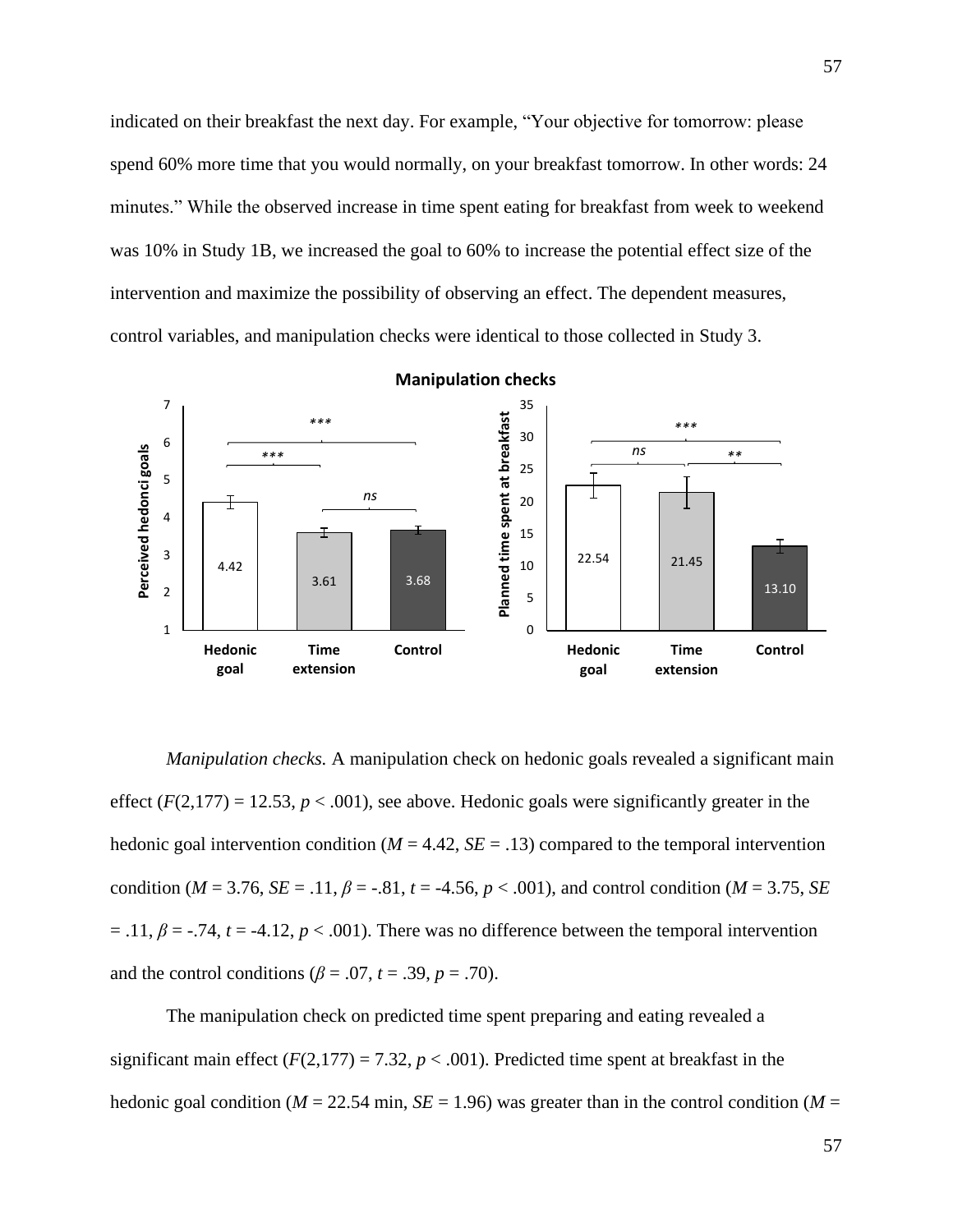indicated on their breakfast the next day. For example, "Your objective for tomorrow: please spend 60% more time that you would normally, on your breakfast tomorrow. In other words: 24 minutes." While the observed increase in time spent eating for breakfast from week to weekend was 10% in Study 1B, we increased the goal to 60% to increase the potential effect size of the intervention and maximize the possibility of observing an effect. The dependent measures, control variables, and manipulation checks were identical to those collected in Study 3.

*Manipulation checks.* A manipulation check on hedonic goals revealed a significant main effect ($F(2,177) = 12.53$, $p < .001$), see above. Hedonic goals were significantly greater in the hedonic goal intervention condition ($M = 4.42$, $SE = .13$) compared to the temporal intervention condition ($M = 3.76$, $SE = .11$, $\beta = -.81$, $t = -4.56$, $p < .001$), and control condition ($M = 3.75$, $SE = .11$, $\beta = -.74$, $t = -4.12$, $p < .001$). There was no difference between the temporal intervention and the control conditions ($\beta = .07$, $t = .39$, $p = .70$).

The manipulation check on predicted time spent preparing and eating revealed a significant main effect ($F(2,177) = 7.32$, $p < .001$). Predicted time spent at breakfast in the hedonic goal condition ($M = 22.54$ min, $SE = 1.96$) was greater than in the control condition ($M =$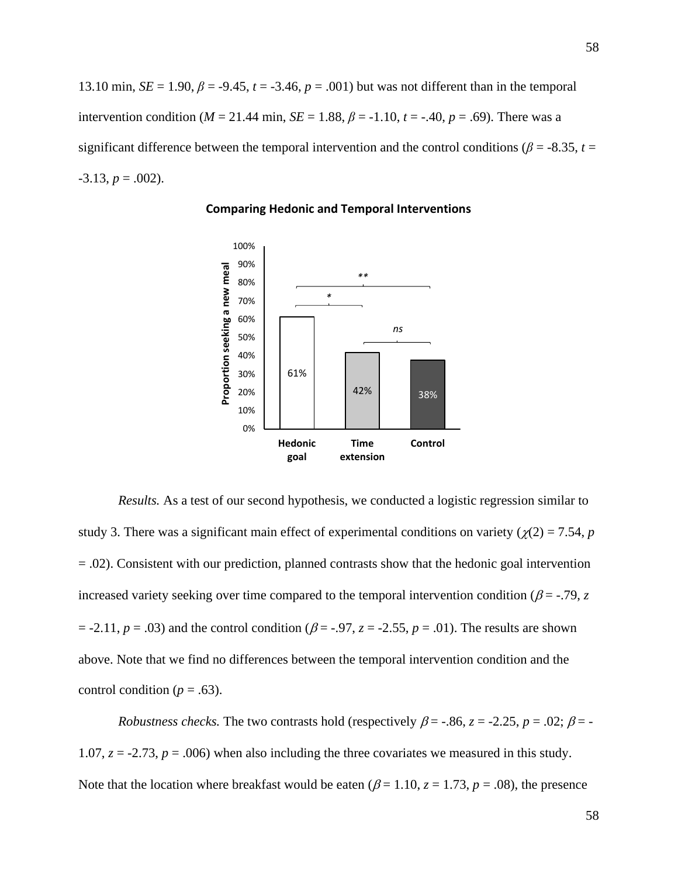13.10 min, *SE* = 1.90, $\beta$ = -9.45, *t* = -3.46, *p* = .001) but was not different than in the temporal intervention condition (*M* = 21.44 min, *SE* = 1.88, $\beta$ = -1.10, *t* = -.40, *p* = .69). There was a significant difference between the temporal intervention and the control conditions ($\beta$ = -8.35, *t* = -3.13, *p* = .002).

**Comparing Hedonic and Temporal Interventions**

| | Hedonic goal | Time extension | Control |
|---|---|---|---|
| Proportion seeking a new meal | 61% | 42% | 38% |

Hedonic goal vs. Control: **; Hedonic goal vs. Time extension: *; Time extension vs. Control: *ns*

*Results.* As a test of our second hypothesis, we conducted a logistic regression similar to study 3. There was a significant main effect of experimental conditions on variety ($\chi(2)$ = 7.54, *p* = .02). Consistent with our prediction, planned contrasts show that the hedonic goal intervention increased variety seeking over time compared to the temporal intervention condition ($\beta$ = -.79, *z* = -2.11, *p* = .03) and the control condition ($\beta$ = -.97, *z* = -2.55, *p* = .01). The results are shown above. Note that we find no differences between the temporal intervention condition and the control condition (*p* = .63).

*Robustness checks.* The two contrasts hold (respectively $\beta$ = -.86, *z* = -2.25, *p* = .02; $\beta$ = -1.07, *z* = -2.73, *p* = .006) when also including the three covariates we measured in this study. Note that the location where breakfast would be eaten ($\beta$ = 1.10, *z* = 1.73, *p* = .08), the presence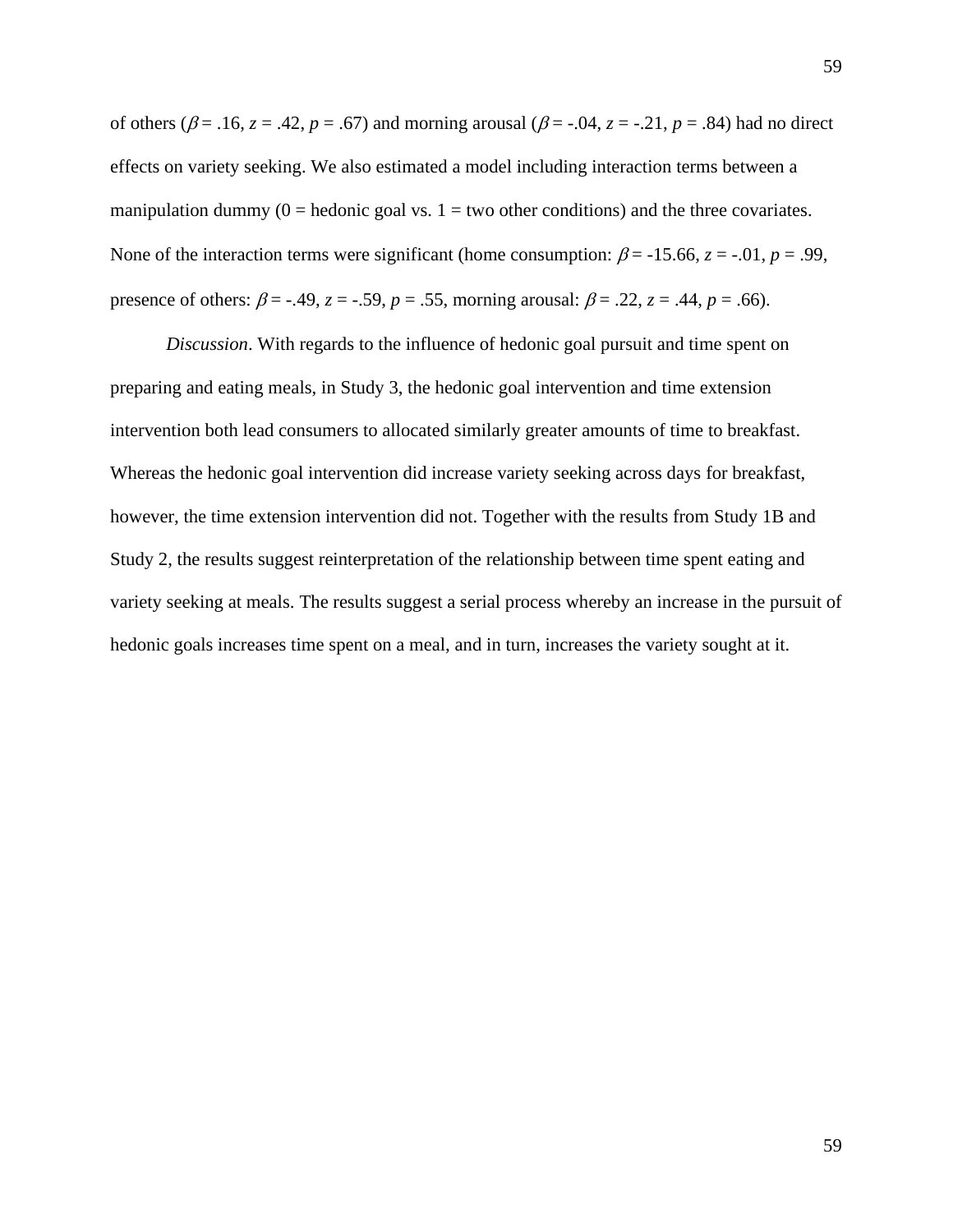of others ($\beta$ = .16, $z$ = .42, $p$ = .67) and morning arousal ($\beta$ = -.04, $z$ = -.21, $p$ = .84) had no direct effects on variety seeking. We also estimated a model including interaction terms between a manipulation dummy (0 = hedonic goal vs. 1 = two other conditions) and the three covariates. None of the interaction terms were significant (home consumption: $\beta$ = -15.66, $z$ = -.01, $p$ = .99, presence of others: $\beta$ = -.49, $z$ = -.59, $p$ = .55, morning arousal: $\beta$ = .22, $z$ = .44, $p$ = .66).

*Discussion*. With regards to the influence of hedonic goal pursuit and time spent on preparing and eating meals, in Study 3, the hedonic goal intervention and time extension intervention both lead consumers to allocated similarly greater amounts of time to breakfast. Whereas the hedonic goal intervention did increase variety seeking across days for breakfast, however, the time extension intervention did not. Together with the results from Study 1B and Study 2, the results suggest reinterpretation of the relationship between time spent eating and variety seeking at meals. The results suggest a serial process whereby an increase in the pursuit of hedonic goals increases time spent on a meal, and in turn, increases the variety sought at it.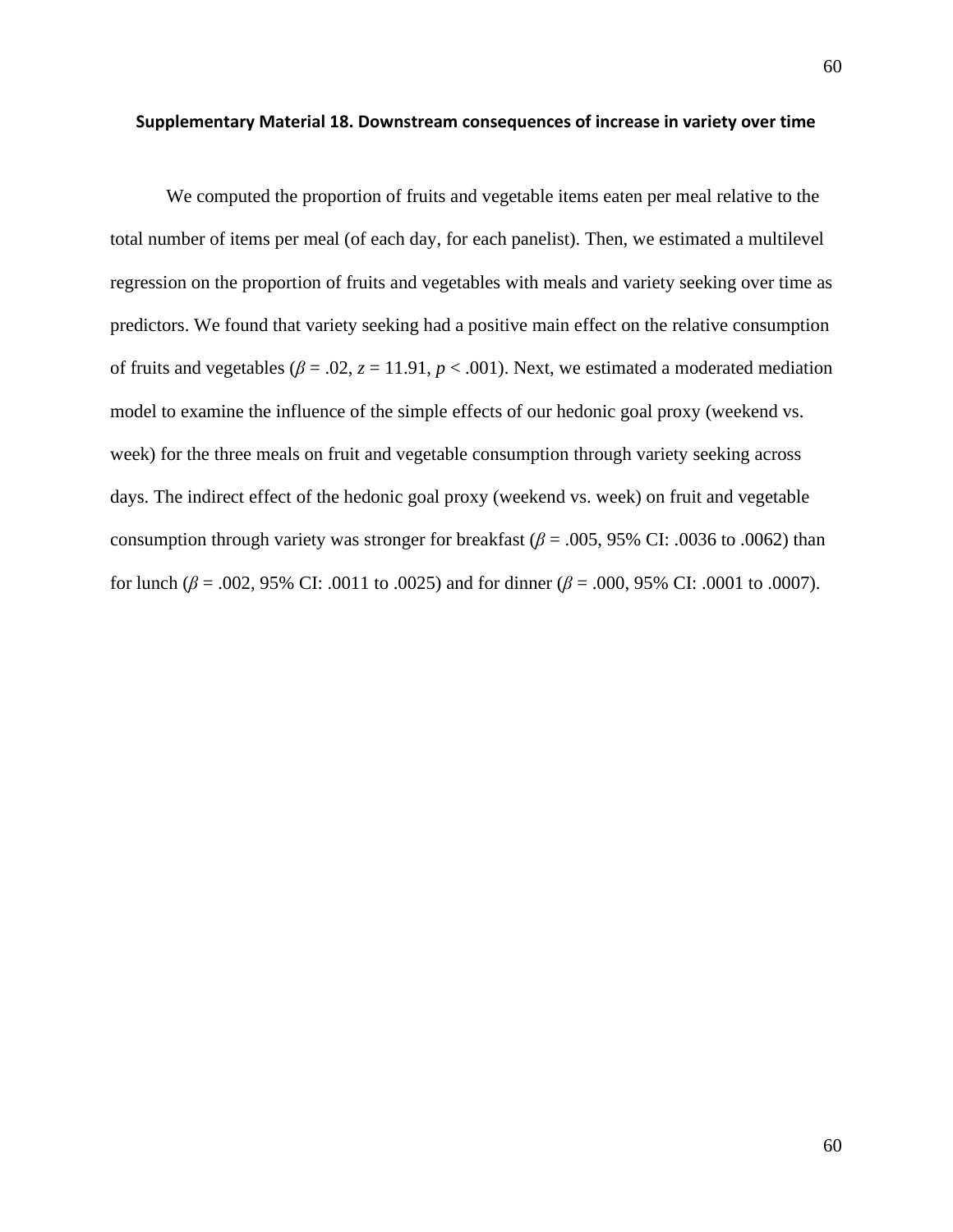## Supplementary Material 18. Downstream consequences of increase in variety over time

We computed the proportion of fruits and vegetable items eaten per meal relative to the total number of items per meal (of each day, for each panelist). Then, we estimated a multilevel regression on the proportion of fruits and vegetables with meals and variety seeking over time as predictors. We found that variety seeking had a positive main effect on the relative consumption of fruits and vegetables ($\beta = .02$, $z = 11.91$, $p < .001$). Next, we estimated a moderated mediation model to examine the influence of the simple effects of our hedonic goal proxy (weekend vs. week) for the three meals on fruit and vegetable consumption through variety seeking across days. The indirect effect of the hedonic goal proxy (weekend vs. week) on fruit and vegetable consumption through variety was stronger for breakfast ($\beta = .005$, 95% CI: .0036 to .0062) than for lunch ($\beta = .002$, 95% CI: .0011 to .0025) and for dinner ($\beta = .000$, 95% CI: .0001 to .0007).